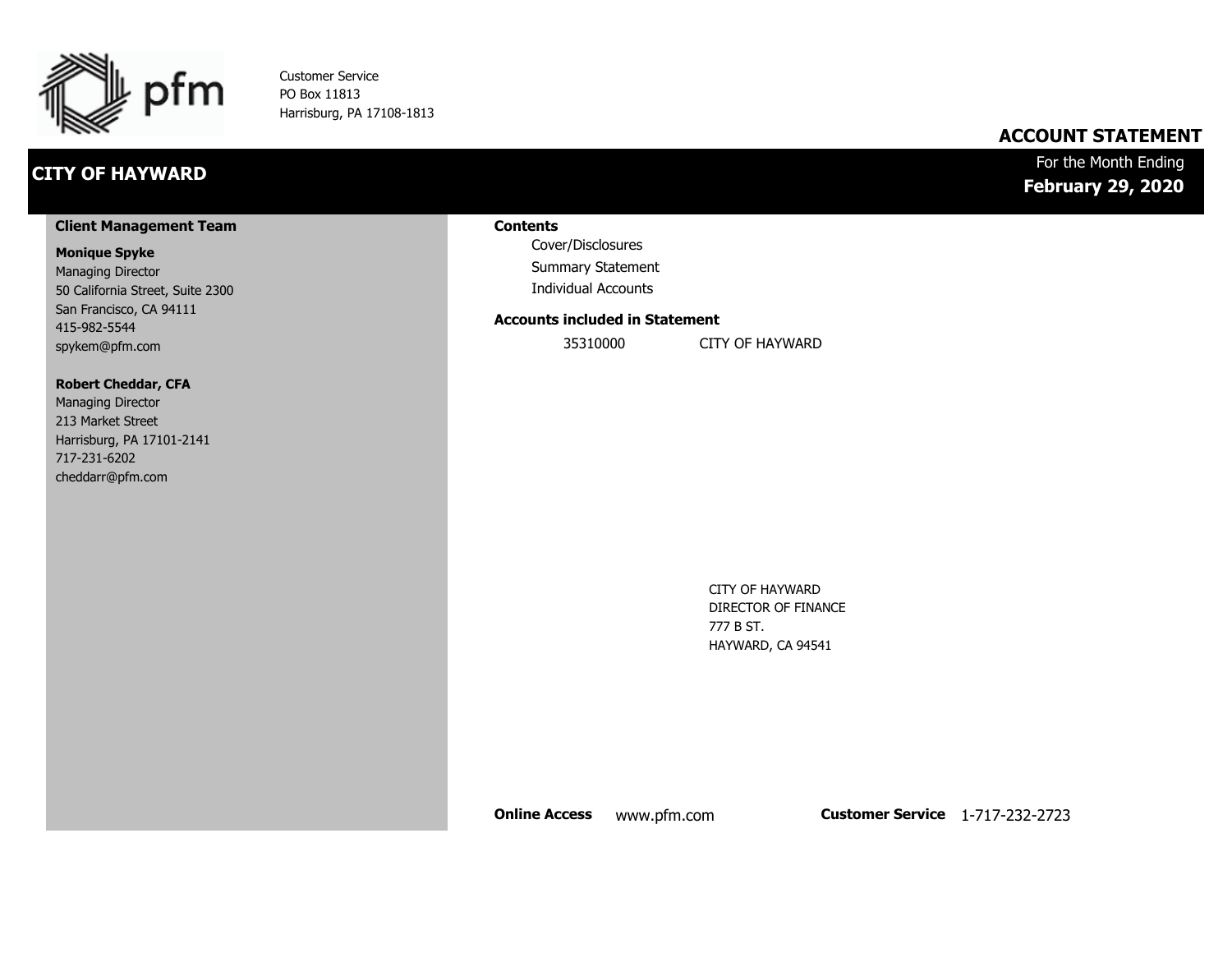pfm

Customer Service
PO Box 11813
Harrisburg, PA 17108-1813

# ACCOUNT STATEMENT

## CITY OF HAYWARD

For the Month Ending
**February 29, 2020**

### Client Management Team

**Monique Spyke**
Managing Director
50 California Street, Suite 2300
San Francisco, CA 94111
415-982-5544
spykem@pfm.com

**Robert Cheddar, CFA**
Managing Director
213 Market Street
Harrisburg, PA 17101-2141
717-231-6202
cheddarr@pfm.com

### Contents

- Cover/Disclosures
- Summary Statement
- Individual Accounts

### Accounts included in Statement

| | |
|---|---|
| 35310000 | CITY OF HAYWARD |

CITY OF HAYWARD
DIRECTOR OF FINANCE
777 B ST.
HAYWARD, CA 94541

**Online Access** www.pfm.com **Customer Service** 1-717-232-2723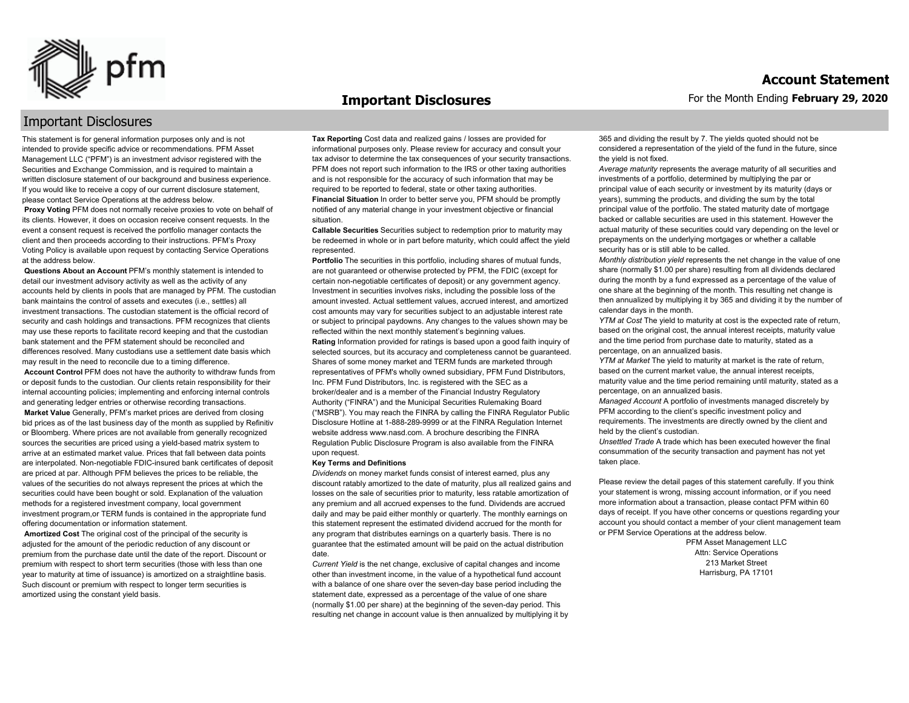## Important Disclosures

This statement is for general information purposes only and is not intended to provide specific advice or recommendations. PFM Asset Management LLC ("PFM") is an investment advisor registered with the Securities and Exchange Commission, and is required to maintain a written disclosure statement of our background and business experience. If you would like to receive a copy of our current disclosure statement, please contact Service Operations at the address below.

**Proxy Voting** PFM does not normally receive proxies to vote on behalf of its clients. However, it does on occasion receive consent requests. In the event a consent request is received the portfolio manager contacts the client and then proceeds according to their instructions. PFM's Proxy Voting Policy is available upon request by contacting Service Operations at the address below.

**Questions About an Account** PFM's monthly statement is intended to detail our investment advisory activity as well as the activity of any accounts held by clients in pools that are managed by PFM. The custodian bank maintains the control of assets and executes (i.e., settles) all investment transactions. The custodian statement is the official record of security and cash holdings and transactions. PFM recognizes that clients may use these reports to facilitate record keeping and that the custodian bank statement and the PFM statement should be reconciled and differences resolved. Many custodians use a settlement date basis which may result in the need to reconcile due to a timing difference.

**Account Control** PFM does not have the authority to withdraw funds from or deposit funds to the custodian. Our clients retain responsibility for their internal accounting policies; implementing and enforcing internal controls and generating ledger entries or otherwise recording transactions.

**Market Value** Generally, PFM's market prices are derived from closing bid prices as of the last business day of the month as supplied by Refinitiv or Bloomberg. Where prices are not available from generally recognized sources the securities are priced using a yield-based matrix system to arrive at an estimated market value. Prices that fall between data points are interpolated. Non-negotiable FDIC-insured bank certificates of deposit are priced at par. Although PFM believes the prices to be reliable, the values of the securities do not always represent the prices at which the securities could have been bought or sold. Explanation of the valuation methods for a registered investment company, local government investment program,or TERM funds is contained in the appropriate fund offering documentation or information statement.

**Amortized Cost** The original cost of the principal of the security is adjusted for the amount of the periodic reduction of any discount or premium from the purchase date until the date of the report. Discount or premium with respect to short term securities (those with less than one year to maturity at time of issuance) is amortized on a straightline basis. Such discount or premium with respect to longer term securities is amortized using the constant yield basis.

**Tax Reporting** Cost data and realized gains / losses are provided for informational purposes only. Please review for accuracy and consult your tax advisor to determine the tax consequences of your security transactions. PFM does not report such information to the IRS or other taxing authorities and is not responsible for the accuracy of such information that may be required to be reported to federal, state or other taxing authorities.

**Financial Situation** In order to better serve you, PFM should be promptly notified of any material change in your investment objective or financial situation.

**Callable Securities** Securities subject to redemption prior to maturity may be redeemed in whole or in part before maturity, which could affect the yield represented.

**Portfolio** The securities in this portfolio, including shares of mutual funds, are not guaranteed or otherwise protected by PFM, the FDIC (except for certain non-negotiable certificates of deposit) or any government agency. Investment in securities involves risks, including the possible loss of the amount invested. Actual settlement values, accrued interest, and amortized cost amounts may vary for securities subject to an adjustable interest rate or subject to principal paydowns. Any changes to the values shown may be reflected within the next monthly statement's beginning values.

**Rating** Information provided for ratings is based upon a good faith inquiry of selected sources, but its accuracy and completeness cannot be guaranteed. Shares of some money market and TERM funds are marketed through representatives of PFM's wholly owned subsidiary, PFM Fund Distributors, Inc. PFM Fund Distributors, Inc. is registered with the SEC as a broker/dealer and is a member of the Financial Industry Regulatory Authority ("FINRA") and the Municipal Securities Rulemaking Board ("MSRB"). You may reach the FINRA by calling the FINRA Regulator Public Disclosure Hotline at 1-888-289-9999 or at the FINRA Regulation Internet website address www.nasd.com. A brochure describing the FINRA Regulation Public Disclosure Program is also available from the FINRA upon request.

**Key Terms and Definitions**

*Dividends* on money market funds consist of interest earned, plus any discount ratably amortized to the date of maturity, plus all realized gains and losses on the sale of securities prior to maturity, less ratable amortization of any premium and all accrued expenses to the fund. Dividends are accrued daily and may be paid either monthly or quarterly. The monthly earnings on this statement represent the estimated dividend accrued for the month for any program that distributes earnings on a quarterly basis. There is no guarantee that the estimated amount will be paid on the actual distribution date.

*Current Yield* is the net change, exclusive of capital changes and income other than investment income, in the value of a hypothetical fund account with a balance of one share over the seven-day base period including the statement date, expressed as a percentage of the value of one share (normally $1.00 per share) at the beginning of the seven-day period. This resulting net change in account value is then annualized by multiplying it by 365 and dividing the result by 7. The yields quoted should not be considered a representation of the yield of the fund in the future, since the yield is not fixed.

*Average maturity* represents the average maturity of all securities and investments of a portfolio, determined by multiplying the par or principal value of each security or investment by its maturity (days or years), summing the products, and dividing the sum by the total principal value of the portfolio. The stated maturity date of mortgage backed or callable securities are used in this statement. However the actual maturity of these securities could vary depending on the level or prepayments on the underlying mortgages or whether a callable security has or is still able to be called.

*Monthly distribution yield* represents the net change in the value of one share (normally $1.00 per share) resulting from all dividends declared during the month by a fund expressed as a percentage of the value of one share at the beginning of the month. This resulting net change is then annualized by multiplying it by 365 and dividing it by the number of calendar days in the month.

*YTM at Cost* The yield to maturity at cost is the expected rate of return, based on the original cost, the annual interest receipts, maturity value and the time period from purchase date to maturity, stated as a percentage, on an annualized basis.

*YTM at Market* The yield to maturity at market is the rate of return, based on the current market value, the annual interest receipts, maturity value and the time period remaining until maturity, stated as a percentage, on an annualized basis.

*Managed Account* A portfolio of investments managed discretely by PFM according to the client's specific investment policy and requirements. The investments are directly owned by the client and held by the client's custodian.

*Unsettled Trade* A trade which has been executed however the final consummation of the security transaction and payment has not yet taken place.

Please review the detail pages of this statement carefully. If you think your statement is wrong, missing account information, or if you need more information about a transaction, please contact PFM within 60 days of receipt. If you have other concerns or questions regarding your account you should contact a member of your client management team or PFM Service Operations at the address below.

PFM Asset Management LLC
Attn: Service Operations
213 Market Street
Harrisburg, PA 17101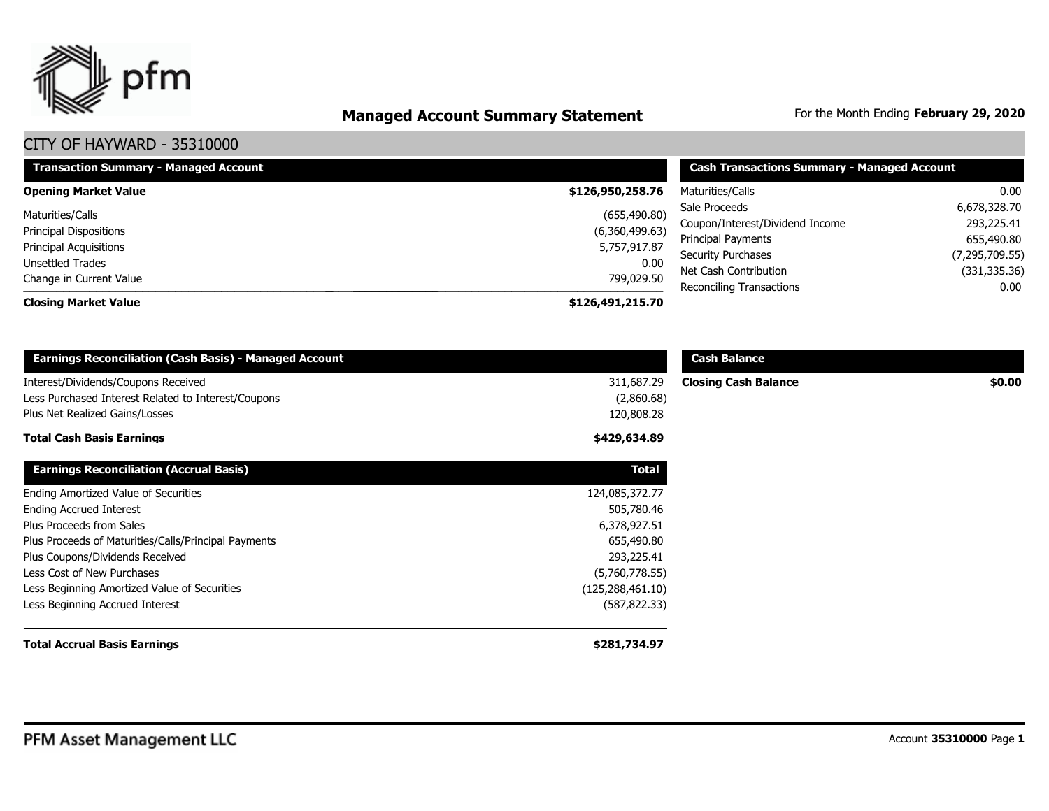# Managed Account Summary Statement

For the Month Ending **February 29, 2020**

## CITY OF HAYWARD - 35310000

| Transaction Summary - Managed Account | |
|---|---|
| **Opening Market Value** | **$126,950,258.76** |
| Maturities/Calls | (655,490.80) |
| Principal Dispositions | (6,360,499.63) |
| Principal Acquisitions | 5,757,917.87 |
| Unsettled Trades | 0.00 |
| Change in Current Value | 799,029.50 |
| **Closing Market Value** | **$126,491,215.70** |

| Cash Transactions Summary - Managed Account | |
|---|---|
| Maturities/Calls | 0.00 |
| Sale Proceeds | 6,678,328.70 |
| Coupon/Interest/Dividend Income | 293,225.41 |
| Principal Payments | 655,490.80 |
| Security Purchases | (7,295,709.55) |
| Net Cash Contribution | (331,335.36) |
| Reconciling Transactions | 0.00 |

| Earnings Reconciliation (Cash Basis) - Managed Account | |
|---|---|
| Interest/Dividends/Coupons Received | 311,687.29 |
| Less Purchased Interest Related to Interest/Coupons | (2,860.68) |
| Plus Net Realized Gains/Losses | 120,808.28 |
| **Total Cash Basis Earnings** | **$429,634.89** |

| Cash Balance | |
|---|---|
| **Closing Cash Balance** | **$0.00** |

| Earnings Reconciliation (Accrual Basis) | Total |
|---|---|
| Ending Amortized Value of Securities | 124,085,372.77 |
| Ending Accrued Interest | 505,780.46 |
| Plus Proceeds from Sales | 6,378,927.51 |
| Plus Proceeds of Maturities/Calls/Principal Payments | 655,490.80 |
| Plus Coupons/Dividends Received | 293,225.41 |
| Less Cost of New Purchases | (5,760,778.55) |
| Less Beginning Amortized Value of Securities | (125,288,461.10) |
| Less Beginning Accrued Interest | (587,822.33) |
| **Total Accrual Basis Earnings** | **$281,734.97** |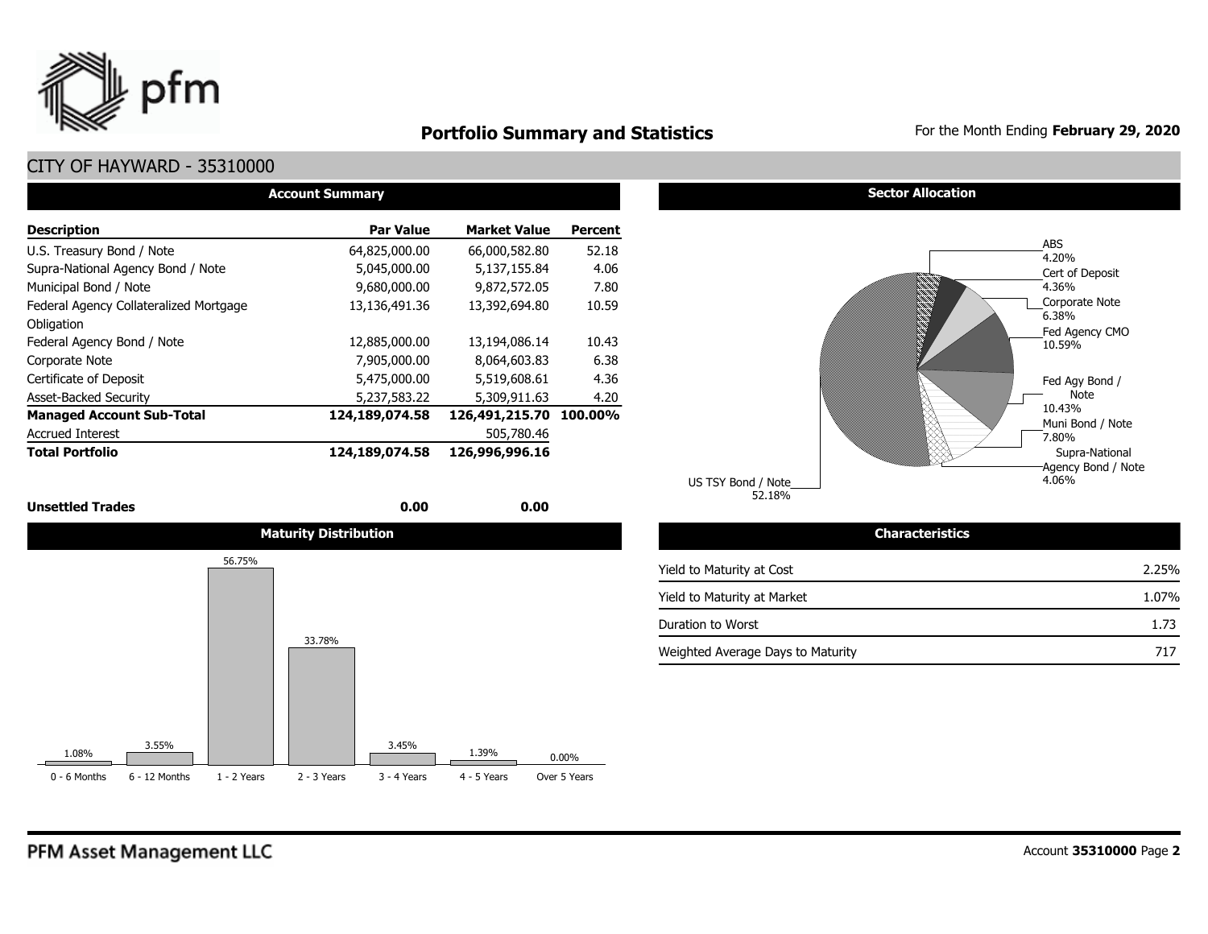# Portfolio Summary and Statistics

For the Month Ending **February 29, 2020**

## CITY OF HAYWARD - 35310000

### Account Summary

| Description | Par Value | Market Value | Percent |
|---|---|---|---|
| U.S. Treasury Bond / Note | 64,825,000.00 | 66,000,582.80 | 52.18 |
| Supra-National Agency Bond / Note | 5,045,000.00 | 5,137,155.84 | 4.06 |
| Municipal Bond / Note | 9,680,000.00 | 9,872,572.05 | 7.80 |
| Federal Agency Collateralized Mortgage Obligation | 13,136,491.36 | 13,392,694.80 | 10.59 |
| Federal Agency Bond / Note | 12,885,000.00 | 13,194,086.14 | 10.43 |
| Corporate Note | 7,905,000.00 | 8,064,603.83 | 6.38 |
| Certificate of Deposit | 5,475,000.00 | 5,519,608.61 | 4.36 |
| Asset-Backed Security | 5,237,583.22 | 5,309,911.63 | 4.20 |
| **Managed Account Sub-Total** | **124,189,074.58** | **126,491,215.70** | **100.00%** |
| Accrued Interest | | 505,780.46 | |
| **Total Portfolio** | **124,189,074.58** | **126,996,996.16** | |
| **Unsettled Trades** | **0.00** | **0.00** | |

### Sector Allocation

| Sector | Percent |
|---|---|
| ABS | 4.20% |
| Cert of Deposit | 4.36% |
| Corporate Note | 6.38% |
| Fed Agency CMO | 10.59% |
| Fed Agy Bond / Note | 10.43% |
| Muni Bond / Note | 7.80% |
| Supra-National Agency Bond / Note | 4.06% |
| US TSY Bond / Note | 52.18% |

### Maturity Distribution

| 0 - 6 Months | 6 - 12 Months | 1 - 2 Years | 2 - 3 Years | 3 - 4 Years | 4 - 5 Years | Over 5 Years |
|---|---|---|---|---|---|---|
| 1.08% | 3.55% | 56.75% | 33.78% | 3.45% | 1.39% | 0.00% |

### Characteristics

| Characteristic | Value |
|---|---|
| Yield to Maturity at Cost | 2.25% |
| Yield to Maturity at Market | 1.07% |
| Duration to Worst | 1.73 |
| Weighted Average Days to Maturity | 717 |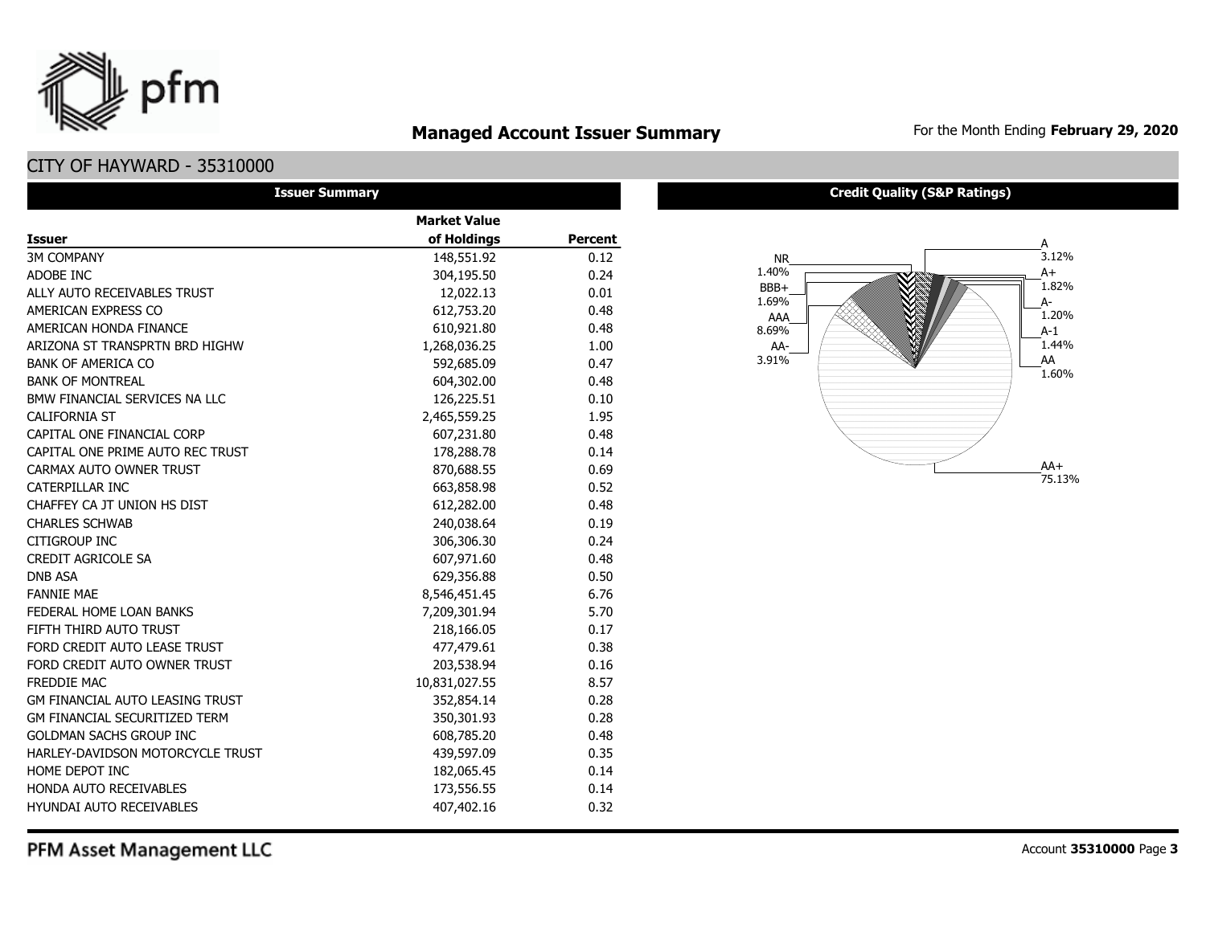# Managed Account Issuer Summary

For the Month Ending **February 29, 2020**

## CITY OF HAYWARD - 35310000

### Issuer Summary

| Issuer | Market Value of Holdings | Percent |
|---|---|---|
| 3M COMPANY | 148,551.92 | 0.12 |
| ADOBE INC | 304,195.50 | 0.24 |
| ALLY AUTO RECEIVABLES TRUST | 12,022.13 | 0.01 |
| AMERICAN EXPRESS CO | 612,753.20 | 0.48 |
| AMERICAN HONDA FINANCE | 610,921.80 | 0.48 |
| ARIZONA ST TRANSPRTN BRD HIGHW | 1,268,036.25 | 1.00 |
| BANK OF AMERICA CO | 592,685.09 | 0.47 |
| BANK OF MONTREAL | 604,302.00 | 0.48 |
| BMW FINANCIAL SERVICES NA LLC | 126,225.51 | 0.10 |
| CALIFORNIA ST | 2,465,559.25 | 1.95 |
| CAPITAL ONE FINANCIAL CORP | 607,231.80 | 0.48 |
| CAPITAL ONE PRIME AUTO REC TRUST | 178,288.78 | 0.14 |
| CARMAX AUTO OWNER TRUST | 870,688.55 | 0.69 |
| CATERPILLAR INC | 663,858.98 | 0.52 |
| CHAFFEY CA JT UNION HS DIST | 612,282.00 | 0.48 |
| CHARLES SCHWAB | 240,038.64 | 0.19 |
| CITIGROUP INC | 306,306.30 | 0.24 |
| CREDIT AGRICOLE SA | 607,971.60 | 0.48 |
| DNB ASA | 629,356.88 | 0.50 |
| FANNIE MAE | 8,546,451.45 | 6.76 |
| FEDERAL HOME LOAN BANKS | 7,209,301.94 | 5.70 |
| FIFTH THIRD AUTO TRUST | 218,166.05 | 0.17 |
| FORD CREDIT AUTO LEASE TRUST | 477,479.61 | 0.38 |
| FORD CREDIT AUTO OWNER TRUST | 203,538.94 | 0.16 |
| FREDDIE MAC | 10,831,027.55 | 8.57 |
| GM FINANCIAL AUTO LEASING TRUST | 352,854.14 | 0.28 |
| GM FINANCIAL SECURITIZED TERM | 350,301.93 | 0.28 |
| GOLDMAN SACHS GROUP INC | 608,785.20 | 0.48 |
| HARLEY-DAVIDSON MOTORCYCLE TRUST | 439,597.09 | 0.35 |
| HOME DEPOT INC | 182,065.45 | 0.14 |
| HONDA AUTO RECEIVABLES | 173,556.55 | 0.14 |
| HYUNDAI AUTO RECEIVABLES | 407,402.16 | 0.32 |

### Credit Quality (S&P Ratings)

| Rating | Percent |
|---|---|
| A | 3.12% |
| A+ | 1.82% |
| A- | 1.20% |
| A-1 | 1.44% |
| AA | 1.60% |
| AA+ | 75.13% |
| AA- | 3.91% |
| AAA | 8.69% |
| BBB+ | 1.69% |
| NR | 1.40% |

PFM Asset Management LLC

Account **35310000** Page **3**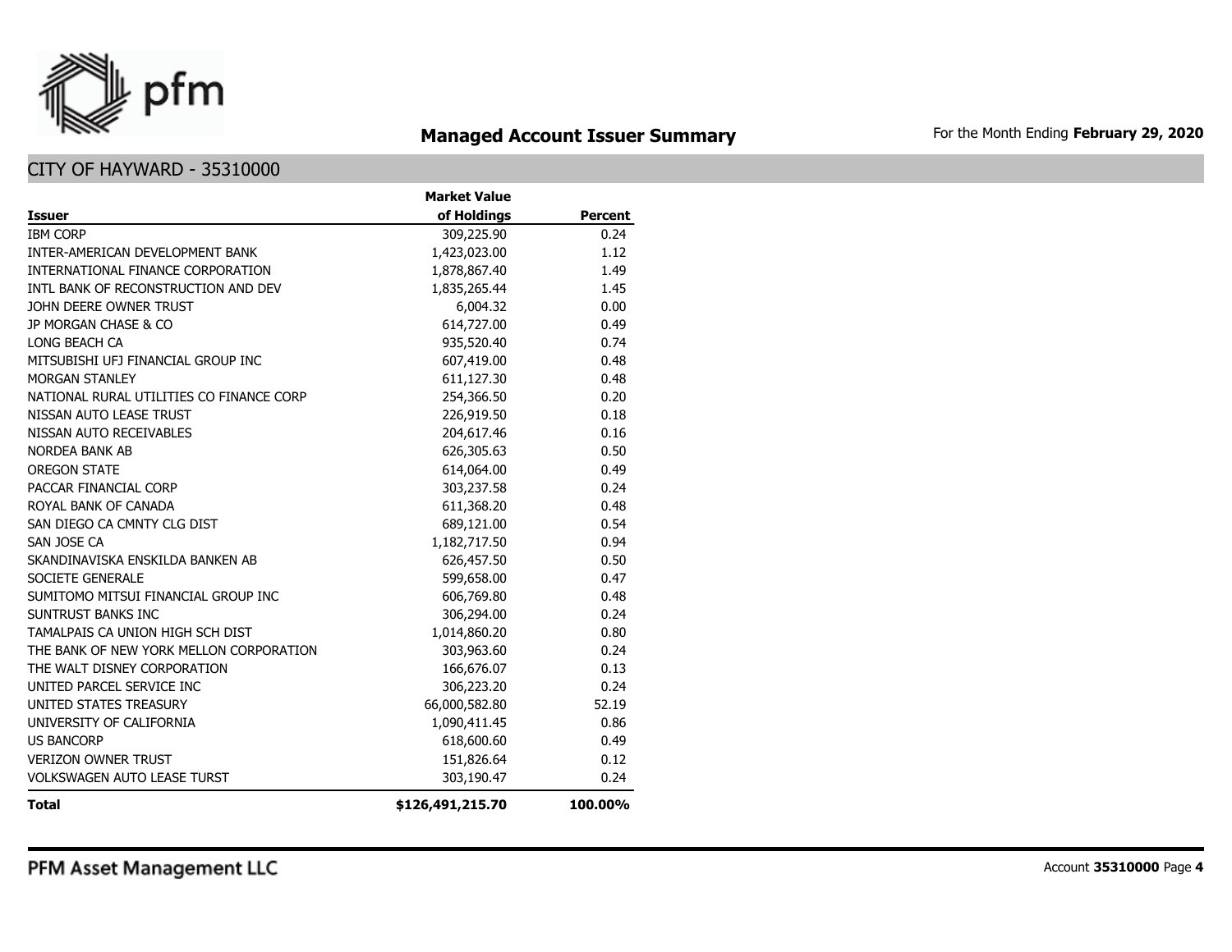# Managed Account Issuer Summary

For the Month Ending **February 29, 2020**

## CITY OF HAYWARD - 35310000

| Issuer | Market Value of Holdings | Percent |
|---|---|---|
| IBM CORP | 309,225.90 | 0.24 |
| INTER-AMERICAN DEVELOPMENT BANK | 1,423,023.00 | 1.12 |
| INTERNATIONAL FINANCE CORPORATION | 1,878,867.40 | 1.49 |
| INTL BANK OF RECONSTRUCTION AND DEV | 1,835,265.44 | 1.45 |
| JOHN DEERE OWNER TRUST | 6,004.32 | 0.00 |
| JP MORGAN CHASE & CO | 614,727.00 | 0.49 |
| LONG BEACH CA | 935,520.40 | 0.74 |
| MITSUBISHI UFJ FINANCIAL GROUP INC | 607,419.00 | 0.48 |
| MORGAN STANLEY | 611,127.30 | 0.48 |
| NATIONAL RURAL UTILITIES CO FINANCE CORP | 254,366.50 | 0.20 |
| NISSAN AUTO LEASE TRUST | 226,919.50 | 0.18 |
| NISSAN AUTO RECEIVABLES | 204,617.46 | 0.16 |
| NORDEA BANK AB | 626,305.63 | 0.50 |
| OREGON STATE | 614,064.00 | 0.49 |
| PACCAR FINANCIAL CORP | 303,237.58 | 0.24 |
| ROYAL BANK OF CANADA | 611,368.20 | 0.48 |
| SAN DIEGO CA CMNTY CLG DIST | 689,121.00 | 0.54 |
| SAN JOSE CA | 1,182,717.50 | 0.94 |
| SKANDINAVISKA ENSKILDA BANKEN AB | 626,457.50 | 0.50 |
| SOCIETE GENERALE | 599,658.00 | 0.47 |
| SUMITOMO MITSUI FINANCIAL GROUP INC | 606,769.80 | 0.48 |
| SUNTRUST BANKS INC | 306,294.00 | 0.24 |
| TAMALPAIS CA UNION HIGH SCH DIST | 1,014,860.20 | 0.80 |
| THE BANK OF NEW YORK MELLON CORPORATION | 303,963.60 | 0.24 |
| THE WALT DISNEY CORPORATION | 166,676.07 | 0.13 |
| UNITED PARCEL SERVICE INC | 306,223.20 | 0.24 |
| UNITED STATES TREASURY | 66,000,582.80 | 52.19 |
| UNIVERSITY OF CALIFORNIA | 1,090,411.45 | 0.86 |
| US BANCORP | 618,600.60 | 0.49 |
| VERIZON OWNER TRUST | 151,826.64 | 0.12 |
| VOLKSWAGEN AUTO LEASE TURST | 303,190.47 | 0.24 |
| **Total** | **$126,491,215.70** | **100.00%** |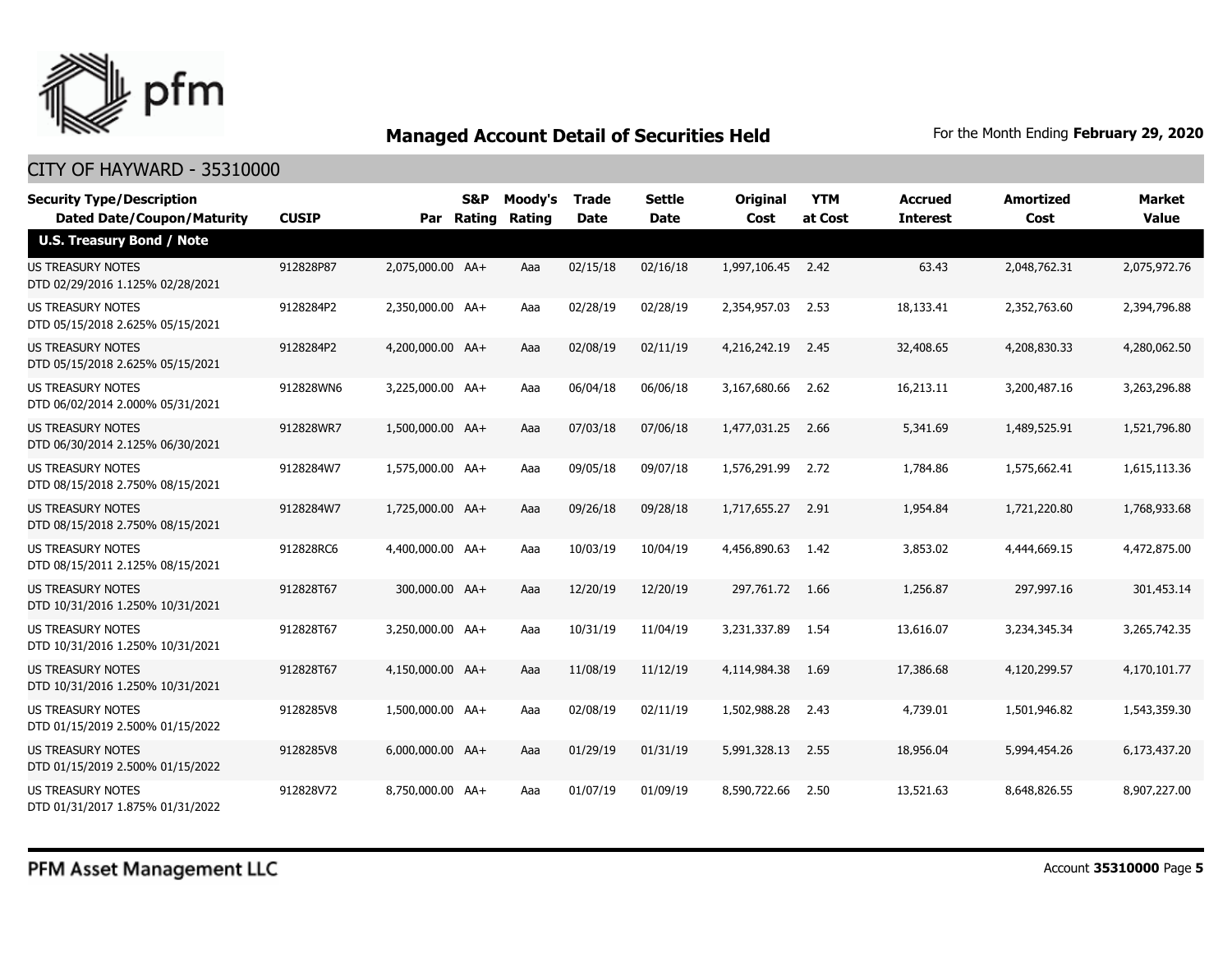## Managed Account Detail of Securities Held

For the Month Ending **February 29, 2020**

CITY OF HAYWARD - 35310000

| Security Type/Description<br>Dated Date/Coupon/Maturity | CUSIP | Par | S&P Rating | Moody's Rating | Trade Date | Settle Date | Original Cost | YTM at Cost | Accrued Interest | Amortized Cost | Market Value |
|---|---|---|---|---|---|---|---|---|---|---|---|
| **U.S. Treasury Bond / Note** | | | | | | | | | | | |
| US TREASURY NOTES<br>DTD 02/29/2016 1.125% 02/28/2021 | 912828P87 | 2,075,000.00 | AA+ | Aaa | 02/15/18 | 02/16/18 | 1,997,106.45 | 2.42 | 63.43 | 2,048,762.31 | 2,075,972.76 |
| US TREASURY NOTES<br>DTD 05/15/2018 2.625% 05/15/2021 | 9128284P2 | 2,350,000.00 | AA+ | Aaa | 02/28/19 | 02/28/19 | 2,354,957.03 | 2.53 | 18,133.41 | 2,352,763.60 | 2,394,796.88 |
| US TREASURY NOTES<br>DTD 05/15/2018 2.625% 05/15/2021 | 9128284P2 | 4,200,000.00 | AA+ | Aaa | 02/08/19 | 02/11/19 | 4,216,242.19 | 2.45 | 32,408.65 | 4,208,830.33 | 4,280,062.50 |
| US TREASURY NOTES<br>DTD 06/02/2014 2.000% 05/31/2021 | 912828WN6 | 3,225,000.00 | AA+ | Aaa | 06/04/18 | 06/06/18 | 3,167,680.66 | 2.62 | 16,213.11 | 3,200,487.16 | 3,263,296.88 |
| US TREASURY NOTES<br>DTD 06/30/2014 2.125% 06/30/2021 | 912828WR7 | 1,500,000.00 | AA+ | Aaa | 07/03/18 | 07/06/18 | 1,477,031.25 | 2.66 | 5,341.69 | 1,489,525.91 | 1,521,796.80 |
| US TREASURY NOTES<br>DTD 08/15/2018 2.750% 08/15/2021 | 9128284W7 | 1,575,000.00 | AA+ | Aaa | 09/05/18 | 09/07/18 | 1,576,291.99 | 2.72 | 1,784.86 | 1,575,662.41 | 1,615,113.36 |
| US TREASURY NOTES<br>DTD 08/15/2018 2.750% 08/15/2021 | 9128284W7 | 1,725,000.00 | AA+ | Aaa | 09/26/18 | 09/28/18 | 1,717,655.27 | 2.91 | 1,954.84 | 1,721,220.80 | 1,768,933.68 |
| US TREASURY NOTES<br>DTD 08/15/2011 2.125% 08/15/2021 | 912828RC6 | 4,400,000.00 | AA+ | Aaa | 10/03/19 | 10/04/19 | 4,456,890.63 | 1.42 | 3,853.02 | 4,444,669.15 | 4,472,875.00 |
| US TREASURY NOTES<br>DTD 10/31/2016 1.250% 10/31/2021 | 912828T67 | 300,000.00 | AA+ | Aaa | 12/20/19 | 12/20/19 | 297,761.72 | 1.66 | 1,256.87 | 297,997.16 | 301,453.14 |
| US TREASURY NOTES<br>DTD 10/31/2016 1.250% 10/31/2021 | 912828T67 | 3,250,000.00 | AA+ | Aaa | 10/31/19 | 11/04/19 | 3,231,337.89 | 1.54 | 13,616.07 | 3,234,345.34 | 3,265,742.35 |
| US TREASURY NOTES<br>DTD 10/31/2016 1.250% 10/31/2021 | 912828T67 | 4,150,000.00 | AA+ | Aaa | 11/08/19 | 11/12/19 | 4,114,984.38 | 1.69 | 17,386.68 | 4,120,299.57 | 4,170,101.77 |
| US TREASURY NOTES<br>DTD 01/15/2019 2.500% 01/15/2022 | 9128285V8 | 1,500,000.00 | AA+ | Aaa | 02/08/19 | 02/11/19 | 1,502,988.28 | 2.43 | 4,739.01 | 1,501,946.82 | 1,543,359.30 |
| US TREASURY NOTES<br>DTD 01/15/2019 2.500% 01/15/2022 | 9128285V8 | 6,000,000.00 | AA+ | Aaa | 01/29/19 | 01/31/19 | 5,991,328.13 | 2.55 | 18,956.04 | 5,994,454.26 | 6,173,437.20 |
| US TREASURY NOTES<br>DTD 01/31/2017 1.875% 01/31/2022 | 912828V72 | 8,750,000.00 | AA+ | Aaa | 01/07/19 | 01/09/19 | 8,590,722.66 | 2.50 | 13,521.63 | 8,648,826.55 | 8,907,227.00 |

PFM Asset Management LLC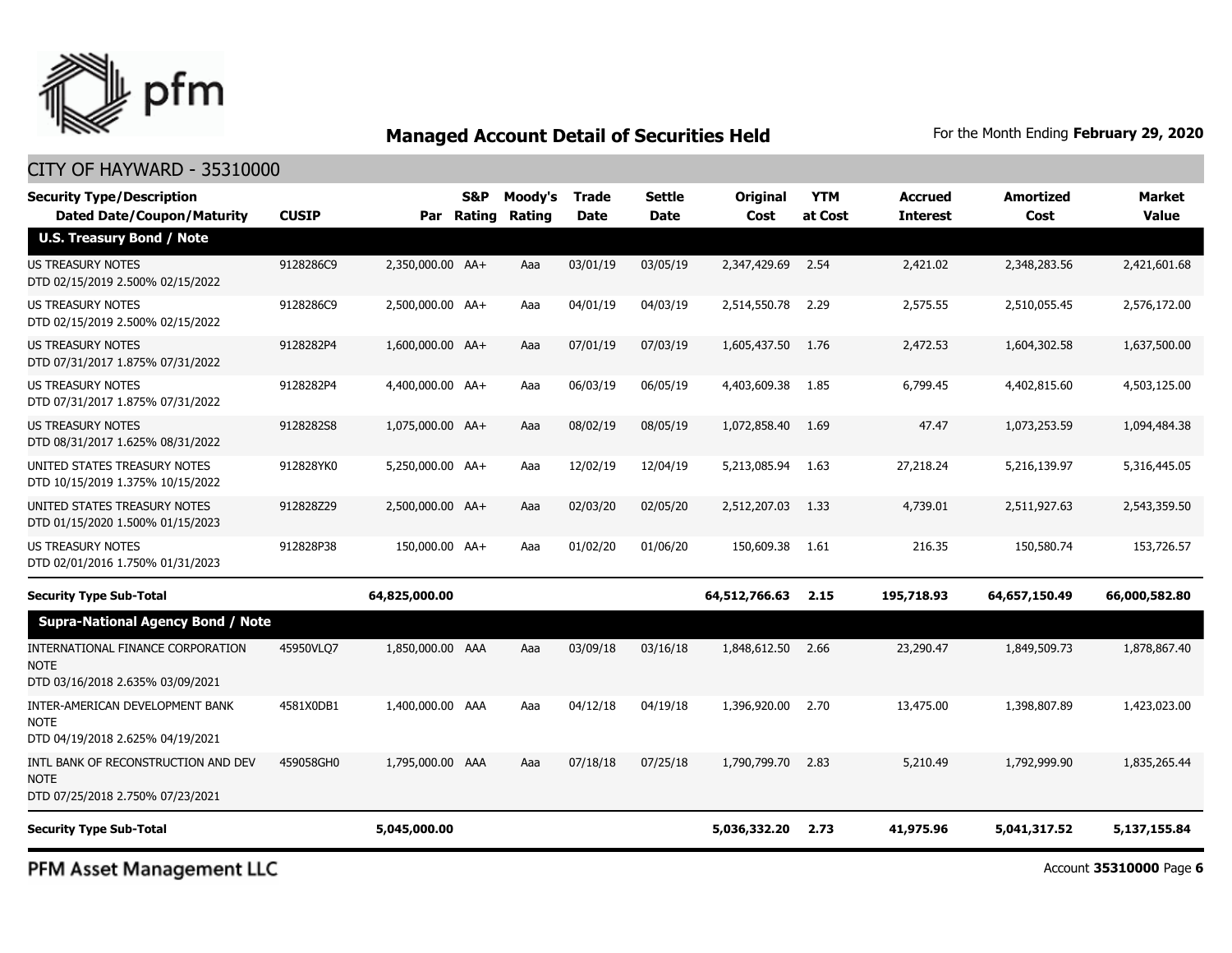## Managed Account Detail of Securities Held

For the Month Ending **February 29, 2020**

CITY OF HAYWARD - 35310000

| Security Type/Description Dated Date/Coupon/Maturity | CUSIP | Par | S&P Rating | Moody's Rating | Trade Date | Settle Date | Original Cost | YTM at Cost | Accrued Interest | Amortized Cost | Market Value |
|---|---|---|---|---|---|---|---|---|---|---|---|
| **U.S. Treasury Bond / Note** | | | | | | | | | | | |
| US TREASURY NOTES DTD 02/15/2019 2.500% 02/15/2022 | 9128286C9 | 2,350,000.00 | AA+ | Aaa | 03/01/19 | 03/05/19 | 2,347,429.69 | 2.54 | 2,421.02 | 2,348,283.56 | 2,421,601.68 |
| US TREASURY NOTES DTD 02/15/2019 2.500% 02/15/2022 | 9128286C9 | 2,500,000.00 | AA+ | Aaa | 04/01/19 | 04/03/19 | 2,514,550.78 | 2.29 | 2,575.55 | 2,510,055.45 | 2,576,172.00 |
| US TREASURY NOTES DTD 07/31/2017 1.875% 07/31/2022 | 9128282P4 | 1,600,000.00 | AA+ | Aaa | 07/01/19 | 07/03/19 | 1,605,437.50 | 1.76 | 2,472.53 | 1,604,302.58 | 1,637,500.00 |
| US TREASURY NOTES DTD 07/31/2017 1.875% 07/31/2022 | 9128282P4 | 4,400,000.00 | AA+ | Aaa | 06/03/19 | 06/05/19 | 4,403,609.38 | 1.85 | 6,799.45 | 4,402,815.60 | 4,503,125.00 |
| US TREASURY NOTES DTD 08/31/2017 1.625% 08/31/2022 | 9128282S8 | 1,075,000.00 | AA+ | Aaa | 08/02/19 | 08/05/19 | 1,072,858.40 | 1.69 | 47.47 | 1,073,253.59 | 1,094,484.38 |
| UNITED STATES TREASURY NOTES DTD 10/15/2019 1.375% 10/15/2022 | 912828YK0 | 5,250,000.00 | AA+ | Aaa | 12/02/19 | 12/04/19 | 5,213,085.94 | 1.63 | 27,218.24 | 5,216,139.97 | 5,316,445.05 |
| UNITED STATES TREASURY NOTES DTD 01/15/2020 1.500% 01/15/2023 | 912828Z29 | 2,500,000.00 | AA+ | Aaa | 02/03/20 | 02/05/20 | 2,512,207.03 | 1.33 | 4,739.01 | 2,511,927.63 | 2,543,359.50 |
| US TREASURY NOTES DTD 02/01/2016 1.750% 01/31/2023 | 912828P38 | 150,000.00 | AA+ | Aaa | 01/02/20 | 01/06/20 | 150,609.38 | 1.61 | 216.35 | 150,580.74 | 153,726.57 |
| **Security Type Sub-Total** | | **64,825,000.00** | | | | | **64,512,766.63** | **2.15** | **195,718.93** | **64,657,150.49** | **66,000,582.80** |
| **Supra-National Agency Bond / Note** | | | | | | | | | | | |
| INTERNATIONAL FINANCE CORPORATION NOTE DTD 03/16/2018 2.635% 03/09/2021 | 45950VLQ7 | 1,850,000.00 | AAA | Aaa | 03/09/18 | 03/16/18 | 1,848,612.50 | 2.66 | 23,290.47 | 1,849,509.73 | 1,878,867.40 |
| INTER-AMERICAN DEVELOPMENT BANK NOTE DTD 04/19/2018 2.625% 04/19/2021 | 4581X0DB1 | 1,400,000.00 | AAA | Aaa | 04/12/18 | 04/19/18 | 1,396,920.00 | 2.70 | 13,475.00 | 1,398,807.89 | 1,423,023.00 |
| INTL BANK OF RECONSTRUCTION AND DEV NOTE DTD 07/25/2018 2.750% 07/23/2021 | 459058GH0 | 1,795,000.00 | AAA | Aaa | 07/18/18 | 07/25/18 | 1,790,799.70 | 2.83 | 5,210.49 | 1,792,999.90 | 1,835,265.44 |
| **Security Type Sub-Total** | | **5,045,000.00** | | | | | **5,036,332.20** | **2.73** | **41,975.96** | **5,041,317.52** | **5,137,155.84** |

PFM Asset Management LLC

Account **35310000**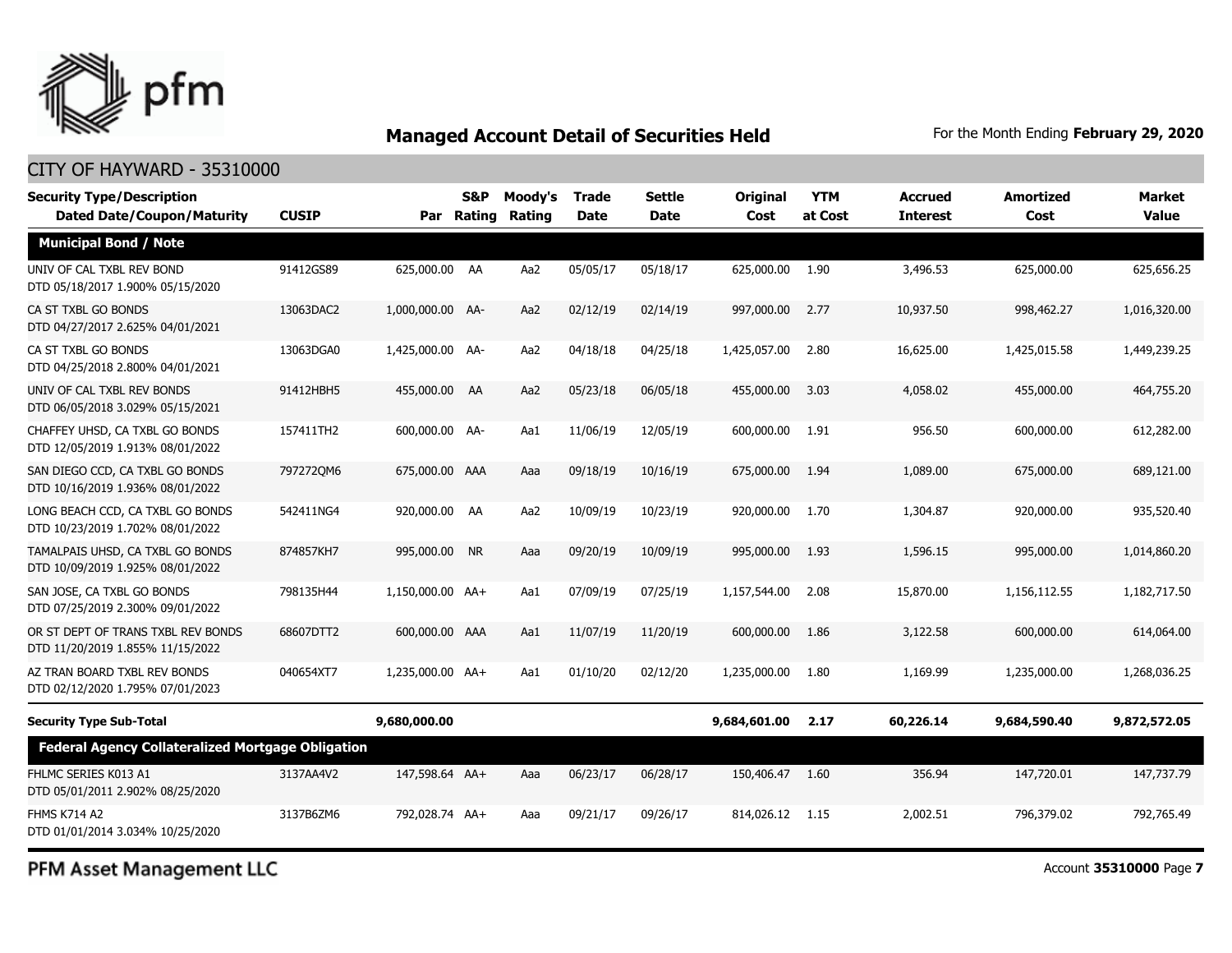## Managed Account Detail of Securities Held

For the Month Ending **February 29, 2020**

CITY OF HAYWARD - 35310000

| Security Type/Description Dated Date/Coupon/Maturity | CUSIP | Par | S&P Rating | Moody's Rating | Trade Date | Settle Date | Original Cost | YTM at Cost | Accrued Interest | Amortized Cost | Market Value |
|---|---|---|---|---|---|---|---|---|---|---|---|
| **Municipal Bond / Note** | | | | | | | | | | | |
| UNIV OF CAL TXBL REV BOND DTD 05/18/2017 1.900% 05/15/2020 | 91412GS89 | 625,000.00 | AA | Aa2 | 05/05/17 | 05/18/17 | 625,000.00 | 1.90 | 3,496.53 | 625,000.00 | 625,656.25 |
| CA ST TXBL GO BONDS DTD 04/27/2017 2.625% 04/01/2021 | 13063DAC2 | 1,000,000.00 | AA- | Aa2 | 02/12/19 | 02/14/19 | 997,000.00 | 2.77 | 10,937.50 | 998,462.27 | 1,016,320.00 |
| CA ST TXBL GO BONDS DTD 04/25/2018 2.800% 04/01/2021 | 13063DGA0 | 1,425,000.00 | AA- | Aa2 | 04/18/18 | 04/25/18 | 1,425,057.00 | 2.80 | 16,625.00 | 1,425,015.58 | 1,449,239.25 |
| UNIV OF CAL TXBL REV BONDS DTD 06/05/2018 3.029% 05/15/2021 | 91412HBH5 | 455,000.00 | AA | Aa2 | 05/23/18 | 06/05/18 | 455,000.00 | 3.03 | 4,058.02 | 455,000.00 | 464,755.20 |
| CHAFFEY UHSD, CA TXBL GO BONDS DTD 12/05/2019 1.913% 08/01/2022 | 157411TH2 | 600,000.00 | AA- | Aa1 | 11/06/19 | 12/05/19 | 600,000.00 | 1.91 | 956.50 | 600,000.00 | 612,282.00 |
| SAN DIEGO CCD, CA TXBL GO BONDS DTD 10/16/2019 1.936% 08/01/2022 | 797272QM6 | 675,000.00 | AAA | Aaa | 09/18/19 | 10/16/19 | 675,000.00 | 1.94 | 1,089.00 | 675,000.00 | 689,121.00 |
| LONG BEACH CCD, CA TXBL GO BONDS DTD 10/23/2019 1.702% 08/01/2022 | 542411NG4 | 920,000.00 | AA | Aa2 | 10/09/19 | 10/23/19 | 920,000.00 | 1.70 | 1,304.87 | 920,000.00 | 935,520.40 |
| TAMALPAIS UHSD, CA TXBL GO BONDS DTD 10/09/2019 1.925% 08/01/2022 | 874857KH7 | 995,000.00 | NR | Aaa | 09/20/19 | 10/09/19 | 995,000.00 | 1.93 | 1,596.15 | 995,000.00 | 1,014,860.20 |
| SAN JOSE, CA TXBL GO BONDS DTD 07/25/2019 2.300% 09/01/2022 | 798135H44 | 1,150,000.00 | AA+ | Aa1 | 07/09/19 | 07/25/19 | 1,157,544.00 | 2.08 | 15,870.00 | 1,156,112.55 | 1,182,717.50 |
| OR ST DEPT OF TRANS TXBL REV BONDS DTD 11/20/2019 1.855% 11/15/2022 | 68607DTT2 | 600,000.00 | AAA | Aa1 | 11/07/19 | 11/20/19 | 600,000.00 | 1.86 | 3,122.58 | 600,000.00 | 614,064.00 |
| AZ TRAN BOARD TXBL REV BONDS DTD 02/12/2020 1.795% 07/01/2023 | 040654XT7 | 1,235,000.00 | AA+ | Aa1 | 01/10/20 | 02/12/20 | 1,235,000.00 | 1.80 | 1,169.99 | 1,235,000.00 | 1,268,036.25 |
| **Security Type Sub-Total** | | **9,680,000.00** | | | | | **9,684,601.00** | **2.17** | **60,226.14** | **9,684,590.40** | **9,872,572.05** |
| **Federal Agency Collateralized Mortgage Obligation** | | | | | | | | | | | |
| FHLMC SERIES K013 A1 DTD 05/01/2011 2.902% 08/25/2020 | 3137AA4V2 | 147,598.64 | AA+ | Aaa | 06/23/17 | 06/28/17 | 150,406.47 | 1.60 | 356.94 | 147,720.01 | 147,737.79 |
| FHMS K714 A2 DTD 01/01/2014 3.034% 10/25/2020 | 3137B6ZM6 | 792,028.74 | AA+ | Aaa | 09/21/17 | 09/26/17 | 814,026.12 | 1.15 | 2,002.51 | 796,379.02 | 792,765.49 |

PFM Asset Management LLC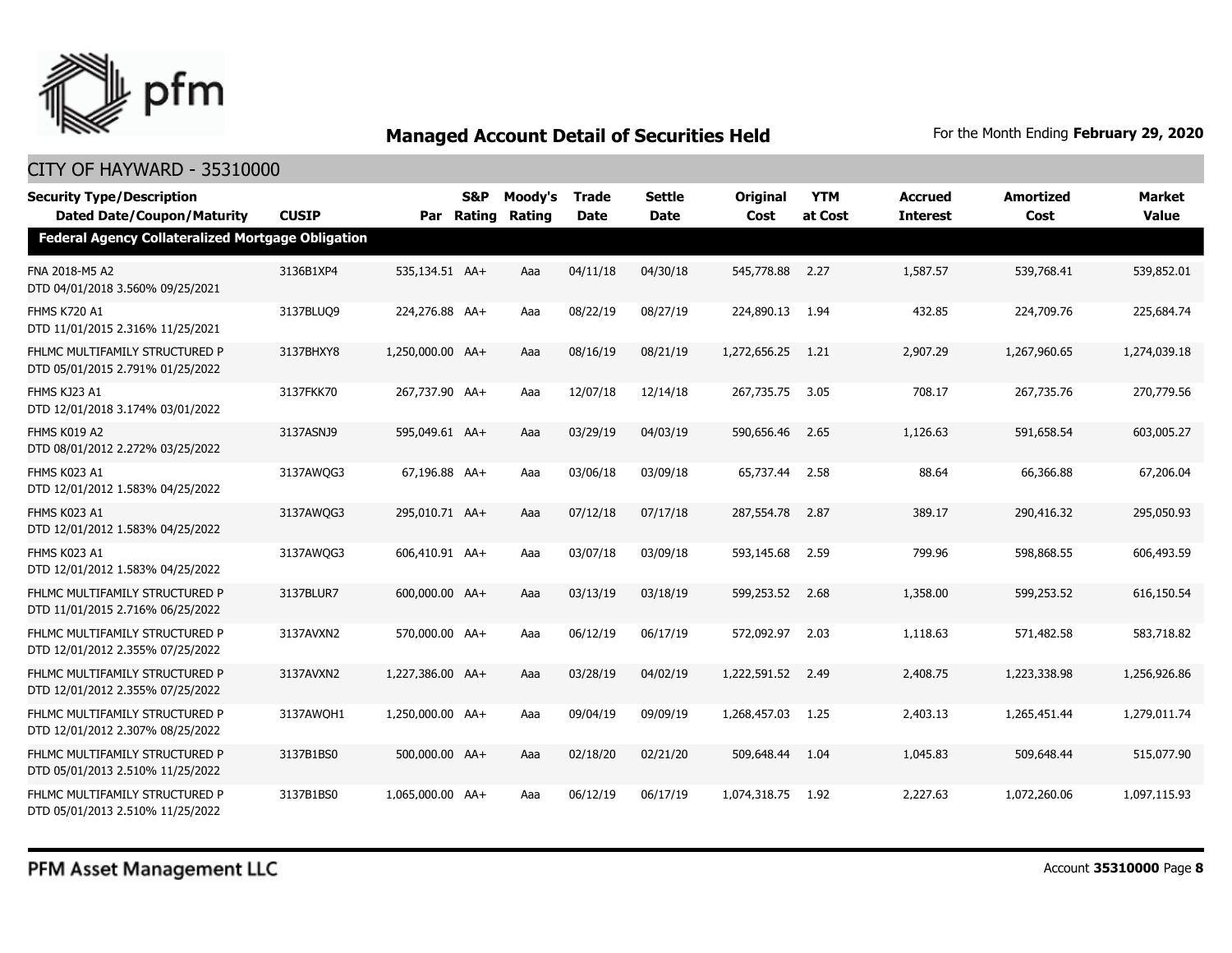## Managed Account Detail of Securities Held

For the Month Ending **February 29, 2020**

CITY OF HAYWARD - 35310000

| Security Type/Description Dated Date/Coupon/Maturity | CUSIP | Par | S&P Rating | Moody's Rating | Trade Date | Settle Date | Original Cost | YTM at Cost | Accrued Interest | Amortized Cost | Market Value |
|---|---|---|---|---|---|---|---|---|---|---|---|
| **Federal Agency Collateralized Mortgage Obligation** | | | | | | | | | | | |
| FNA 2018-M5 A2 DTD 04/01/2018 3.560% 09/25/2021 | 3136B1XP4 | 535,134.51 | AA+ | Aaa | 04/11/18 | 04/30/18 | 545,778.88 | 2.27 | 1,587.57 | 539,768.41 | 539,852.01 |
| FHMS K720 A1 DTD 11/01/2015 2.316% 11/25/2021 | 3137BLUQ9 | 224,276.88 | AA+ | Aaa | 08/22/19 | 08/27/19 | 224,890.13 | 1.94 | 432.85 | 224,709.76 | 225,684.74 |
| FHLMC MULTIFAMILY STRUCTURED P DTD 05/01/2015 2.791% 01/25/2022 | 3137BHXY8 | 1,250,000.00 | AA+ | Aaa | 08/16/19 | 08/21/19 | 1,272,656.25 | 1.21 | 2,907.29 | 1,267,960.65 | 1,274,039.18 |
| FHMS KJ23 A1 DTD 12/01/2018 3.174% 03/01/2022 | 3137FKK70 | 267,737.90 | AA+ | Aaa | 12/07/18 | 12/14/18 | 267,735.75 | 3.05 | 708.17 | 267,735.76 | 270,779.56 |
| FHMS K019 A2 DTD 08/01/2012 2.272% 03/25/2022 | 3137ASNJ9 | 595,049.61 | AA+ | Aaa | 03/29/19 | 04/03/19 | 590,656.46 | 2.65 | 1,126.63 | 591,658.54 | 603,005.27 |
| FHMS K023 A1 DTD 12/01/2012 1.583% 04/25/2022 | 3137AWQG3 | 67,196.88 | AA+ | Aaa | 03/06/18 | 03/09/18 | 65,737.44 | 2.58 | 88.64 | 66,366.88 | 67,206.04 |
| FHMS K023 A1 DTD 12/01/2012 1.583% 04/25/2022 | 3137AWQG3 | 295,010.71 | AA+ | Aaa | 07/12/18 | 07/17/18 | 287,554.78 | 2.87 | 389.17 | 290,416.32 | 295,050.93 |
| FHMS K023 A1 DTD 12/01/2012 1.583% 04/25/2022 | 3137AWQG3 | 606,410.91 | AA+ | Aaa | 03/07/18 | 03/09/18 | 593,145.68 | 2.59 | 799.96 | 598,868.55 | 606,493.59 |
| FHLMC MULTIFAMILY STRUCTURED P DTD 11/01/2015 2.716% 06/25/2022 | 3137BLUR7 | 600,000.00 | AA+ | Aaa | 03/13/19 | 03/18/19 | 599,253.52 | 2.68 | 1,358.00 | 599,253.52 | 616,150.54 |
| FHLMC MULTIFAMILY STRUCTURED P DTD 12/01/2012 2.355% 07/25/2022 | 3137AVXN2 | 570,000.00 | AA+ | Aaa | 06/12/19 | 06/17/19 | 572,092.97 | 2.03 | 1,118.63 | 571,482.58 | 583,718.82 |
| FHLMC MULTIFAMILY STRUCTURED P DTD 12/01/2012 2.355% 07/25/2022 | 3137AVXN2 | 1,227,386.00 | AA+ | Aaa | 03/28/19 | 04/02/19 | 1,222,591.52 | 2.49 | 2,408.75 | 1,223,338.98 | 1,256,926.86 |
| FHLMC MULTIFAMILY STRUCTURED P DTD 12/01/2012 2.307% 08/25/2022 | 3137AWQH1 | 1,250,000.00 | AA+ | Aaa | 09/04/19 | 09/09/19 | 1,268,457.03 | 1.25 | 2,403.13 | 1,265,451.44 | 1,279,011.74 |
| FHLMC MULTIFAMILY STRUCTURED P DTD 05/01/2013 2.510% 11/25/2022 | 3137B1BS0 | 500,000.00 | AA+ | Aaa | 02/18/20 | 02/21/20 | 509,648.44 | 1.04 | 1,045.83 | 509,648.44 | 515,077.90 |
| FHLMC MULTIFAMILY STRUCTURED P DTD 05/01/2013 2.510% 11/25/2022 | 3137B1BS0 | 1,065,000.00 | AA+ | Aaa | 06/12/19 | 06/17/19 | 1,074,318.75 | 1.92 | 2,227.63 | 1,072,260.06 | 1,097,115.93 |

PFM Asset Management LLC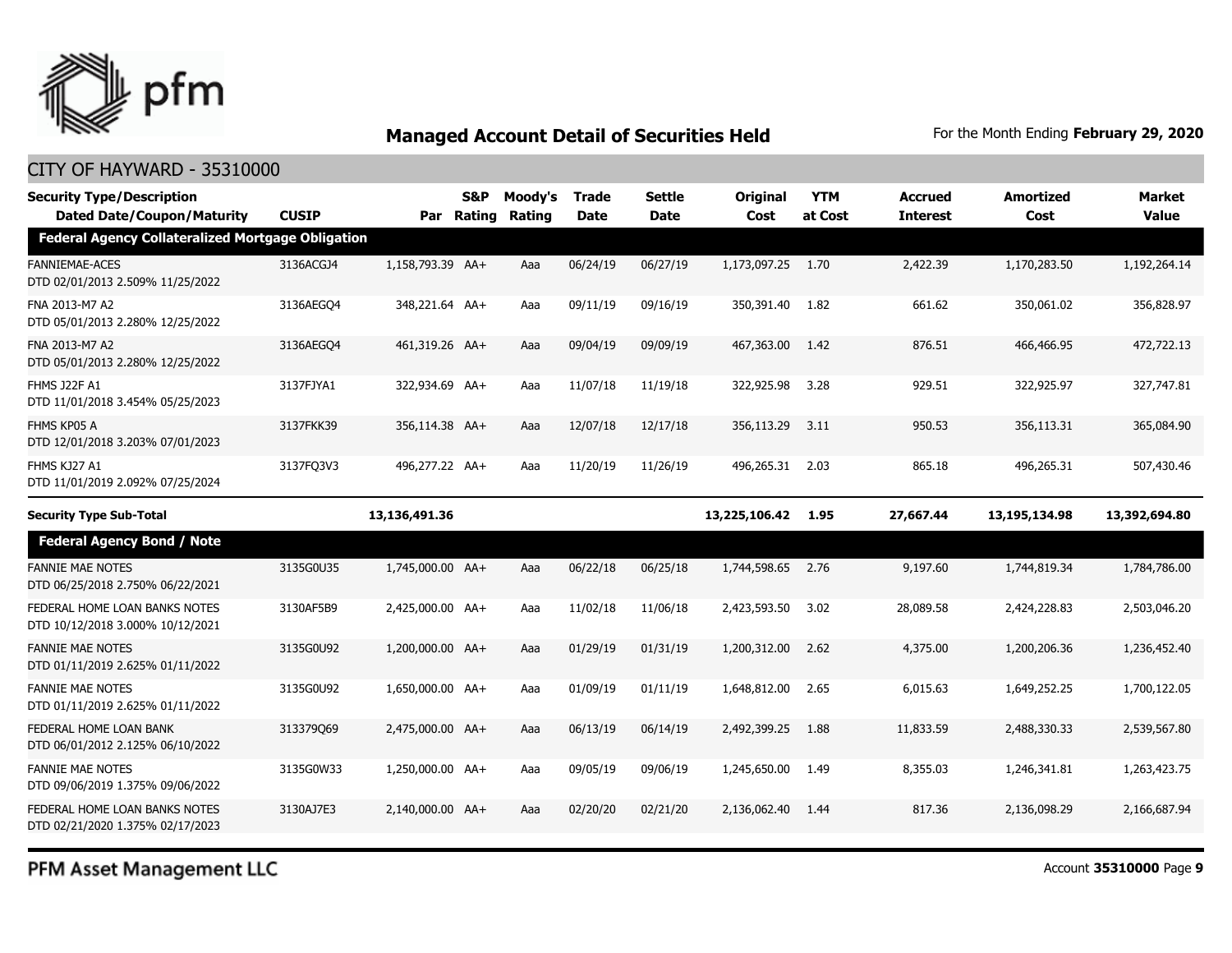## Managed Account Detail of Securities Held

For the Month Ending **February 29, 2020**

CITY OF HAYWARD - 35310000

| Security Type/Description Dated Date/Coupon/Maturity | CUSIP | Par | S&P Rating | Moody's Rating | Trade Date | Settle Date | Original Cost | YTM at Cost | Accrued Interest | Amortized Cost | Market Value |
|---|---|---|---|---|---|---|---|---|---|---|---|
| **Federal Agency Collateralized Mortgage Obligation** | | | | | | | | | | | |
| FANNIEMAE-ACES DTD 02/01/2013 2.509% 11/25/2022 | 3136ACGJ4 | 1,158,793.39 | AA+ | Aaa | 06/24/19 | 06/27/19 | 1,173,097.25 | 1.70 | 2,422.39 | 1,170,283.50 | 1,192,264.14 |
| FNA 2013-M7 A2 DTD 05/01/2013 2.280% 12/25/2022 | 3136AEGQ4 | 348,221.64 | AA+ | Aaa | 09/11/19 | 09/16/19 | 350,391.40 | 1.82 | 661.62 | 350,061.02 | 356,828.97 |
| FNA 2013-M7 A2 DTD 05/01/2013 2.280% 12/25/2022 | 3136AEGQ4 | 461,319.26 | AA+ | Aaa | 09/04/19 | 09/09/19 | 467,363.00 | 1.42 | 876.51 | 466,466.95 | 472,722.13 |
| FHMS J22F A1 DTD 11/01/2018 3.454% 05/25/2023 | 3137FJYA1 | 322,934.69 | AA+ | Aaa | 11/07/18 | 11/19/18 | 322,925.98 | 3.28 | 929.51 | 322,925.97 | 327,747.81 |
| FHMS KP05 A DTD 12/01/2018 3.203% 07/01/2023 | 3137FKK39 | 356,114.38 | AA+ | Aaa | 12/07/18 | 12/17/18 | 356,113.29 | 3.11 | 950.53 | 356,113.31 | 365,084.90 |
| FHMS KJ27 A1 DTD 11/01/2019 2.092% 07/25/2024 | 3137FQ3V3 | 496,277.22 | AA+ | Aaa | 11/20/19 | 11/26/19 | 496,265.31 | 2.03 | 865.18 | 496,265.31 | 507,430.46 |
| **Security Type Sub-Total** | | **13,136,491.36** | | | | | **13,225,106.42** | **1.95** | **27,667.44** | **13,195,134.98** | **13,392,694.80** |
| **Federal Agency Bond / Note** | | | | | | | | | | | |
| FANNIE MAE NOTES DTD 06/25/2018 2.750% 06/22/2021 | 3135G0U35 | 1,745,000.00 | AA+ | Aaa | 06/22/18 | 06/25/18 | 1,744,598.65 | 2.76 | 9,197.60 | 1,744,819.34 | 1,784,786.00 |
| FEDERAL HOME LOAN BANKS NOTES DTD 10/12/2018 3.000% 10/12/2021 | 3130AF5B9 | 2,425,000.00 | AA+ | Aaa | 11/02/18 | 11/06/18 | 2,423,593.50 | 3.02 | 28,089.58 | 2,424,228.83 | 2,503,046.20 |
| FANNIE MAE NOTES DTD 01/11/2019 2.625% 01/11/2022 | 3135G0U92 | 1,200,000.00 | AA+ | Aaa | 01/29/19 | 01/31/19 | 1,200,312.00 | 2.62 | 4,375.00 | 1,200,206.36 | 1,236,452.40 |
| FANNIE MAE NOTES DTD 01/11/2019 2.625% 01/11/2022 | 3135G0U92 | 1,650,000.00 | AA+ | Aaa | 01/09/19 | 01/11/19 | 1,648,812.00 | 2.65 | 6,015.63 | 1,649,252.25 | 1,700,122.05 |
| FEDERAL HOME LOAN BANK DTD 06/01/2012 2.125% 06/10/2022 | 313379Q69 | 2,475,000.00 | AA+ | Aaa | 06/13/19 | 06/14/19 | 2,492,399.25 | 1.88 | 11,833.59 | 2,488,330.33 | 2,539,567.80 |
| FANNIE MAE NOTES DTD 09/06/2019 1.375% 09/06/2022 | 3135G0W33 | 1,250,000.00 | AA+ | Aaa | 09/05/19 | 09/06/19 | 1,245,650.00 | 1.49 | 8,355.03 | 1,246,341.81 | 1,263,423.75 |
| FEDERAL HOME LOAN BANKS NOTES DTD 02/21/2020 1.375% 02/17/2023 | 3130AJ7E3 | 2,140,000.00 | AA+ | Aaa | 02/20/20 | 02/21/20 | 2,136,062.40 | 1.44 | 817.36 | 2,136,098.29 | 2,166,687.94 |

PFM Asset Management LLC

Account **35310000**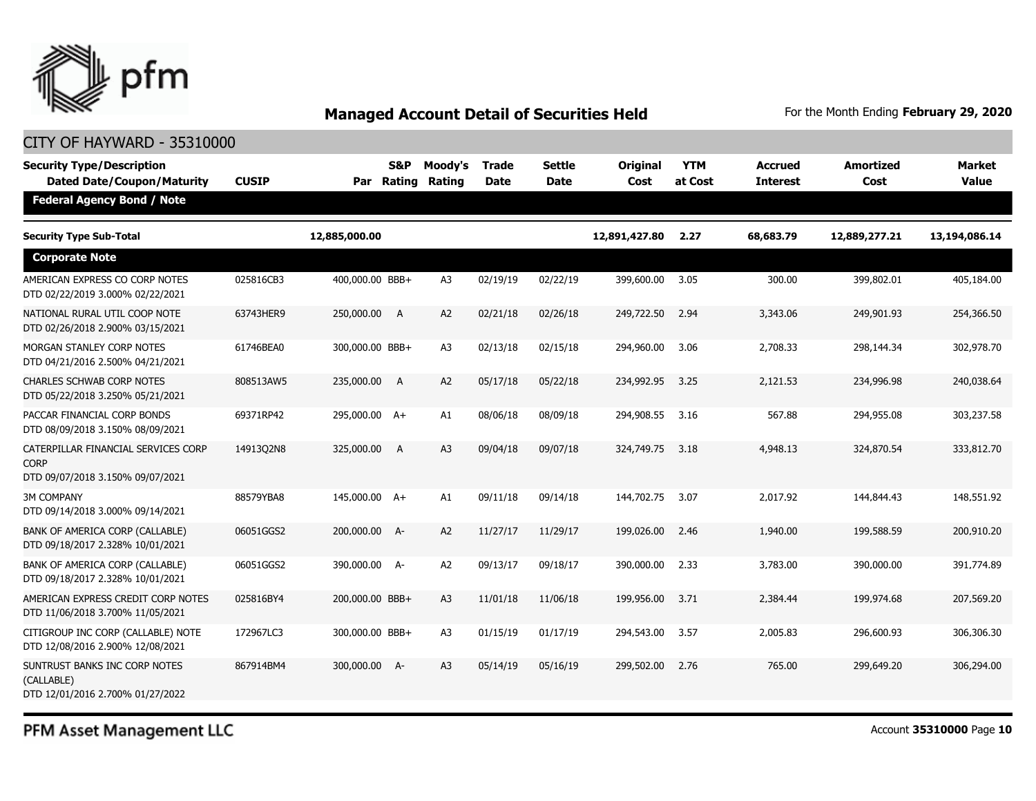# Managed Account Detail of Securities Held

For the Month Ending **February 29, 2020**

## CITY OF HAYWARD - 35310000

| Security Type/Description<br>Dated Date/Coupon/Maturity | CUSIP | Par | S&P Rating | Moody's Rating | Trade Date | Settle Date | Original Cost | YTM at Cost | Accrued Interest | Amortized Cost | Market Value |
|---|---|---|---|---|---|---|---|---|---|---|---|
| **Federal Agency Bond / Note** | | | | | | | | | | | |
| **Security Type Sub-Total** | | **12,885,000.00** | | | | | **12,891,427.80** | **2.27** | **68,683.79** | **12,889,277.21** | **13,194,086.14** |
| **Corporate Note** | | | | | | | | | | | |
| AMERICAN EXPRESS CO CORP NOTES<br>DTD 02/22/2019 3.000% 02/22/2021 | 025816CB3 | 400,000.00 | BBB+ | A3 | 02/19/19 | 02/22/19 | 399,600.00 | 3.05 | 300.00 | 399,802.01 | 405,184.00 |
| NATIONAL RURAL UTIL COOP NOTE<br>DTD 02/26/2018 2.900% 03/15/2021 | 63743HER9 | 250,000.00 | A | A2 | 02/21/18 | 02/26/18 | 249,722.50 | 2.94 | 3,343.06 | 249,901.93 | 254,366.50 |
| MORGAN STANLEY CORP NOTES<br>DTD 04/21/2016 2.500% 04/21/2021 | 61746BEA0 | 300,000.00 | BBB+ | A3 | 02/13/18 | 02/15/18 | 294,960.00 | 3.06 | 2,708.33 | 298,144.34 | 302,978.70 |
| CHARLES SCHWAB CORP NOTES<br>DTD 05/22/2018 3.250% 05/21/2021 | 808513AW5 | 235,000.00 | A | A2 | 05/17/18 | 05/22/18 | 234,992.95 | 3.25 | 2,121.53 | 234,996.98 | 240,038.64 |
| PACCAR FINANCIAL CORP BONDS<br>DTD 08/09/2018 3.150% 08/09/2021 | 69371RP42 | 295,000.00 | A+ | A1 | 08/06/18 | 08/09/18 | 294,908.55 | 3.16 | 567.88 | 294,955.08 | 303,237.58 |
| CATERPILLAR FINANCIAL SERVICES CORP CORP<br>DTD 09/07/2018 3.150% 09/07/2021 | 14913Q2N8 | 325,000.00 | A | A3 | 09/04/18 | 09/07/18 | 324,749.75 | 3.18 | 4,948.13 | 324,870.54 | 333,812.70 |
| 3M COMPANY<br>DTD 09/14/2018 3.000% 09/14/2021 | 88579YBA8 | 145,000.00 | A+ | A1 | 09/11/18 | 09/14/18 | 144,702.75 | 3.07 | 2,017.92 | 144,844.43 | 148,551.92 |
| BANK OF AMERICA CORP (CALLABLE)<br>DTD 09/18/2017 2.328% 10/01/2021 | 06051GGS2 | 200,000.00 | A- | A2 | 11/27/17 | 11/29/17 | 199,026.00 | 2.46 | 1,940.00 | 199,588.59 | 200,910.20 |
| BANK OF AMERICA CORP (CALLABLE)<br>DTD 09/18/2017 2.328% 10/01/2021 | 06051GGS2 | 390,000.00 | A- | A2 | 09/13/17 | 09/18/17 | 390,000.00 | 2.33 | 3,783.00 | 390,000.00 | 391,774.89 |
| AMERICAN EXPRESS CREDIT CORP NOTES<br>DTD 11/06/2018 3.700% 11/05/2021 | 025816BY4 | 200,000.00 | BBB+ | A3 | 11/01/18 | 11/06/18 | 199,956.00 | 3.71 | 2,384.44 | 199,974.68 | 207,569.20 |
| CITIGROUP INC CORP (CALLABLE) NOTE<br>DTD 12/08/2016 2.900% 12/08/2021 | 172967LC3 | 300,000.00 | BBB+ | A3 | 01/15/19 | 01/17/19 | 294,543.00 | 3.57 | 2,005.83 | 296,600.93 | 306,306.30 |
| SUNTRUST BANKS INC CORP NOTES (CALLABLE)<br>DTD 12/01/2016 2.700% 01/27/2022 | 867914BM4 | 300,000.00 | A- | A3 | 05/14/19 | 05/16/19 | 299,502.00 | 2.76 | 765.00 | 299,649.20 | 306,294.00 |

PFM Asset Management LLC

Account **35310000** Page **10**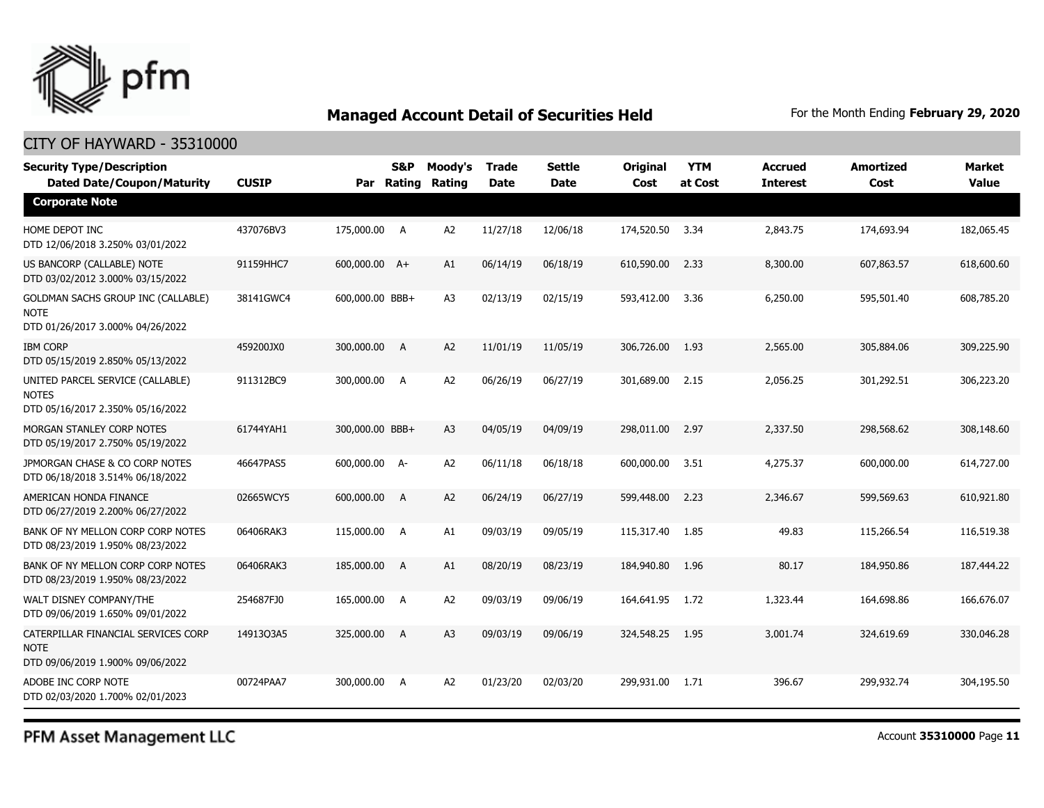## Managed Account Detail of Securities Held

For the Month Ending **February 29, 2020**

### CITY OF HAYWARD - 35310000

| Security Type/Description Dated Date/Coupon/Maturity | CUSIP | Par | S&P Rating | Moody's Rating | Trade Date | Settle Date | Original Cost | YTM at Cost | Accrued Interest | Amortized Cost | Market Value |
|---|---|---|---|---|---|---|---|---|---|---|---|
| **Corporate Note** | | | | | | | | | | | |
| HOME DEPOT INC<br>DTD 12/06/2018 3.250% 03/01/2022 | 437076BV3 | 175,000.00 | A | A2 | 11/27/18 | 12/06/18 | 174,520.50 | 3.34 | 2,843.75 | 174,693.94 | 182,065.45 |
| US BANCORP (CALLABLE) NOTE<br>DTD 03/02/2012 3.000% 03/15/2022 | 91159HHC7 | 600,000.00 | A+ | A1 | 06/14/19 | 06/18/19 | 610,590.00 | 2.33 | 8,300.00 | 607,863.57 | 618,600.60 |
| GOLDMAN SACHS GROUP INC (CALLABLE) NOTE<br>DTD 01/26/2017 3.000% 04/26/2022 | 38141GWC4 | 600,000.00 | BBB+ | A3 | 02/13/19 | 02/15/19 | 593,412.00 | 3.36 | 6,250.00 | 595,501.40 | 608,785.20 |
| IBM CORP<br>DTD 05/15/2019 2.850% 05/13/2022 | 459200JX0 | 300,000.00 | A | A2 | 11/01/19 | 11/05/19 | 306,726.00 | 1.93 | 2,565.00 | 305,884.06 | 309,225.90 |
| UNITED PARCEL SERVICE (CALLABLE) NOTES<br>DTD 05/16/2017 2.350% 05/16/2022 | 911312BC9 | 300,000.00 | A | A2 | 06/26/19 | 06/27/19 | 301,689.00 | 2.15 | 2,056.25 | 301,292.51 | 306,223.20 |
| MORGAN STANLEY CORP NOTES<br>DTD 05/19/2017 2.750% 05/19/2022 | 61744YAH1 | 300,000.00 | BBB+ | A3 | 04/05/19 | 04/09/19 | 298,011.00 | 2.97 | 2,337.50 | 298,568.62 | 308,148.60 |
| JPMORGAN CHASE & CO CORP NOTES<br>DTD 06/18/2018 3.514% 06/18/2022 | 46647PAS5 | 600,000.00 | A- | A2 | 06/11/18 | 06/18/18 | 600,000.00 | 3.51 | 4,275.37 | 600,000.00 | 614,727.00 |
| AMERICAN HONDA FINANCE<br>DTD 06/27/2019 2.200% 06/27/2022 | 02665WCY5 | 600,000.00 | A | A2 | 06/24/19 | 06/27/19 | 599,448.00 | 2.23 | 2,346.67 | 599,569.63 | 610,921.80 |
| BANK OF NY MELLON CORP CORP NOTES<br>DTD 08/23/2019 1.950% 08/23/2022 | 06406RAK3 | 115,000.00 | A | A1 | 09/03/19 | 09/05/19 | 115,317.40 | 1.85 | 49.83 | 115,266.54 | 116,519.38 |
| BANK OF NY MELLON CORP CORP NOTES<br>DTD 08/23/2019 1.950% 08/23/2022 | 06406RAK3 | 185,000.00 | A | A1 | 08/20/19 | 08/23/19 | 184,940.80 | 1.96 | 80.17 | 184,950.86 | 187,444.22 |
| WALT DISNEY COMPANY/THE<br>DTD 09/06/2019 1.650% 09/01/2022 | 254687FJ0 | 165,000.00 | A | A2 | 09/03/19 | 09/06/19 | 164,641.95 | 1.72 | 1,323.44 | 164,698.86 | 166,676.07 |
| CATERPILLAR FINANCIAL SERVICES CORP NOTE<br>DTD 09/06/2019 1.900% 09/06/2022 | 14913Q3A5 | 325,000.00 | A | A3 | 09/03/19 | 09/06/19 | 324,548.25 | 1.95 | 3,001.74 | 324,619.69 | 330,046.28 |
| ADOBE INC CORP NOTE<br>DTD 02/03/2020 1.700% 02/01/2023 | 00724PAA7 | 300,000.00 | A | A2 | 01/23/20 | 02/03/20 | 299,931.00 | 1.71 | 396.67 | 299,932.74 | 304,195.50 |

PFM Asset Management LLC

Account **35310000**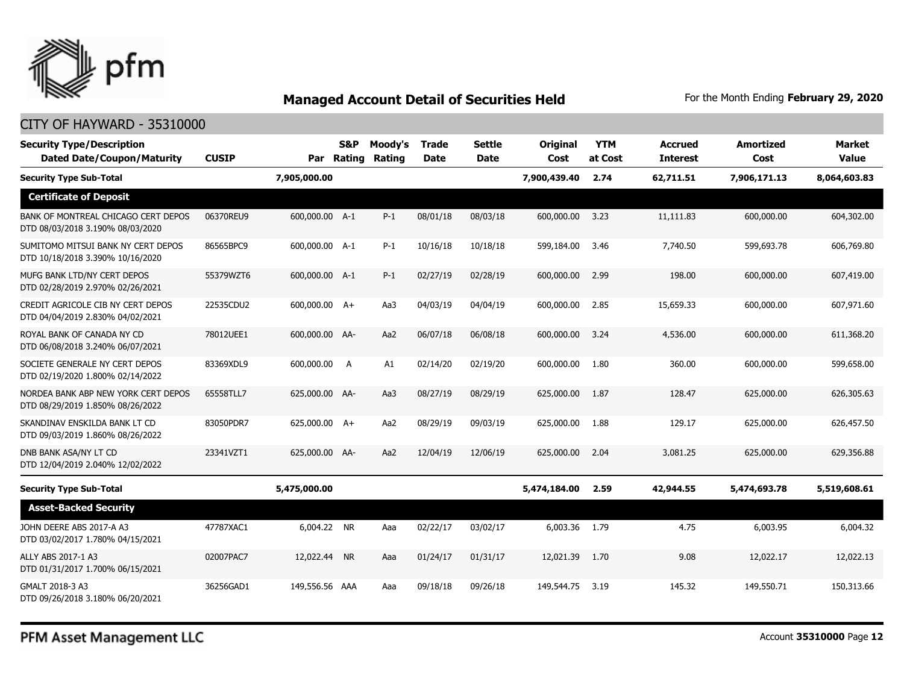# Managed Account Detail of Securities Held

For the Month Ending **February 29, 2020**

## CITY OF HAYWARD - 35310000

| Security Type/Description Dated Date/Coupon/Maturity | CUSIP | Par | S&P Rating | Moody's Rating | Trade Date | Settle Date | Original Cost | YTM at Cost | Accrued Interest | Amortized Cost | Market Value |
|---|---|---|---|---|---|---|---|---|---|---|---|
| **Security Type Sub-Total** | | **7,905,000.00** | | | | | **7,900,439.40** | **2.74** | **62,711.51** | **7,906,171.13** | **8,064,603.83** |
| **Certificate of Deposit** | | | | | | | | | | | |
| BANK OF MONTREAL CHICAGO CERT DEPOS DTD 08/03/2018 3.190% 08/03/2020 | 06370REU9 | 600,000.00 | A-1 | P-1 | 08/01/18 | 08/03/18 | 600,000.00 | 3.23 | 11,111.83 | 600,000.00 | 604,302.00 |
| SUMITOMO MITSUI BANK NY CERT DEPOS DTD 10/18/2018 3.390% 10/16/2020 | 86565BPC9 | 600,000.00 | A-1 | P-1 | 10/16/18 | 10/18/18 | 599,184.00 | 3.46 | 7,740.50 | 599,693.78 | 606,769.80 |
| MUFG BANK LTD/NY CERT DEPOS DTD 02/28/2019 2.970% 02/26/2021 | 55379WZT6 | 600,000.00 | A-1 | P-1 | 02/27/19 | 02/28/19 | 600,000.00 | 2.99 | 198.00 | 600,000.00 | 607,419.00 |
| CREDIT AGRICOLE CIB NY CERT DEPOS DTD 04/04/2019 2.830% 04/02/2021 | 22535CDU2 | 600,000.00 | A+ | Aa3 | 04/03/19 | 04/04/19 | 600,000.00 | 2.85 | 15,659.33 | 600,000.00 | 607,971.60 |
| ROYAL BANK OF CANADA NY CD DTD 06/08/2018 3.240% 06/07/2021 | 78012UEE1 | 600,000.00 | AA- | Aa2 | 06/07/18 | 06/08/18 | 600,000.00 | 3.24 | 4,536.00 | 600,000.00 | 611,368.20 |
| SOCIETE GENERALE NY CERT DEPOS DTD 02/19/2020 1.800% 02/14/2022 | 83369XDL9 | 600,000.00 | A | A1 | 02/14/20 | 02/19/20 | 600,000.00 | 1.80 | 360.00 | 600,000.00 | 599,658.00 |
| NORDEA BANK ABP NEW YORK CERT DEPOS DTD 08/29/2019 1.850% 08/26/2022 | 65558TLL7 | 625,000.00 | AA- | Aa3 | 08/27/19 | 08/29/19 | 625,000.00 | 1.87 | 128.47 | 625,000.00 | 626,305.63 |
| SKANDINAV ENSKILDA BANK LT CD DTD 09/03/2019 1.860% 08/26/2022 | 83050PDR7 | 625,000.00 | A+ | Aa2 | 08/29/19 | 09/03/19 | 625,000.00 | 1.88 | 129.17 | 625,000.00 | 626,457.50 |
| DNB BANK ASA/NY LT CD DTD 12/04/2019 2.040% 12/02/2022 | 23341VZT1 | 625,000.00 | AA- | Aa2 | 12/04/19 | 12/06/19 | 625,000.00 | 2.04 | 3,081.25 | 625,000.00 | 629,356.88 |
| **Security Type Sub-Total** | | **5,475,000.00** | | | | | **5,474,184.00** | **2.59** | **42,944.55** | **5,474,693.78** | **5,519,608.61** |
| **Asset-Backed Security** | | | | | | | | | | | |
| JOHN DEERE ABS 2017-A A3 DTD 03/02/2017 1.780% 04/15/2021 | 47787XAC1 | 6,004.22 | NR | Aaa | 02/22/17 | 03/02/17 | 6,003.36 | 1.79 | 4.75 | 6,003.95 | 6,004.32 |
| ALLY ABS 2017-1 A3 DTD 01/31/2017 1.700% 06/15/2021 | 02007PAC7 | 12,022.44 | NR | Aaa | 01/24/17 | 01/31/17 | 12,021.39 | 1.70 | 9.08 | 12,022.17 | 12,022.13 |
| GMALT 2018-3 A3 DTD 09/26/2018 3.180% 06/20/2021 | 36256GAD1 | 149,556.56 | AAA | Aaa | 09/18/18 | 09/26/18 | 149,544.75 | 3.19 | 145.32 | 149,550.71 | 150,313.66 |

PFM Asset Management LLC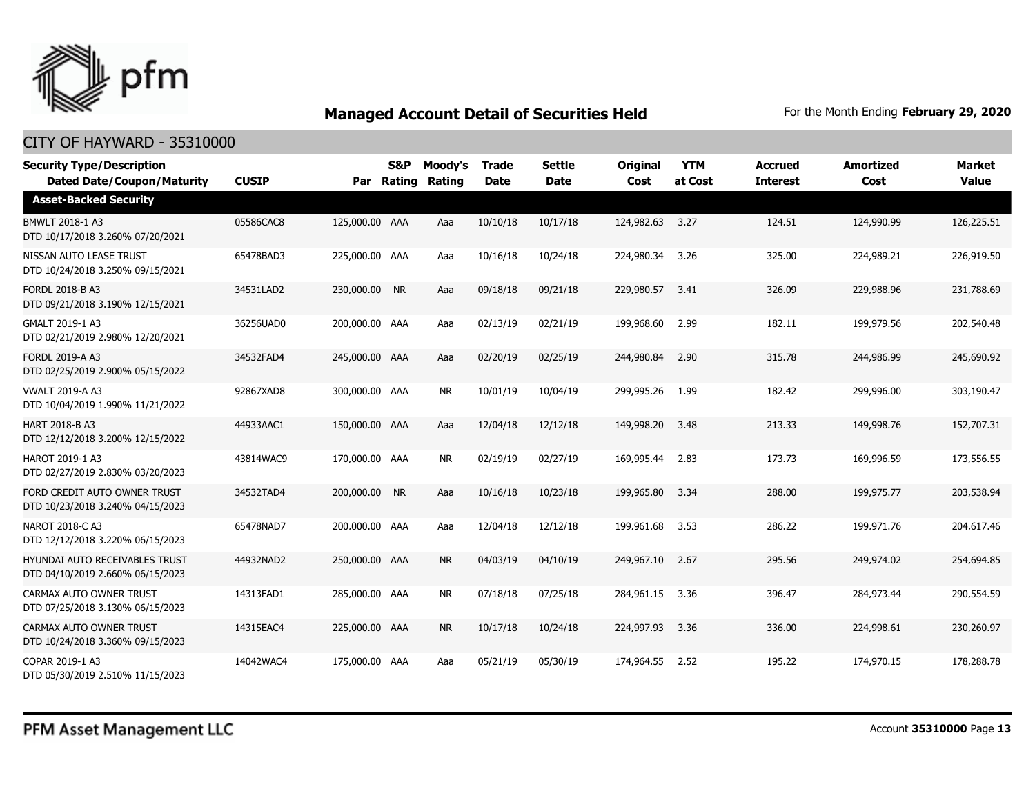# Managed Account Detail of Securities Held

For the Month Ending **February 29, 2020**

## CITY OF HAYWARD - 35310000

| Security Type/Description Dated Date/Coupon/Maturity | CUSIP | Par | S&P Rating | Moody's Rating | Trade Date | Settle Date | Original Cost | YTM at Cost | Accrued Interest | Amortized Cost | Market Value |
|---|---|---|---|---|---|---|---|---|---|---|---|
| **Asset-Backed Security** | | | | | | | | | | | |
| BMWLT 2018-1 A3 DTD 10/17/2018 3.260% 07/20/2021 | 05586CAC8 | 125,000.00 | AAA | Aaa | 10/10/18 | 10/17/18 | 124,982.63 | 3.27 | 124.51 | 124,990.99 | 126,225.51 |
| NISSAN AUTO LEASE TRUST DTD 10/24/2018 3.250% 09/15/2021 | 65478BAD3 | 225,000.00 | AAA | Aaa | 10/16/18 | 10/24/18 | 224,980.34 | 3.26 | 325.00 | 224,989.21 | 226,919.50 |
| FORDL 2018-B A3 DTD 09/21/2018 3.190% 12/15/2021 | 34531LAD2 | 230,000.00 | NR | Aaa | 09/18/18 | 09/21/18 | 229,980.57 | 3.41 | 326.09 | 229,988.96 | 231,788.69 |
| GMALT 2019-1 A3 DTD 02/21/2019 2.980% 12/20/2021 | 36256UAD0 | 200,000.00 | AAA | Aaa | 02/13/19 | 02/21/19 | 199,968.60 | 2.99 | 182.11 | 199,979.56 | 202,540.48 |
| FORDL 2019-A A3 DTD 02/25/2019 2.900% 05/15/2022 | 34532FAD4 | 245,000.00 | AAA | Aaa | 02/20/19 | 02/25/19 | 244,980.84 | 2.90 | 315.78 | 244,986.99 | 245,690.92 |
| VWALT 2019-A A3 DTD 10/04/2019 1.990% 11/21/2022 | 92867XAD8 | 300,000.00 | AAA | NR | 10/01/19 | 10/04/19 | 299,995.26 | 1.99 | 182.42 | 299,996.00 | 303,190.47 |
| HART 2018-B A3 DTD 12/12/2018 3.200% 12/15/2022 | 44933AAC1 | 150,000.00 | AAA | Aaa | 12/04/18 | 12/12/18 | 149,998.20 | 3.48 | 213.33 | 149,998.76 | 152,707.31 |
| HAROT 2019-1 A3 DTD 02/27/2019 2.830% 03/20/2023 | 43814WAC9 | 170,000.00 | AAA | NR | 02/19/19 | 02/27/19 | 169,995.44 | 2.83 | 173.73 | 169,996.59 | 173,556.55 |
| FORD CREDIT AUTO OWNER TRUST DTD 10/23/2018 3.240% 04/15/2023 | 34532TAD4 | 200,000.00 | NR | Aaa | 10/16/18 | 10/23/18 | 199,965.80 | 3.34 | 288.00 | 199,975.77 | 203,538.94 |
| NAROT 2018-C A3 DTD 12/12/2018 3.220% 06/15/2023 | 65478NAD7 | 200,000.00 | AAA | Aaa | 12/04/18 | 12/12/18 | 199,961.68 | 3.53 | 286.22 | 199,971.76 | 204,617.46 |
| HYUNDAI AUTO RECEIVABLES TRUST DTD 04/10/2019 2.660% 06/15/2023 | 44932NAD2 | 250,000.00 | AAA | NR | 04/03/19 | 04/10/19 | 249,967.10 | 2.67 | 295.56 | 249,974.02 | 254,694.85 |
| CARMAX AUTO OWNER TRUST DTD 07/25/2018 3.130% 06/15/2023 | 14313FAD1 | 285,000.00 | AAA | NR | 07/18/18 | 07/25/18 | 284,961.15 | 3.36 | 396.47 | 284,973.44 | 290,554.59 |
| CARMAX AUTO OWNER TRUST DTD 10/24/2018 3.360% 09/15/2023 | 14315EAC4 | 225,000.00 | AAA | NR | 10/17/18 | 10/24/18 | 224,997.93 | 3.36 | 336.00 | 224,998.61 | 230,260.97 |
| COPAR 2019-1 A3 DTD 05/30/2019 2.510% 11/15/2023 | 14042WAC4 | 175,000.00 | AAA | Aaa | 05/21/19 | 05/30/19 | 174,964.55 | 2.52 | 195.22 | 174,970.15 | 178,288.78 |

PFM Asset Management LLC

Account **35310000**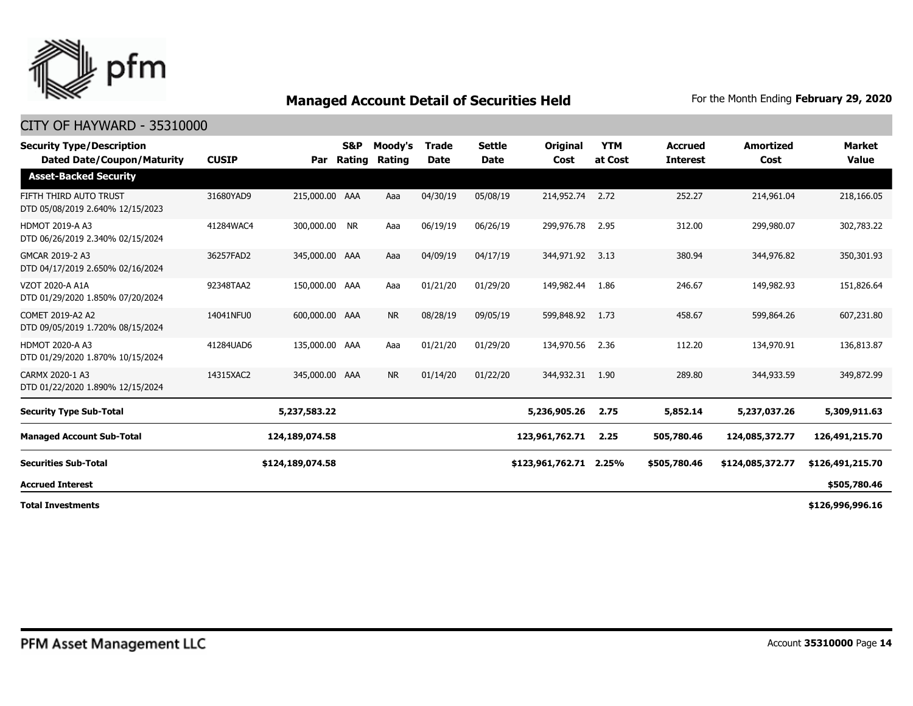## Managed Account Detail of Securities Held

For the Month Ending **February 29, 2020**

CITY OF HAYWARD - 35310000

| Security Type/Description<br>Dated Date/Coupon/Maturity | CUSIP | Par | S&P Rating | Moody's Rating | Trade Date | Settle Date | Original Cost | YTM at Cost | Accrued Interest | Amortized Cost | Market Value |
|---|---|---|---|---|---|---|---|---|---|---|---|
| **Asset-Backed Security** | | | | | | | | | | | |
| FIFTH THIRD AUTO TRUST<br>DTD 05/08/2019 2.640% 12/15/2023 | 31680YAD9 | 215,000.00 | AAA | Aaa | 04/30/19 | 05/08/19 | 214,952.74 | 2.72 | 252.27 | 214,961.04 | 218,166.05 |
| HDMOT 2019-A A3<br>DTD 06/26/2019 2.340% 02/15/2024 | 41284WAC4 | 300,000.00 | NR | Aaa | 06/19/19 | 06/26/19 | 299,976.78 | 2.95 | 312.00 | 299,980.07 | 302,783.22 |
| GMCAR 2019-2 A3<br>DTD 04/17/2019 2.650% 02/16/2024 | 36257FAD2 | 345,000.00 | AAA | Aaa | 04/09/19 | 04/17/19 | 344,971.92 | 3.13 | 380.94 | 344,976.82 | 350,301.93 |
| VZOT 2020-A A1A<br>DTD 01/29/2020 1.850% 07/20/2024 | 92348TAA2 | 150,000.00 | AAA | Aaa | 01/21/20 | 01/29/20 | 149,982.44 | 1.86 | 246.67 | 149,982.93 | 151,826.64 |
| COMET 2019-A2 A2<br>DTD 09/05/2019 1.720% 08/15/2024 | 14041NFU0 | 600,000.00 | AAA | NR | 08/28/19 | 09/05/19 | 599,848.92 | 1.73 | 458.67 | 599,864.26 | 607,231.80 |
| HDMOT 2020-A A3<br>DTD 01/29/2020 1.870% 10/15/2024 | 41284UAD6 | 135,000.00 | AAA | Aaa | 01/21/20 | 01/29/20 | 134,970.56 | 2.36 | 112.20 | 134,970.91 | 136,813.87 |
| CARMX 2020-1 A3<br>DTD 01/22/2020 1.890% 12/15/2024 | 14315XAC2 | 345,000.00 | AAA | NR | 01/14/20 | 01/22/20 | 344,932.31 | 1.90 | 289.80 | 344,933.59 | 349,872.99 |
| **Security Type Sub-Total** | | **5,237,583.22** | | | | | **5,236,905.26** | **2.75** | **5,852.14** | **5,237,037.26** | **5,309,911.63** |
| **Managed Account Sub-Total** | | **124,189,074.58** | | | | | **123,961,762.71** | **2.25** | **505,780.46** | **124,085,372.77** | **126,491,215.70** |
| **Securities Sub-Total** | | **$124,189,074.58** | | | | | **$123,961,762.71** | **2.25%** | **$505,780.46** | **$124,085,372.77** | **$126,491,215.70** |
| **Accrued Interest** | | | | | | | | | | | **$505,780.46** |
| **Total Investments** | | | | | | | | | | | **$126,996,996.16** |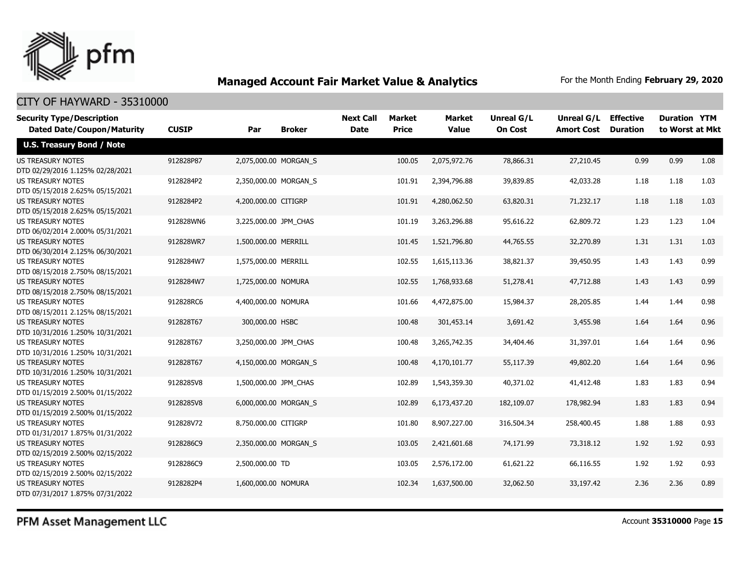## Managed Account Fair Market Value & Analytics

For the Month Ending **February 29, 2020**

CITY OF HAYWARD - 35310000

| Security Type/Description Dated Date/Coupon/Maturity | CUSIP | Par | Broker | Next Call Date | Market Price | Market Value | Unreal G/L On Cost | Unreal G/L Amort Cost | Effective Duration | Duration to Worst | YTM at Mkt |
|---|---|---|---|---|---|---|---|---|---|---|---|
| **U.S. Treasury Bond / Note** | | | | | | | | | | | |
| US TREASURY NOTES DTD 02/29/2016 1.125% 02/28/2021 | 912828P87 | 2,075,000.00 | MORGAN_S | | 100.05 | 2,075,972.76 | 78,866.31 | 27,210.45 | 0.99 | 0.99 | 1.08 |
| US TREASURY NOTES DTD 05/15/2018 2.625% 05/15/2021 | 9128284P2 | 2,350,000.00 | MORGAN_S | | 101.91 | 2,394,796.88 | 39,839.85 | 42,033.28 | 1.18 | 1.18 | 1.03 |
| US TREASURY NOTES DTD 05/15/2018 2.625% 05/15/2021 | 9128284P2 | 4,200,000.00 | CITIGRP | | 101.91 | 4,280,062.50 | 63,820.31 | 71,232.17 | 1.18 | 1.18 | 1.03 |
| US TREASURY NOTES DTD 06/02/2014 2.000% 05/31/2021 | 912828WN6 | 3,225,000.00 | JPM_CHAS | | 101.19 | 3,263,296.88 | 95,616.22 | 62,809.72 | 1.23 | 1.23 | 1.04 |
| US TREASURY NOTES DTD 06/30/2014 2.125% 06/30/2021 | 912828WR7 | 1,500,000.00 | MERRILL | | 101.45 | 1,521,796.80 | 44,765.55 | 32,270.89 | 1.31 | 1.31 | 1.03 |
| US TREASURY NOTES DTD 08/15/2018 2.750% 08/15/2021 | 9128284W7 | 1,575,000.00 | MERRILL | | 102.55 | 1,615,113.36 | 38,821.37 | 39,450.95 | 1.43 | 1.43 | 0.99 |
| US TREASURY NOTES DTD 08/15/2018 2.750% 08/15/2021 | 9128284W7 | 1,725,000.00 | NOMURA | | 102.55 | 1,768,933.68 | 51,278.41 | 47,712.88 | 1.43 | 1.43 | 0.99 |
| US TREASURY NOTES DTD 08/15/2011 2.125% 08/15/2021 | 912828RC6 | 4,400,000.00 | NOMURA | | 101.66 | 4,472,875.00 | 15,984.37 | 28,205.85 | 1.44 | 1.44 | 0.98 |
| US TREASURY NOTES DTD 10/31/2016 1.250% 10/31/2021 | 912828T67 | 300,000.00 | HSBC | | 100.48 | 301,453.14 | 3,691.42 | 3,455.98 | 1.64 | 1.64 | 0.96 |
| US TREASURY NOTES DTD 10/31/2016 1.250% 10/31/2021 | 912828T67 | 3,250,000.00 | JPM_CHAS | | 100.48 | 3,265,742.35 | 34,404.46 | 31,397.01 | 1.64 | 1.64 | 0.96 |
| US TREASURY NOTES DTD 10/31/2016 1.250% 10/31/2021 | 912828T67 | 4,150,000.00 | MORGAN_S | | 100.48 | 4,170,101.77 | 55,117.39 | 49,802.20 | 1.64 | 1.64 | 0.96 |
| US TREASURY NOTES DTD 01/15/2019 2.500% 01/15/2022 | 9128285V8 | 1,500,000.00 | JPM_CHAS | | 102.89 | 1,543,359.30 | 40,371.02 | 41,412.48 | 1.83 | 1.83 | 0.94 |
| US TREASURY NOTES DTD 01/15/2019 2.500% 01/15/2022 | 9128285V8 | 6,000,000.00 | MORGAN_S | | 102.89 | 6,173,437.20 | 182,109.07 | 178,982.94 | 1.83 | 1.83 | 0.94 |
| US TREASURY NOTES DTD 01/31/2017 1.875% 01/31/2022 | 912828V72 | 8,750,000.00 | CITIGRP | | 101.80 | 8,907,227.00 | 316,504.34 | 258,400.45 | 1.88 | 1.88 | 0.93 |
| US TREASURY NOTES DTD 02/15/2019 2.500% 02/15/2022 | 9128286C9 | 2,350,000.00 | MORGAN_S | | 103.05 | 2,421,601.68 | 74,171.99 | 73,318.12 | 1.92 | 1.92 | 0.93 |
| US TREASURY NOTES DTD 02/15/2019 2.500% 02/15/2022 | 9128286C9 | 2,500,000.00 | TD | | 103.05 | 2,576,172.00 | 61,621.22 | 66,116.55 | 1.92 | 1.92 | 0.93 |
| US TREASURY NOTES DTD 07/31/2017 1.875% 07/31/2022 | 9128282P4 | 1,600,000.00 | NOMURA | | 102.34 | 1,637,500.00 | 32,062.50 | 33,197.42 | 2.36 | 2.36 | 0.89 |

PFM Asset Management LLC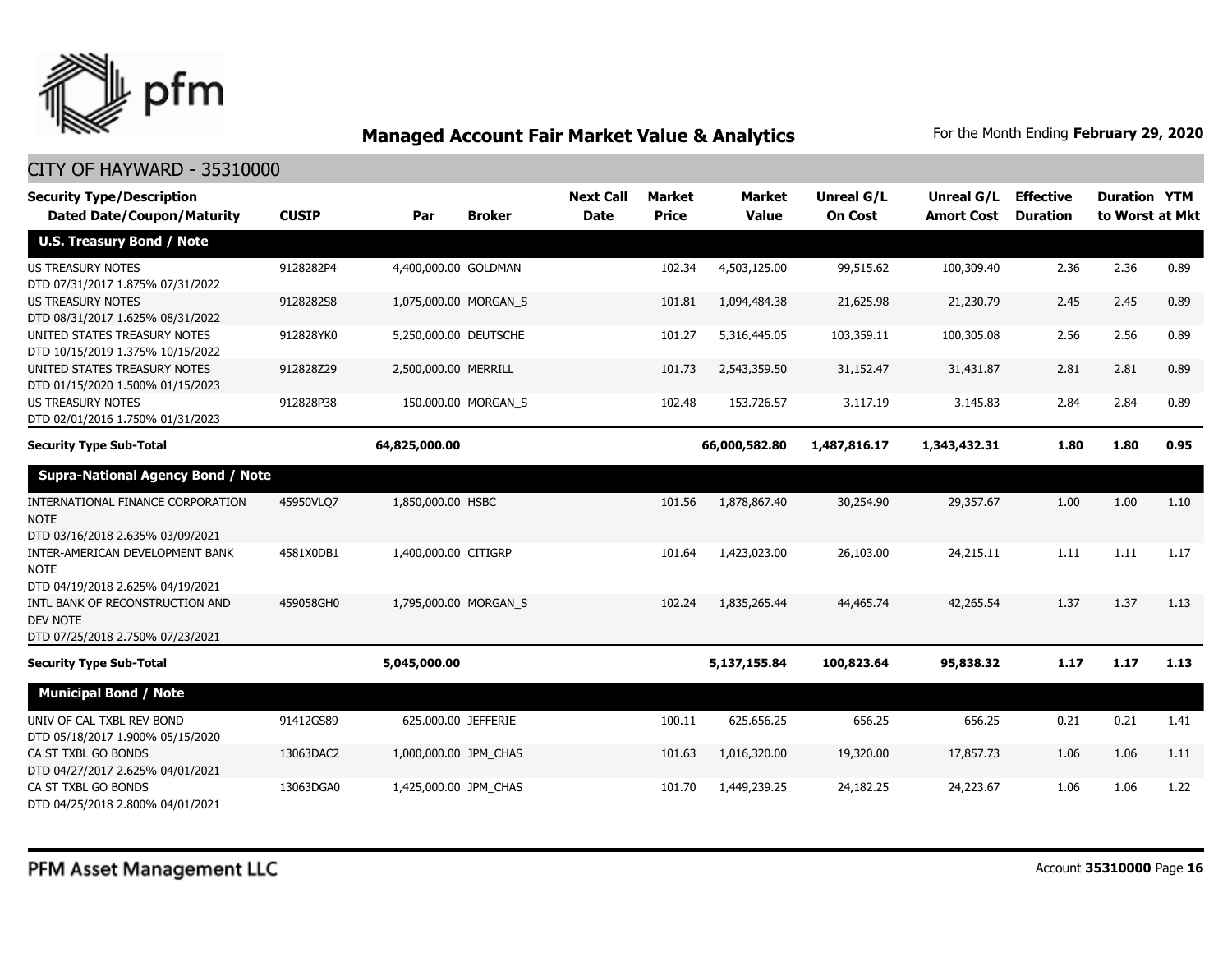## Managed Account Fair Market Value & Analytics

For the Month Ending **February 29, 2020**

CITY OF HAYWARD - 35310000

| Security Type/Description Dated Date/Coupon/Maturity | CUSIP | Par | Broker | Next Call Date | Market Price | Market Value | Unreal G/L On Cost | Unreal G/L Amort Cost | Effective Duration | Duration to Worst | YTM at Mkt |
|---|---|---|---|---|---|---|---|---|---|---|---|
| **U.S. Treasury Bond / Note** | | | | | | | | | | | |
| US TREASURY NOTES DTD 07/31/2017 1.875% 07/31/2022 | 9128282P4 | 4,400,000.00 | GOLDMAN | | 102.34 | 4,503,125.00 | 99,515.62 | 100,309.40 | 2.36 | 2.36 | 0.89 |
| US TREASURY NOTES DTD 08/31/2017 1.625% 08/31/2022 | 9128282S8 | 1,075,000.00 | MORGAN_S | | 101.81 | 1,094,484.38 | 21,625.98 | 21,230.79 | 2.45 | 2.45 | 0.89 |
| UNITED STATES TREASURY NOTES DTD 10/15/2019 1.375% 10/15/2022 | 912828YK0 | 5,250,000.00 | DEUTSCHE | | 101.27 | 5,316,445.05 | 103,359.11 | 100,305.08 | 2.56 | 2.56 | 0.89 |
| UNITED STATES TREASURY NOTES DTD 01/15/2020 1.500% 01/15/2023 | 912828Z29 | 2,500,000.00 | MERRILL | | 101.73 | 2,543,359.50 | 31,152.47 | 31,431.87 | 2.81 | 2.81 | 0.89 |
| US TREASURY NOTES DTD 02/01/2016 1.750% 01/31/2023 | 912828P38 | 150,000.00 | MORGAN_S | | 102.48 | 153,726.57 | 3,117.19 | 3,145.83 | 2.84 | 2.84 | 0.89 |
| **Security Type Sub-Total** | | **64,825,000.00** | | | | **66,000,582.80** | **1,487,816.17** | **1,343,432.31** | **1.80** | **1.80** | **0.95** |
| **Supra-National Agency Bond / Note** | | | | | | | | | | | |
| INTERNATIONAL FINANCE CORPORATION NOTE DTD 03/16/2018 2.635% 03/09/2021 | 45950VLQ7 | 1,850,000.00 | HSBC | | 101.56 | 1,878,867.40 | 30,254.90 | 29,357.67 | 1.00 | 1.00 | 1.10 |
| INTER-AMERICAN DEVELOPMENT BANK NOTE DTD 04/19/2018 2.625% 04/19/2021 | 4581X0DB1 | 1,400,000.00 | CITIGRP | | 101.64 | 1,423,023.00 | 26,103.00 | 24,215.11 | 1.11 | 1.11 | 1.17 |
| INTL BANK OF RECONSTRUCTION AND DEV NOTE DTD 07/25/2018 2.750% 07/23/2021 | 459058GH0 | 1,795,000.00 | MORGAN_S | | 102.24 | 1,835,265.44 | 44,465.74 | 42,265.54 | 1.37 | 1.37 | 1.13 |
| **Security Type Sub-Total** | | **5,045,000.00** | | | | **5,137,155.84** | **100,823.64** | **95,838.32** | **1.17** | **1.17** | **1.13** |
| **Municipal Bond / Note** | | | | | | | | | | | |
| UNIV OF CAL TXBL REV BOND DTD 05/18/2017 1.900% 05/15/2020 | 91412GS89 | 625,000.00 | JEFFERIE | | 100.11 | 625,656.25 | 656.25 | 656.25 | 0.21 | 0.21 | 1.41 |
| CA ST TXBL GO BONDS DTD 04/27/2017 2.625% 04/01/2021 | 13063DAC2 | 1,000,000.00 | JPM_CHAS | | 101.63 | 1,016,320.00 | 19,320.00 | 17,857.73 | 1.06 | 1.06 | 1.11 |
| CA ST TXBL GO BONDS DTD 04/25/2018 2.800% 04/01/2021 | 13063DGA0 | 1,425,000.00 | JPM_CHAS | | 101.70 | 1,449,239.25 | 24,182.25 | 24,223.67 | 1.06 | 1.06 | 1.22 |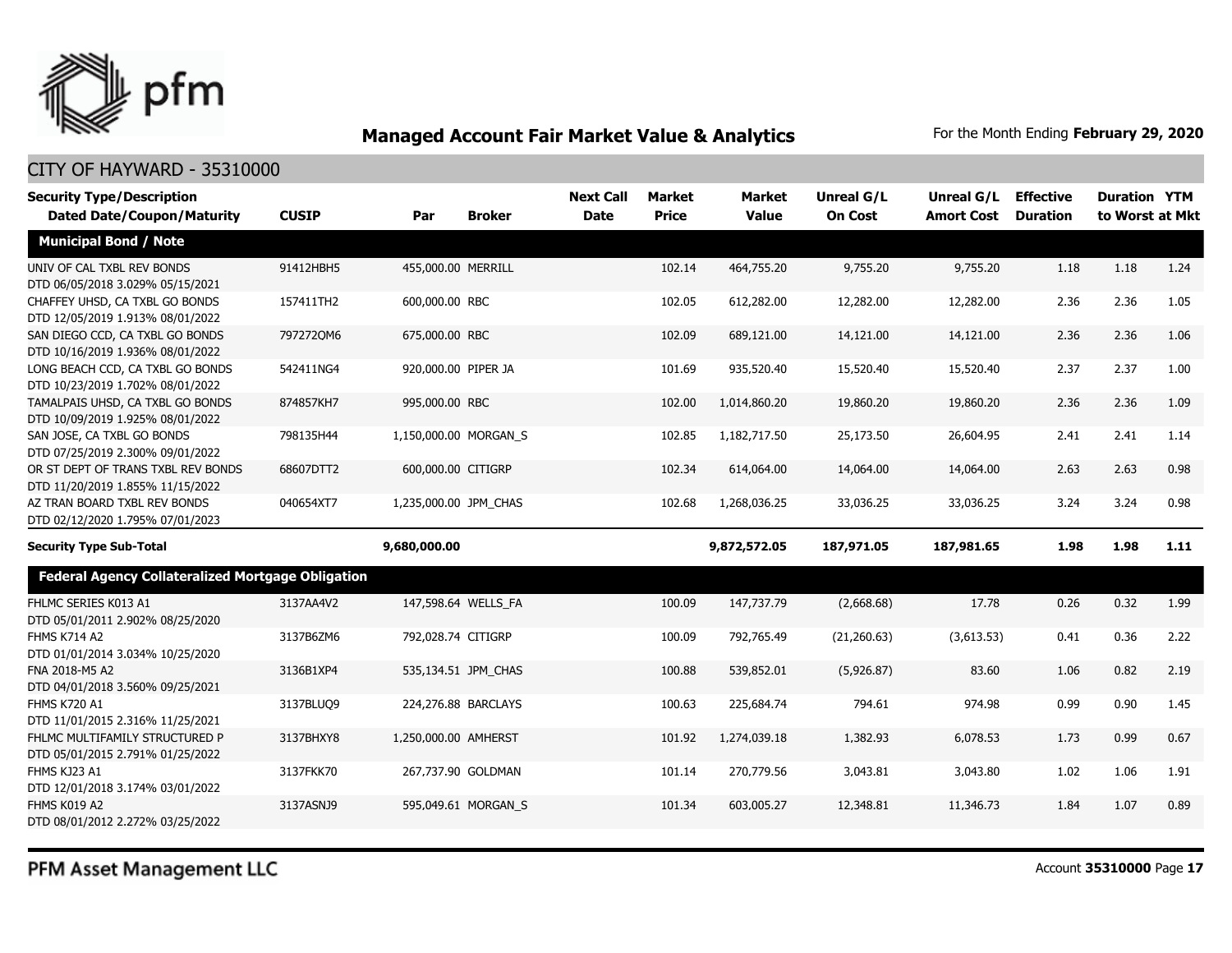## Managed Account Fair Market Value & Analytics

For the Month Ending **February 29, 2020**

CITY OF HAYWARD - 35310000

| Security Type/Description Dated Date/Coupon/Maturity | CUSIP | Par | Broker | Next Call Date | Market Price | Market Value | Unreal G/L On Cost | Unreal G/L Amort Cost | Effective Duration | Duration to Worst | YTM at Mkt |
|---|---|---|---|---|---|---|---|---|---|---|---|
| **Municipal Bond / Note** | | | | | | | | | | | |
| UNIV OF CAL TXBL REV BONDS DTD 06/05/2018 3.029% 05/15/2021 | 91412HBH5 | 455,000.00 | MERRILL | | 102.14 | 464,755.20 | 9,755.20 | 9,755.20 | 1.18 | 1.18 | 1.24 |
| CHAFFEY UHSD, CA TXBL GO BONDS DTD 12/05/2019 1.913% 08/01/2022 | 157411TH2 | 600,000.00 | RBC | | 102.05 | 612,282.00 | 12,282.00 | 12,282.00 | 2.36 | 2.36 | 1.05 |
| SAN DIEGO CCD, CA TXBL GO BONDS DTD 10/16/2019 1.936% 08/01/2022 | 797272QM6 | 675,000.00 | RBC | | 102.09 | 689,121.00 | 14,121.00 | 14,121.00 | 2.36 | 2.36 | 1.06 |
| LONG BEACH CCD, CA TXBL GO BONDS DTD 10/23/2019 1.702% 08/01/2022 | 542411NG4 | 920,000.00 | PIPER JA | | 101.69 | 935,520.40 | 15,520.40 | 15,520.40 | 2.37 | 2.37 | 1.00 |
| TAMALPAIS UHSD, CA TXBL GO BONDS DTD 10/09/2019 1.925% 08/01/2022 | 874857KH7 | 995,000.00 | RBC | | 102.00 | 1,014,860.20 | 19,860.20 | 19,860.20 | 2.36 | 2.36 | 1.09 |
| SAN JOSE, CA TXBL GO BONDS DTD 07/25/2019 2.300% 09/01/2022 | 798135H44 | 1,150,000.00 | MORGAN_S | | 102.85 | 1,182,717.50 | 25,173.50 | 26,604.95 | 2.41 | 2.41 | 1.14 |
| OR ST DEPT OF TRANS TXBL REV BONDS DTD 11/20/2019 1.855% 11/15/2022 | 68607DTT2 | 600,000.00 | CITIGRP | | 102.34 | 614,064.00 | 14,064.00 | 14,064.00 | 2.63 | 2.63 | 0.98 |
| AZ TRAN BOARD TXBL REV BONDS DTD 02/12/2020 1.795% 07/01/2023 | 040654XT7 | 1,235,000.00 | JPM_CHAS | | 102.68 | 1,268,036.25 | 33,036.25 | 33,036.25 | 3.24 | 3.24 | 0.98 |
| **Security Type Sub-Total** | | **9,680,000.00** | | | | **9,872,572.05** | **187,971.05** | **187,981.65** | **1.98** | **1.98** | **1.11** |
| **Federal Agency Collateralized Mortgage Obligation** | | | | | | | | | | | |
| FHLMC SERIES K013 A1 DTD 05/01/2011 2.902% 08/25/2020 | 3137AA4V2 | 147,598.64 | WELLS_FA | | 100.09 | 147,737.79 | (2,668.68) | 17.78 | 0.26 | 0.32 | 1.99 |
| FHMS K714 A2 DTD 01/01/2014 3.034% 10/25/2020 | 3137B6ZM6 | 792,028.74 | CITIGRP | | 100.09 | 792,765.49 | (21,260.63) | (3,613.53) | 0.41 | 0.36 | 2.22 |
| FNA 2018-M5 A2 DTD 04/01/2018 3.560% 09/25/2021 | 3136B1XP4 | 535,134.51 | JPM_CHAS | | 100.88 | 539,852.01 | (5,926.87) | 83.60 | 1.06 | 0.82 | 2.19 |
| FHMS K720 A1 DTD 11/01/2015 2.316% 11/25/2021 | 3137BLUQ9 | 224,276.88 | BARCLAYS | | 100.63 | 225,684.74 | 794.61 | 974.98 | 0.99 | 0.90 | 1.45 |
| FHLMC MULTIFAMILY STRUCTURED P DTD 05/01/2015 2.791% 01/25/2022 | 3137BHXY8 | 1,250,000.00 | AMHERST | | 101.92 | 1,274,039.18 | 1,382.93 | 6,078.53 | 1.73 | 0.99 | 0.67 |
| FHMS KJ23 A1 DTD 12/01/2018 3.174% 03/01/2022 | 3137FKK70 | 267,737.90 | GOLDMAN | | 101.14 | 270,779.56 | 3,043.81 | 3,043.80 | 1.02 | 1.06 | 1.91 |
| FHMS K019 A2 DTD 08/01/2012 2.272% 03/25/2022 | 3137ASNJ9 | 595,049.61 | MORGAN_S | | 101.34 | 603,005.27 | 12,348.81 | 11,346.73 | 1.84 | 1.07 | 0.89 |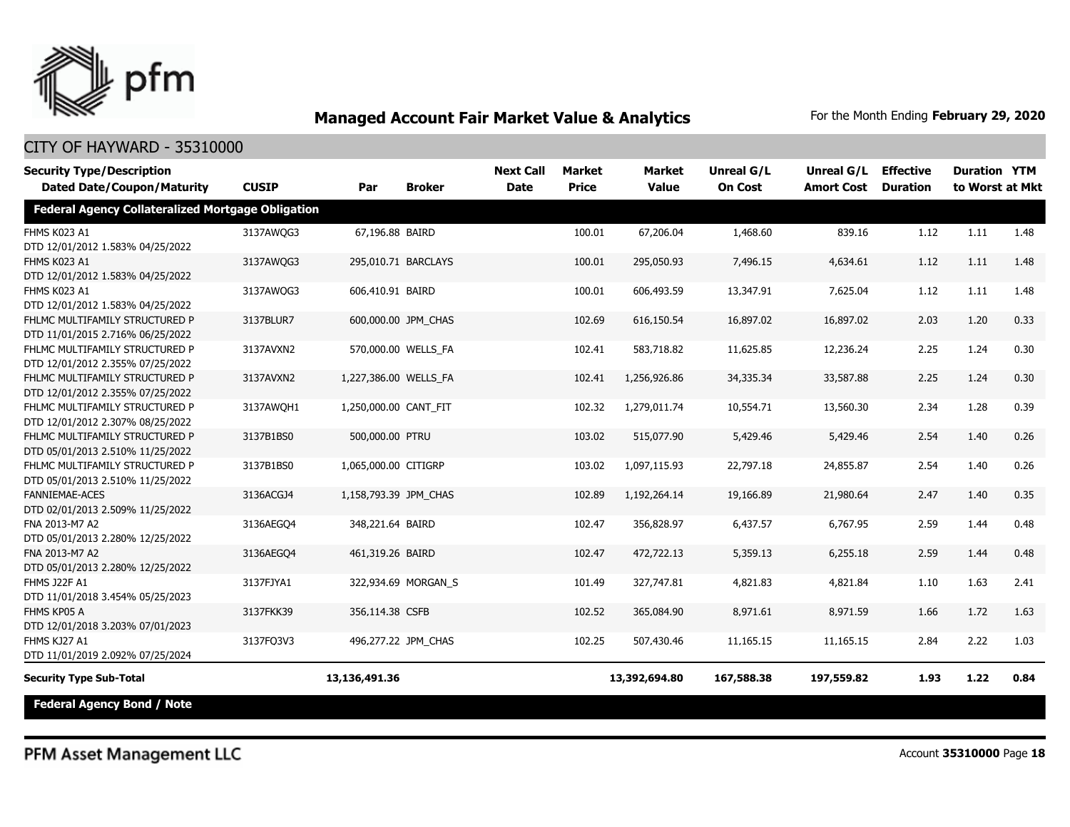# Managed Account Fair Market Value & Analytics

For the Month Ending **February 29, 2020**

## CITY OF HAYWARD - 35310000

| Security Type/Description Dated Date/Coupon/Maturity | CUSIP | Par | Broker | Next Call Date | Market Price | Market Value | Unreal G/L On Cost | Unreal G/L Amort Cost | Effective Duration | Duration to Worst | YTM at Mkt |
|---|---|---|---|---|---|---|---|---|---|---|---|
| **Federal Agency Collateralized Mortgage Obligation** | | | | | | | | | | | |
| FHMS K023 A1 DTD 12/01/2012 1.583% 04/25/2022 | 3137AWQG3 | 67,196.88 | BAIRD | | 100.01 | 67,206.04 | 1,468.60 | 839.16 | 1.12 | 1.11 | 1.48 |
| FHMS K023 A1 DTD 12/01/2012 1.583% 04/25/2022 | 3137AWQG3 | 295,010.71 | BARCLAYS | | 100.01 | 295,050.93 | 7,496.15 | 4,634.61 | 1.12 | 1.11 | 1.48 |
| FHMS K023 A1 DTD 12/01/2012 1.583% 04/25/2022 | 3137AWQG3 | 606,410.91 | BAIRD | | 100.01 | 606,493.59 | 13,347.91 | 7,625.04 | 1.12 | 1.11 | 1.48 |
| FHLMC MULTIFAMILY STRUCTURED P DTD 11/01/2015 2.716% 06/25/2022 | 3137BLUR7 | 600,000.00 | JPM_CHAS | | 102.69 | 616,150.54 | 16,897.02 | 16,897.02 | 2.03 | 1.20 | 0.33 |
| FHLMC MULTIFAMILY STRUCTURED P DTD 12/01/2012 2.355% 07/25/2022 | 3137AVXN2 | 570,000.00 | WELLS_FA | | 102.41 | 583,718.82 | 11,625.85 | 12,236.24 | 2.25 | 1.24 | 0.30 |
| FHLMC MULTIFAMILY STRUCTURED P DTD 12/01/2012 2.355% 07/25/2022 | 3137AVXN2 | 1,227,386.00 | WELLS_FA | | 102.41 | 1,256,926.86 | 34,335.34 | 33,587.88 | 2.25 | 1.24 | 0.30 |
| FHLMC MULTIFAMILY STRUCTURED P DTD 12/01/2012 2.307% 08/25/2022 | 3137AWQH1 | 1,250,000.00 | CANT_FIT | | 102.32 | 1,279,011.74 | 10,554.71 | 13,560.30 | 2.34 | 1.28 | 0.39 |
| FHLMC MULTIFAMILY STRUCTURED P DTD 05/01/2013 2.510% 11/25/2022 | 3137B1BS0 | 500,000.00 | PTRU | | 103.02 | 515,077.90 | 5,429.46 | 5,429.46 | 2.54 | 1.40 | 0.26 |
| FHLMC MULTIFAMILY STRUCTURED P DTD 05/01/2013 2.510% 11/25/2022 | 3137B1BS0 | 1,065,000.00 | CITIGRP | | 103.02 | 1,097,115.93 | 22,797.18 | 24,855.87 | 2.54 | 1.40 | 0.26 |
| FANNIEMAE-ACES DTD 02/01/2013 2.509% 11/25/2022 | 3136ACGJ4 | 1,158,793.39 | JPM_CHAS | | 102.89 | 1,192,264.14 | 19,166.89 | 21,980.64 | 2.47 | 1.40 | 0.35 |
| FNA 2013-M7 A2 DTD 05/01/2013 2.280% 12/25/2022 | 3136AEGQ4 | 348,221.64 | BAIRD | | 102.47 | 356,828.97 | 6,437.57 | 6,767.95 | 2.59 | 1.44 | 0.48 |
| FNA 2013-M7 A2 DTD 05/01/2013 2.280% 12/25/2022 | 3136AEGQ4 | 461,319.26 | BAIRD | | 102.47 | 472,722.13 | 5,359.13 | 6,255.18 | 2.59 | 1.44 | 0.48 |
| FHMS J22F A1 DTD 11/01/2018 3.454% 05/25/2023 | 3137FJYA1 | 322,934.69 | MORGAN_S | | 101.49 | 327,747.81 | 4,821.83 | 4,821.84 | 1.10 | 1.63 | 2.41 |
| FHMS KP05 A DTD 12/01/2018 3.203% 07/01/2023 | 3137FKK39 | 356,114.38 | CSFB | | 102.52 | 365,084.90 | 8,971.61 | 8,971.59 | 1.66 | 1.72 | 1.63 |
| FHMS KJ27 A1 DTD 11/01/2019 2.092% 07/25/2024 | 3137FQ3V3 | 496,277.22 | JPM_CHAS | | 102.25 | 507,430.46 | 11,165.15 | 11,165.15 | 2.84 | 2.22 | 1.03 |
| **Security Type Sub-Total** | | **13,136,491.36** | | | | **13,392,694.80** | **167,588.38** | **197,559.82** | **1.93** | **1.22** | **0.84** |
| **Federal Agency Bond / Note** | | | | | | | | | | | |

PFM Asset Management LLC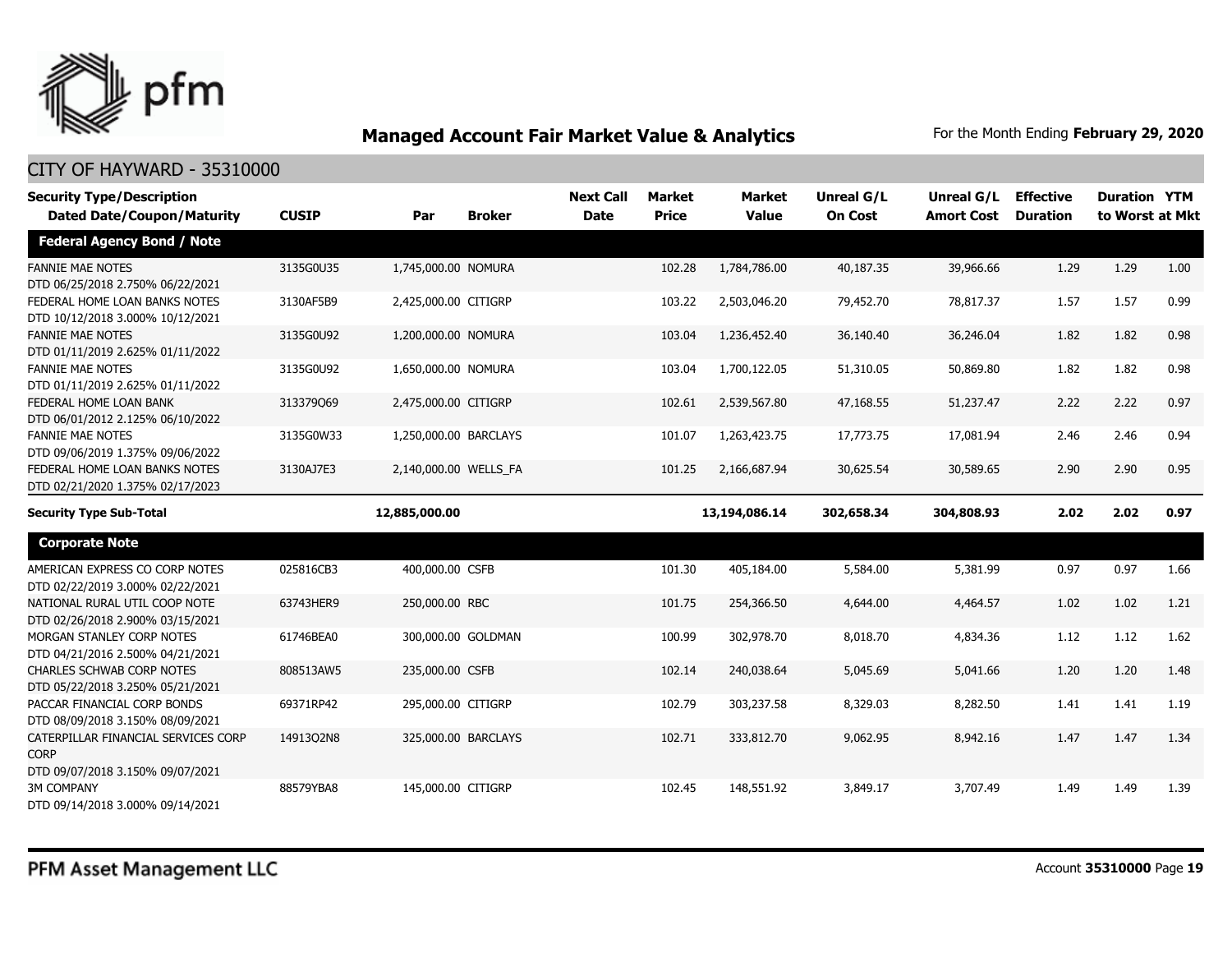## Managed Account Fair Market Value & Analytics

For the Month Ending **February 29, 2020**

CITY OF HAYWARD - 35310000

| Security Type/Description Dated Date/Coupon/Maturity | CUSIP | Par | Broker | Next Call Date | Market Price | Market Value | Unreal G/L On Cost | Unreal G/L Amort Cost | Effective Duration | Duration to Worst | YTM at Mkt |
|---|---|---|---|---|---|---|---|---|---|---|---|
| **Federal Agency Bond / Note** | | | | | | | | | | | |
| FANNIE MAE NOTES DTD 06/25/2018 2.750% 06/22/2021 | 3135G0U35 | 1,745,000.00 | NOMURA | | 102.28 | 1,784,786.00 | 40,187.35 | 39,966.66 | 1.29 | 1.29 | 1.00 |
| FEDERAL HOME LOAN BANKS NOTES DTD 10/12/2018 3.000% 10/12/2021 | 3130AF5B9 | 2,425,000.00 | CITIGRP | | 103.22 | 2,503,046.20 | 79,452.70 | 78,817.37 | 1.57 | 1.57 | 0.99 |
| FANNIE MAE NOTES DTD 01/11/2019 2.625% 01/11/2022 | 3135G0U92 | 1,200,000.00 | NOMURA | | 103.04 | 1,236,452.40 | 36,140.40 | 36,246.04 | 1.82 | 1.82 | 0.98 |
| FANNIE MAE NOTES DTD 01/11/2019 2.625% 01/11/2022 | 3135G0U92 | 1,650,000.00 | NOMURA | | 103.04 | 1,700,122.05 | 51,310.05 | 50,869.80 | 1.82 | 1.82 | 0.98 |
| FEDERAL HOME LOAN BANK DTD 06/01/2012 2.125% 06/10/2022 | 313379Q69 | 2,475,000.00 | CITIGRP | | 102.61 | 2,539,567.80 | 47,168.55 | 51,237.47 | 2.22 | 2.22 | 0.97 |
| FANNIE MAE NOTES DTD 09/06/2019 1.375% 09/06/2022 | 3135G0W33 | 1,250,000.00 | BARCLAYS | | 101.07 | 1,263,423.75 | 17,773.75 | 17,081.94 | 2.46 | 2.46 | 0.94 |
| FEDERAL HOME LOAN BANKS NOTES DTD 02/21/2020 1.375% 02/17/2023 | 3130AJ7E3 | 2,140,000.00 | WELLS_FA | | 101.25 | 2,166,687.94 | 30,625.54 | 30,589.65 | 2.90 | 2.90 | 0.95 |
| **Security Type Sub-Total** | | **12,885,000.00** | | | | **13,194,086.14** | **302,658.34** | **304,808.93** | **2.02** | **2.02** | **0.97** |
| **Corporate Note** | | | | | | | | | | | |
| AMERICAN EXPRESS CO CORP NOTES DTD 02/22/2019 3.000% 02/22/2021 | 025816CB3 | 400,000.00 | CSFB | | 101.30 | 405,184.00 | 5,584.00 | 5,381.99 | 0.97 | 0.97 | 1.66 |
| NATIONAL RURAL UTIL COOP NOTE DTD 02/26/2018 2.900% 03/15/2021 | 63743HER9 | 250,000.00 | RBC | | 101.75 | 254,366.50 | 4,644.00 | 4,464.57 | 1.02 | 1.02 | 1.21 |
| MORGAN STANLEY CORP NOTES DTD 04/21/2016 2.500% 04/21/2021 | 61746BEA0 | 300,000.00 | GOLDMAN | | 100.99 | 302,978.70 | 8,018.70 | 4,834.36 | 1.12 | 1.12 | 1.62 |
| CHARLES SCHWAB CORP NOTES DTD 05/22/2018 3.250% 05/21/2021 | 808513AW5 | 235,000.00 | CSFB | | 102.14 | 240,038.64 | 5,045.69 | 5,041.66 | 1.20 | 1.20 | 1.48 |
| PACCAR FINANCIAL CORP BONDS DTD 08/09/2018 3.150% 08/09/2021 | 69371RP42 | 295,000.00 | CITIGRP | | 102.79 | 303,237.58 | 8,329.03 | 8,282.50 | 1.41 | 1.41 | 1.19 |
| CATERPILLAR FINANCIAL SERVICES CORP CORP DTD 09/07/2018 3.150% 09/07/2021 | 14913Q2N8 | 325,000.00 | BARCLAYS | | 102.71 | 333,812.70 | 9,062.95 | 8,942.16 | 1.47 | 1.47 | 1.34 |
| 3M COMPANY DTD 09/14/2018 3.000% 09/14/2021 | 88579YBA8 | 145,000.00 | CITIGRP | | 102.45 | 148,551.92 | 3,849.17 | 3,707.49 | 1.49 | 1.49 | 1.39 |

PFM Asset Management LLC

Account **35310000**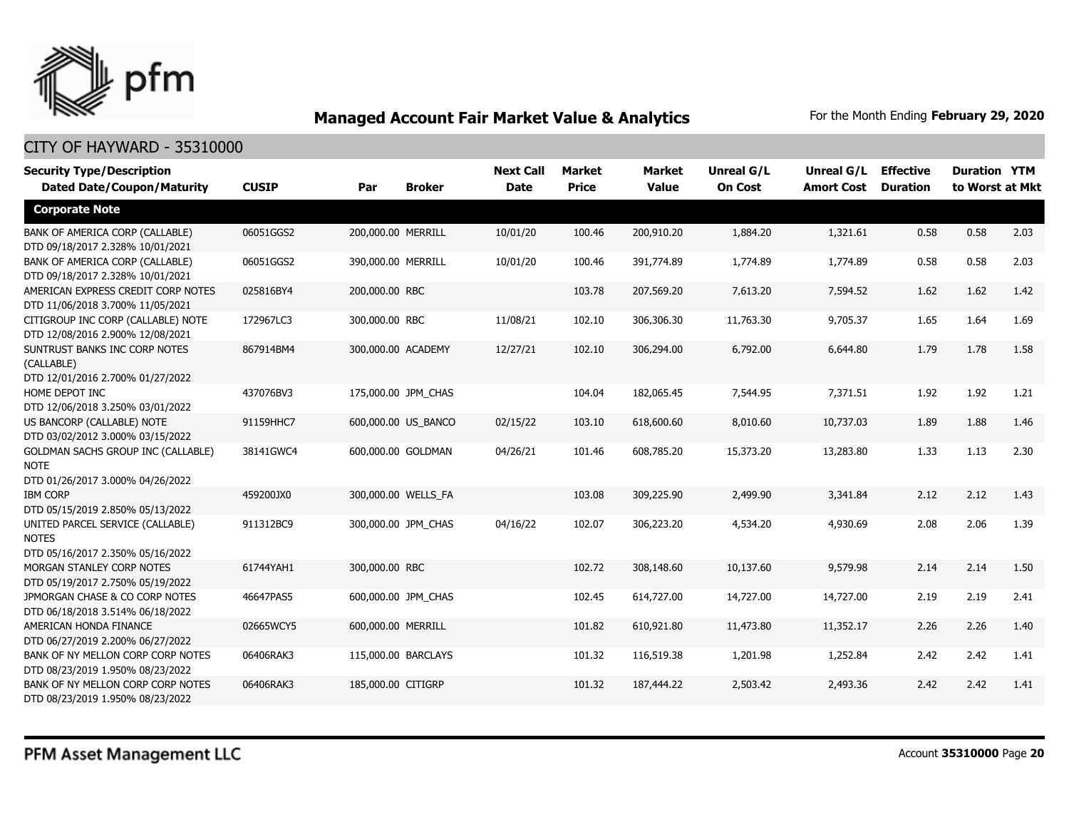## Managed Account Fair Market Value & Analytics

For the Month Ending **February 29, 2020**

CITY OF HAYWARD - 35310000

| Security Type/Description Dated Date/Coupon/Maturity | CUSIP | Par | Broker | Next Call Date | Market Price | Market Value | Unreal G/L On Cost | Unreal G/L Amort Cost | Effective Duration | Duration to Worst | YTM at Mkt |
|---|---|---|---|---|---|---|---|---|---|---|---|
| **Corporate Note** | | | | | | | | | | | |
| BANK OF AMERICA CORP (CALLABLE) DTD 09/18/2017 2.328% 10/01/2021 | 06051GGS2 | 200,000.00 | MERRILL | 10/01/20 | 100.46 | 200,910.20 | 1,884.20 | 1,321.61 | 0.58 | 0.58 | 2.03 |
| BANK OF AMERICA CORP (CALLABLE) DTD 09/18/2017 2.328% 10/01/2021 | 06051GGS2 | 390,000.00 | MERRILL | 10/01/20 | 100.46 | 391,774.89 | 1,774.89 | 1,774.89 | 0.58 | 0.58 | 2.03 |
| AMERICAN EXPRESS CREDIT CORP NOTES DTD 11/06/2018 3.700% 11/05/2021 | 025816BY4 | 200,000.00 | RBC | | 103.78 | 207,569.20 | 7,613.20 | 7,594.52 | 1.62 | 1.62 | 1.42 |
| CITIGROUP INC CORP (CALLABLE) NOTE DTD 12/08/2016 2.900% 12/08/2021 | 172967LC3 | 300,000.00 | RBC | 11/08/21 | 102.10 | 306,306.30 | 11,763.30 | 9,705.37 | 1.65 | 1.64 | 1.69 |
| SUNTRUST BANKS INC CORP NOTES (CALLABLE) DTD 12/01/2016 2.700% 01/27/2022 | 867914BM4 | 300,000.00 | ACADEMY | 12/27/21 | 102.10 | 306,294.00 | 6,792.00 | 6,644.80 | 1.79 | 1.78 | 1.58 |
| HOME DEPOT INC DTD 12/06/2018 3.250% 03/01/2022 | 437076BV3 | 175,000.00 | JPM_CHAS | | 104.04 | 182,065.45 | 7,544.95 | 7,371.51 | 1.92 | 1.92 | 1.21 |
| US BANCORP (CALLABLE) NOTE DTD 03/02/2012 3.000% 03/15/2022 | 91159HHC7 | 600,000.00 | US_BANCO | 02/15/22 | 103.10 | 618,600.60 | 8,010.60 | 10,737.03 | 1.89 | 1.88 | 1.46 |
| GOLDMAN SACHS GROUP INC (CALLABLE) NOTE DTD 01/26/2017 3.000% 04/26/2022 | 38141GWC4 | 600,000.00 | GOLDMAN | 04/26/21 | 101.46 | 608,785.20 | 15,373.20 | 13,283.80 | 1.33 | 1.13 | 2.30 |
| IBM CORP DTD 05/15/2019 2.850% 05/13/2022 | 459200JX0 | 300,000.00 | WELLS_FA | | 103.08 | 309,225.90 | 2,499.90 | 3,341.84 | 2.12 | 2.12 | 1.43 |
| UNITED PARCEL SERVICE (CALLABLE) NOTES DTD 05/16/2017 2.350% 05/16/2022 | 911312BC9 | 300,000.00 | JPM_CHAS | 04/16/22 | 102.07 | 306,223.20 | 4,534.20 | 4,930.69 | 2.08 | 2.06 | 1.39 |
| MORGAN STANLEY CORP NOTES DTD 05/19/2017 2.750% 05/19/2022 | 61744YAH1 | 300,000.00 | RBC | | 102.72 | 308,148.60 | 10,137.60 | 9,579.98 | 2.14 | 2.14 | 1.50 |
| JPMORGAN CHASE & CO CORP NOTES DTD 06/18/2018 3.514% 06/18/2022 | 46647PAS5 | 600,000.00 | JPM_CHAS | | 102.45 | 614,727.00 | 14,727.00 | 14,727.00 | 2.19 | 2.19 | 2.41 |
| AMERICAN HONDA FINANCE DTD 06/27/2019 2.200% 06/27/2022 | 02665WCY5 | 600,000.00 | MERRILL | | 101.82 | 610,921.80 | 11,473.80 | 11,352.17 | 2.26 | 2.26 | 1.40 |
| BANK OF NY MELLON CORP CORP NOTES DTD 08/23/2019 1.950% 08/23/2022 | 06406RAK3 | 115,000.00 | BARCLAYS | | 101.32 | 116,519.38 | 1,201.98 | 1,252.84 | 2.42 | 2.42 | 1.41 |
| BANK OF NY MELLON CORP CORP NOTES DTD 08/23/2019 1.950% 08/23/2022 | 06406RAK3 | 185,000.00 | CITIGRP | | 101.32 | 187,444.22 | 2,503.42 | 2,493.36 | 2.42 | 2.42 | 1.41 |

PFM Asset Management LLC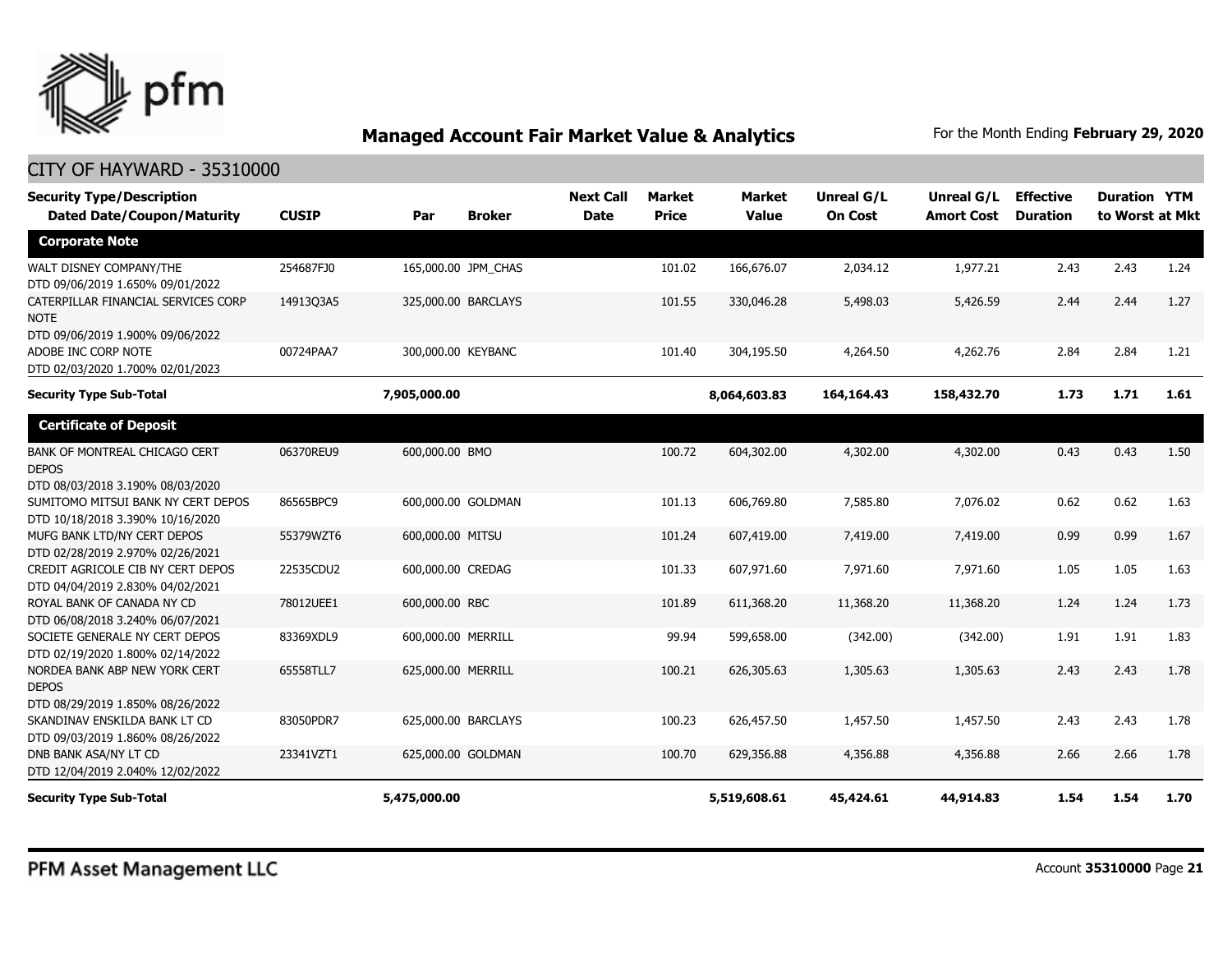# Managed Account Fair Market Value & Analytics

For the Month Ending **February 29, 2020**

## CITY OF HAYWARD - 35310000

| Security Type/Description Dated Date/Coupon/Maturity | CUSIP | Par | Broker | Next Call Date | Market Price | Market Value | Unreal G/L On Cost | Unreal G/L Amort Cost | Effective Duration | Duration to Worst | YTM at Mkt |
|---|---|---|---|---|---|---|---|---|---|---|---|
| **Corporate Note** | | | | | | | | | | | |
| WALT DISNEY COMPANY/THE DTD 09/06/2019 1.650% 09/01/2022 | 254687FJ0 | 165,000.00 | JPM_CHAS | | 101.02 | 166,676.07 | 2,034.12 | 1,977.21 | 2.43 | 2.43 | 1.24 |
| CATERPILLAR FINANCIAL SERVICES CORP NOTE DTD 09/06/2019 1.900% 09/06/2022 | 14913Q3A5 | 325,000.00 | BARCLAYS | | 101.55 | 330,046.28 | 5,498.03 | 5,426.59 | 2.44 | 2.44 | 1.27 |
| ADOBE INC CORP NOTE DTD 02/03/2020 1.700% 02/01/2023 | 00724PAA7 | 300,000.00 | KEYBANC | | 101.40 | 304,195.50 | 4,264.50 | 4,262.76 | 2.84 | 2.84 | 1.21 |
| **Security Type Sub-Total** | | **7,905,000.00** | | | | **8,064,603.83** | **164,164.43** | **158,432.70** | **1.73** | **1.71** | **1.61** |
| **Certificate of Deposit** | | | | | | | | | | | |
| BANK OF MONTREAL CHICAGO CERT DEPOS DTD 08/03/2018 3.190% 08/03/2020 | 06370REU9 | 600,000.00 | BMO | | 100.72 | 604,302.00 | 4,302.00 | 4,302.00 | 0.43 | 0.43 | 1.50 |
| SUMITOMO MITSUI BANK NY CERT DEPOS DTD 10/18/2018 3.390% 10/16/2020 | 86565BPC9 | 600,000.00 | GOLDMAN | | 101.13 | 606,769.80 | 7,585.80 | 7,076.02 | 0.62 | 0.62 | 1.63 |
| MUFG BANK LTD/NY CERT DEPOS DTD 02/28/2019 2.970% 02/26/2021 | 55379WZT6 | 600,000.00 | MITSU | | 101.24 | 607,419.00 | 7,419.00 | 7,419.00 | 0.99 | 0.99 | 1.67 |
| CREDIT AGRICOLE CIB NY CERT DEPOS DTD 04/04/2019 2.830% 04/02/2021 | 22535CDU2 | 600,000.00 | CREDAG | | 101.33 | 607,971.60 | 7,971.60 | 7,971.60 | 1.05 | 1.05 | 1.63 |
| ROYAL BANK OF CANADA NY CD DTD 06/08/2018 3.240% 06/07/2021 | 78012UEE1 | 600,000.00 | RBC | | 101.89 | 611,368.20 | 11,368.20 | 11,368.20 | 1.24 | 1.24 | 1.73 |
| SOCIETE GENERALE NY CERT DEPOS DTD 02/19/2020 1.800% 02/14/2022 | 83369XDL9 | 600,000.00 | MERRILL | | 99.94 | 599,658.00 | (342.00) | (342.00) | 1.91 | 1.91 | 1.83 |
| NORDEA BANK ABP NEW YORK CERT DEPOS DTD 08/29/2019 1.850% 08/26/2022 | 65558TLL7 | 625,000.00 | MERRILL | | 100.21 | 626,305.63 | 1,305.63 | 1,305.63 | 2.43 | 2.43 | 1.78 |
| SKANDINAV ENSKILDA BANK LT CD DTD 09/03/2019 1.860% 08/26/2022 | 83050PDR7 | 625,000.00 | BARCLAYS | | 100.23 | 626,457.50 | 1,457.50 | 1,457.50 | 2.43 | 2.43 | 1.78 |
| DNB BANK ASA/NY LT CD DTD 12/04/2019 2.040% 12/02/2022 | 23341VZT1 | 625,000.00 | GOLDMAN | | 100.70 | 629,356.88 | 4,356.88 | 4,356.88 | 2.66 | 2.66 | 1.78 |
| **Security Type Sub-Total** | | **5,475,000.00** | | | | **5,519,608.61** | **45,424.61** | **44,914.83** | **1.54** | **1.54** | **1.70** |

PFM Asset Management LLC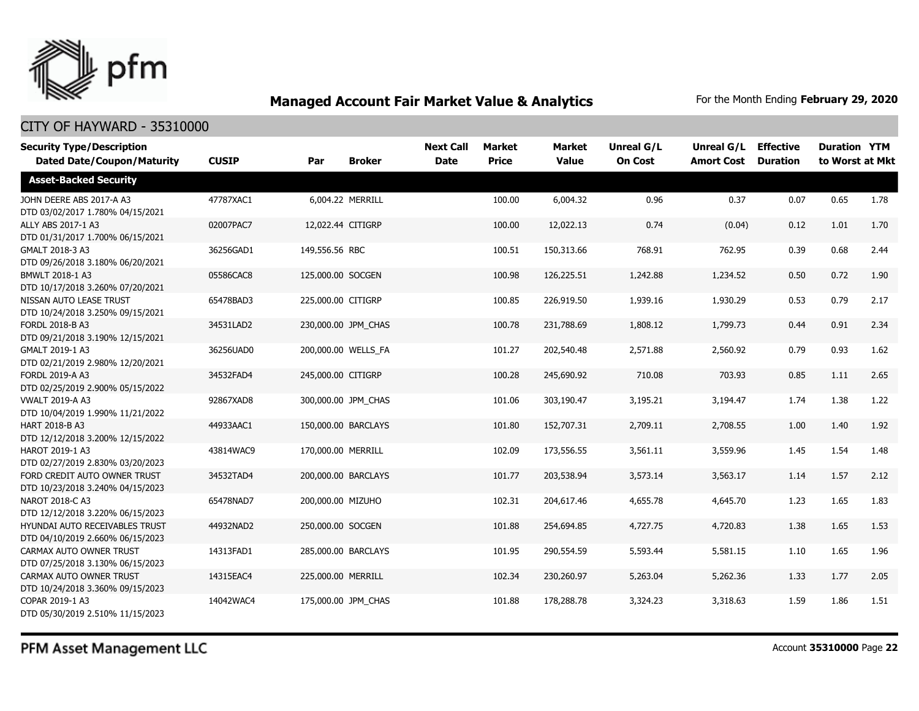# Managed Account Fair Market Value & Analytics

For the Month Ending **February 29, 2020**

## CITY OF HAYWARD - 35310000

| Security Type/Description Dated Date/Coupon/Maturity | CUSIP | Par | Broker | Next Call Date | Market Price | Market Value | Unreal G/L On Cost | Unreal G/L Amort Cost | Effective Duration | Duration to Worst | YTM at Mkt |
|---|---|---|---|---|---|---|---|---|---|---|---|
| **Asset-Backed Security** | | | | | | | | | | | |
| JOHN DEERE ABS 2017-A A3 DTD 03/02/2017 1.780% 04/15/2021 | 47787XAC1 | 6,004.22 | MERRILL | | 100.00 | 6,004.32 | 0.96 | 0.37 | 0.07 | 0.65 | 1.78 |
| ALLY ABS 2017-1 A3 DTD 01/31/2017 1.700% 06/15/2021 | 02007PAC7 | 12,022.44 | CITIGRP | | 100.00 | 12,022.13 | 0.74 | (0.04) | 0.12 | 1.01 | 1.70 |
| GMALT 2018-3 A3 DTD 09/26/2018 3.180% 06/20/2021 | 36256GAD1 | 149,556.56 | RBC | | 100.51 | 150,313.66 | 768.91 | 762.95 | 0.39 | 0.68 | 2.44 |
| BMWLT 2018-1 A3 DTD 10/17/2018 3.260% 07/20/2021 | 05586CAC8 | 125,000.00 | SOCGEN | | 100.98 | 126,225.51 | 1,242.88 | 1,234.52 | 0.50 | 0.72 | 1.90 |
| NISSAN AUTO LEASE TRUST DTD 10/24/2018 3.250% 09/15/2021 | 65478BAD3 | 225,000.00 | CITIGRP | | 100.85 | 226,919.50 | 1,939.16 | 1,930.29 | 0.53 | 0.79 | 2.17 |
| FORDL 2018-B A3 DTD 09/21/2018 3.190% 12/15/2021 | 34531LAD2 | 230,000.00 | JPM_CHAS | | 100.78 | 231,788.69 | 1,808.12 | 1,799.73 | 0.44 | 0.91 | 2.34 |
| GMALT 2019-1 A3 DTD 02/21/2019 2.980% 12/20/2021 | 36256UAD0 | 200,000.00 | WELLS_FA | | 101.27 | 202,540.48 | 2,571.88 | 2,560.92 | 0.79 | 0.93 | 1.62 |
| FORDL 2019-A A3 DTD 02/25/2019 2.900% 05/15/2022 | 34532FAD4 | 245,000.00 | CITIGRP | | 100.28 | 245,690.92 | 710.08 | 703.93 | 0.85 | 1.11 | 2.65 |
| VWALT 2019-A A3 DTD 10/04/2019 1.990% 11/21/2022 | 92867XAD8 | 300,000.00 | JPM_CHAS | | 101.06 | 303,190.47 | 3,195.21 | 3,194.47 | 1.74 | 1.38 | 1.22 |
| HART 2018-B A3 DTD 12/12/2018 3.200% 12/15/2022 | 44933AAC1 | 150,000.00 | BARCLAYS | | 101.80 | 152,707.31 | 2,709.11 | 2,708.55 | 1.00 | 1.40 | 1.92 |
| HAROT 2019-1 A3 DTD 02/27/2019 2.830% 03/20/2023 | 43814WAC9 | 170,000.00 | MERRILL | | 102.09 | 173,556.55 | 3,561.11 | 3,559.96 | 1.45 | 1.54 | 1.48 |
| FORD CREDIT AUTO OWNER TRUST DTD 10/23/2018 3.240% 04/15/2023 | 34532TAD4 | 200,000.00 | BARCLAYS | | 101.77 | 203,538.94 | 3,573.14 | 3,563.17 | 1.14 | 1.57 | 2.12 |
| NAROT 2018-C A3 DTD 12/12/2018 3.220% 06/15/2023 | 65478NAD7 | 200,000.00 | MIZUHO | | 102.31 | 204,617.46 | 4,655.78 | 4,645.70 | 1.23 | 1.65 | 1.83 |
| HYUNDAI AUTO RECEIVABLES TRUST DTD 04/10/2019 2.660% 06/15/2023 | 44932NAD2 | 250,000.00 | SOCGEN | | 101.88 | 254,694.85 | 4,727.75 | 4,720.83 | 1.38 | 1.65 | 1.53 |
| CARMAX AUTO OWNER TRUST DTD 07/25/2018 3.130% 06/15/2023 | 14313FAD1 | 285,000.00 | BARCLAYS | | 101.95 | 290,554.59 | 5,593.44 | 5,581.15 | 1.10 | 1.65 | 1.96 |
| CARMAX AUTO OWNER TRUST DTD 10/24/2018 3.360% 09/15/2023 | 14315EAC4 | 225,000.00 | MERRILL | | 102.34 | 230,260.97 | 5,263.04 | 5,262.36 | 1.33 | 1.77 | 2.05 |
| COPAR 2019-1 A3 DTD 05/30/2019 2.510% 11/15/2023 | 14042WAC4 | 175,000.00 | JPM_CHAS | | 101.88 | 178,288.78 | 3,324.23 | 3,318.63 | 1.59 | 1.86 | 1.51 |

PFM Asset Management LLC

Account **35310000** Page **22**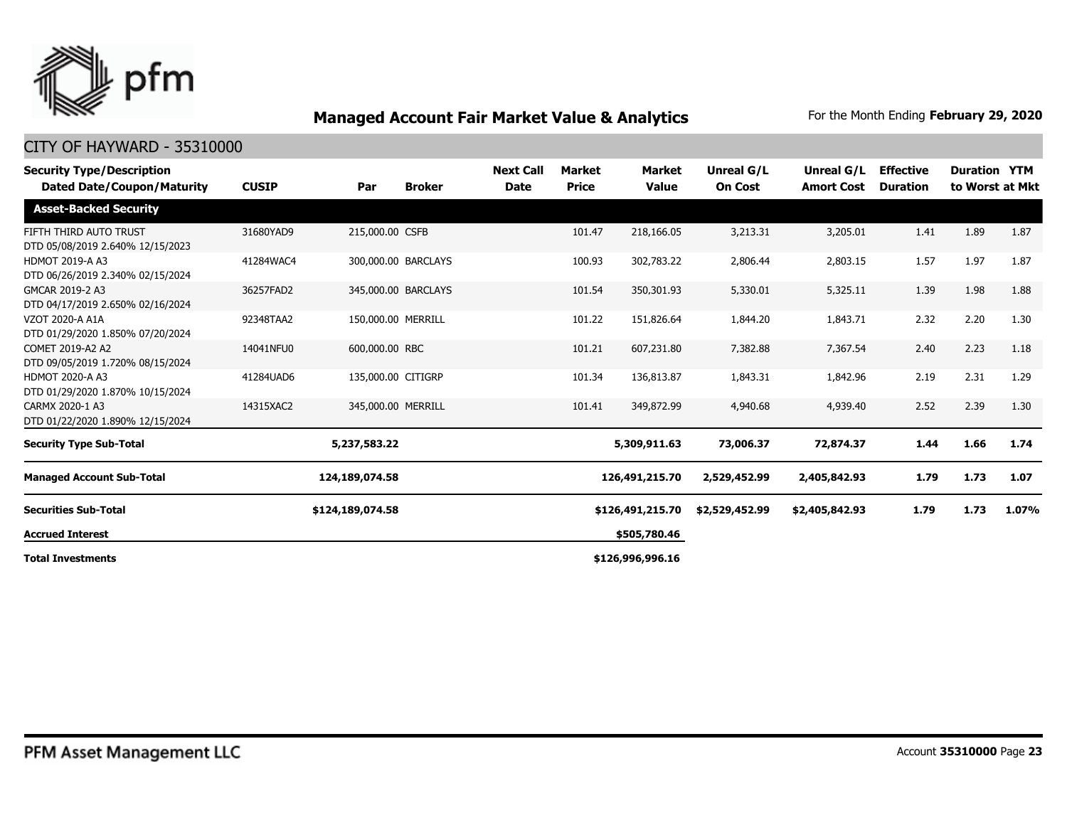## Managed Account Fair Market Value & Analytics

For the Month Ending **February 29, 2020**

CITY OF HAYWARD - 35310000

| Security Type/Description<br>Dated Date/Coupon/Maturity | CUSIP | Par | Broker | Next Call Date | Market Price | Market Value | Unreal G/L On Cost | Unreal G/L Amort Cost | Effective Duration | Duration to Worst | YTM at Mkt |
|---|---|---|---|---|---|---|---|---|---|---|---|
| **Asset-Backed Security** | | | | | | | | | | | |
| FIFTH THIRD AUTO TRUST<br>DTD 05/08/2019 2.640% 12/15/2023 | 31680YAD9 | 215,000.00 | CSFB | | 101.47 | 218,166.05 | 3,213.31 | 3,205.01 | 1.41 | 1.89 | 1.87 |
| HDMOT 2019-A A3<br>DTD 06/26/2019 2.340% 02/15/2024 | 41284WAC4 | 300,000.00 | BARCLAYS | | 100.93 | 302,783.22 | 2,806.44 | 2,803.15 | 1.57 | 1.97 | 1.87 |
| GMCAR 2019-2 A3<br>DTD 04/17/2019 2.650% 02/16/2024 | 36257FAD2 | 345,000.00 | BARCLAYS | | 101.54 | 350,301.93 | 5,330.01 | 5,325.11 | 1.39 | 1.98 | 1.88 |
| VZOT 2020-A A1A<br>DTD 01/29/2020 1.850% 07/20/2024 | 92348TAA2 | 150,000.00 | MERRILL | | 101.22 | 151,826.64 | 1,844.20 | 1,843.71 | 2.32 | 2.20 | 1.30 |
| COMET 2019-A2 A2<br>DTD 09/05/2019 1.720% 08/15/2024 | 14041NFU0 | 600,000.00 | RBC | | 101.21 | 607,231.80 | 7,382.88 | 7,367.54 | 2.40 | 2.23 | 1.18 |
| HDMOT 2020-A A3<br>DTD 01/29/2020 1.870% 10/15/2024 | 41284UAD6 | 135,000.00 | CITIGRP | | 101.34 | 136,813.87 | 1,843.31 | 1,842.96 | 2.19 | 2.31 | 1.29 |
| CARMX 2020-1 A3<br>DTD 01/22/2020 1.890% 12/15/2024 | 14315XAC2 | 345,000.00 | MERRILL | | 101.41 | 349,872.99 | 4,940.68 | 4,939.40 | 2.52 | 2.39 | 1.30 |
| **Security Type Sub-Total** | | **5,237,583.22** | | | | **5,309,911.63** | **73,006.37** | **72,874.37** | **1.44** | **1.66** | **1.74** |
| **Managed Account Sub-Total** | | **124,189,074.58** | | | | **126,491,215.70** | **2,529,452.99** | **2,405,842.93** | **1.79** | **1.73** | **1.07** |
| **Securities Sub-Total** | | **$124,189,074.58** | | | | **$126,491,215.70** | **$2,529,452.99** | **$2,405,842.93** | **1.79** | **1.73** | **1.07%** |
| **Accrued Interest** | | | | | | **$505,780.46** | | | | | |
| **Total Investments** | | | | | | **$126,996,996.16** | | | | | |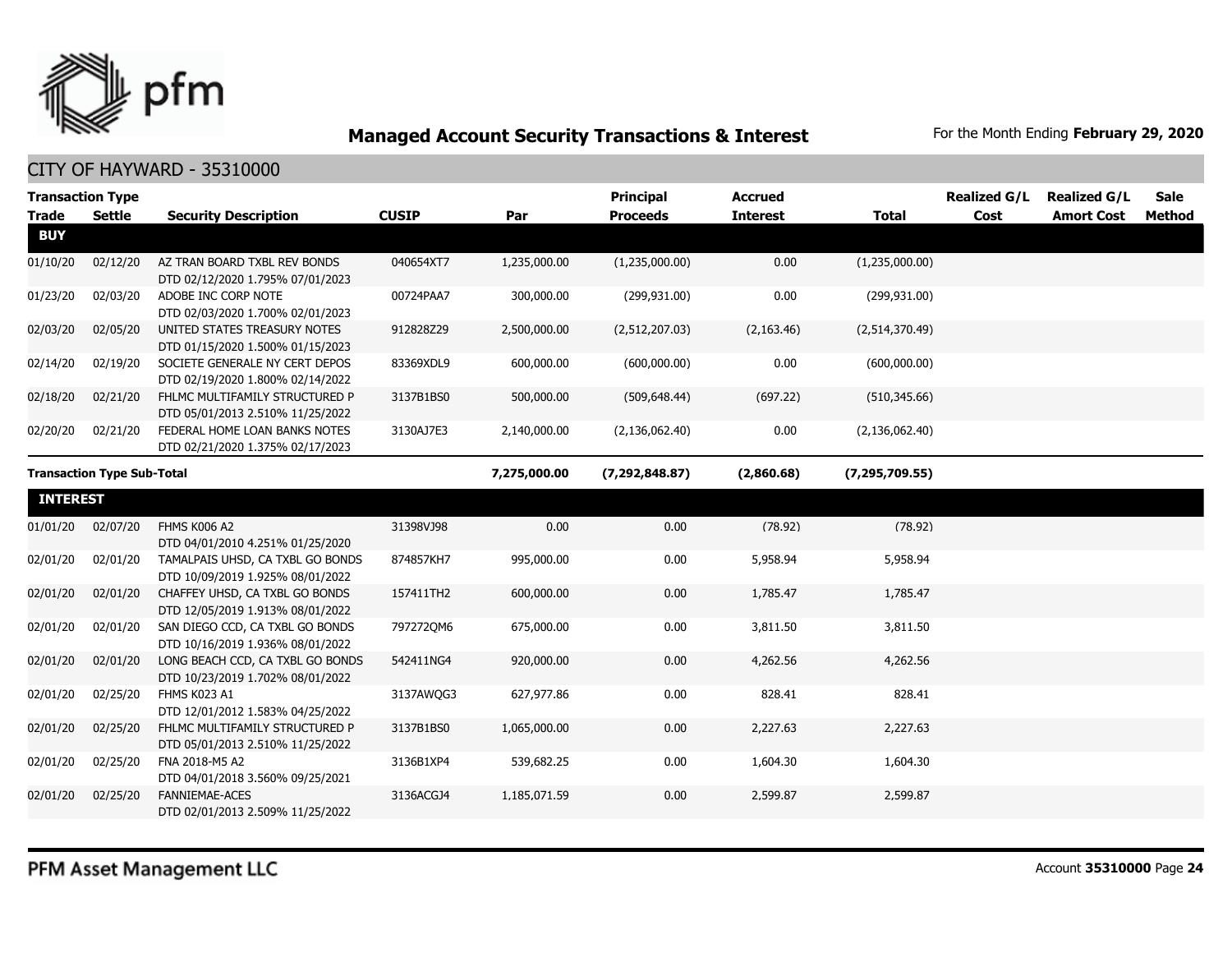## Managed Account Security Transactions & Interest

For the Month Ending **February 29, 2020**

CITY OF HAYWARD - 35310000

| Transaction Type Trade | Settle | Security Description | CUSIP | Par | Principal Proceeds | Accrued Interest | Total | Realized G/L Cost | Realized G/L Amort Cost | Sale Method |
|---|---|---|---|---|---|---|---|---|---|---|
| **BUY** | | | | | | | | | | |
| 01/10/20 | 02/12/20 | AZ TRAN BOARD TXBL REV BONDS DTD 02/12/2020 1.795% 07/01/2023 | 040654XT7 | 1,235,000.00 | (1,235,000.00) | 0.00 | (1,235,000.00) | | | |
| 01/23/20 | 02/03/20 | ADOBE INC CORP NOTE DTD 02/03/2020 1.700% 02/01/2023 | 00724PAA7 | 300,000.00 | (299,931.00) | 0.00 | (299,931.00) | | | |
| 02/03/20 | 02/05/20 | UNITED STATES TREASURY NOTES DTD 01/15/2020 1.500% 01/15/2023 | 912828Z29 | 2,500,000.00 | (2,512,207.03) | (2,163.46) | (2,514,370.49) | | | |
| 02/14/20 | 02/19/20 | SOCIETE GENERALE NY CERT DEPOS DTD 02/19/2020 1.800% 02/14/2022 | 83369XDL9 | 600,000.00 | (600,000.00) | 0.00 | (600,000.00) | | | |
| 02/18/20 | 02/21/20 | FHLMC MULTIFAMILY STRUCTURED P DTD 05/01/2013 2.510% 11/25/2022 | 3137B1BS0 | 500,000.00 | (509,648.44) | (697.22) | (510,345.66) | | | |
| 02/20/20 | 02/21/20 | FEDERAL HOME LOAN BANKS NOTES DTD 02/21/2020 1.375% 02/17/2023 | 3130AJ7E3 | 2,140,000.00 | (2,136,062.40) | 0.00 | (2,136,062.40) | | | |
| **Transaction Type Sub-Total** | | | | **7,275,000.00** | **(7,292,848.87)** | **(2,860.68)** | **(7,295,709.55)** | | | |
| **INTEREST** | | | | | | | | | | |
| 01/01/20 | 02/07/20 | FHMS K006 A2 DTD 04/01/2010 4.251% 01/25/2020 | 31398VJ98 | 0.00 | 0.00 | (78.92) | (78.92) | | | |
| 02/01/20 | 02/01/20 | TAMALPAIS UHSD, CA TXBL GO BONDS DTD 10/09/2019 1.925% 08/01/2022 | 874857KH7 | 995,000.00 | 0.00 | 5,958.94 | 5,958.94 | | | |
| 02/01/20 | 02/01/20 | CHAFFEY UHSD, CA TXBL GO BONDS DTD 12/05/2019 1.913% 08/01/2022 | 157411TH2 | 600,000.00 | 0.00 | 1,785.47 | 1,785.47 | | | |
| 02/01/20 | 02/01/20 | SAN DIEGO CCD, CA TXBL GO BONDS DTD 10/16/2019 1.936% 08/01/2022 | 797272QM6 | 675,000.00 | 0.00 | 3,811.50 | 3,811.50 | | | |
| 02/01/20 | 02/01/20 | LONG BEACH CCD, CA TXBL GO BONDS DTD 10/23/2019 1.702% 08/01/2022 | 542411NG4 | 920,000.00 | 0.00 | 4,262.56 | 4,262.56 | | | |
| 02/01/20 | 02/25/20 | FHMS K023 A1 DTD 12/01/2012 1.583% 04/25/2022 | 3137AWQG3 | 627,977.86 | 0.00 | 828.41 | 828.41 | | | |
| 02/01/20 | 02/25/20 | FHLMC MULTIFAMILY STRUCTURED P DTD 05/01/2013 2.510% 11/25/2022 | 3137B1BS0 | 1,065,000.00 | 0.00 | 2,227.63 | 2,227.63 | | | |
| 02/01/20 | 02/25/20 | FNA 2018-M5 A2 DTD 04/01/2018 3.560% 09/25/2021 | 3136B1XP4 | 539,682.25 | 0.00 | 1,604.30 | 1,604.30 | | | |
| 02/01/20 | 02/25/20 | FANNIEMAE-ACES DTD 02/01/2013 2.509% 11/25/2022 | 3136ACGJ4 | 1,185,071.59 | 0.00 | 2,599.87 | 2,599.87 | | | |

PFM Asset Management LLC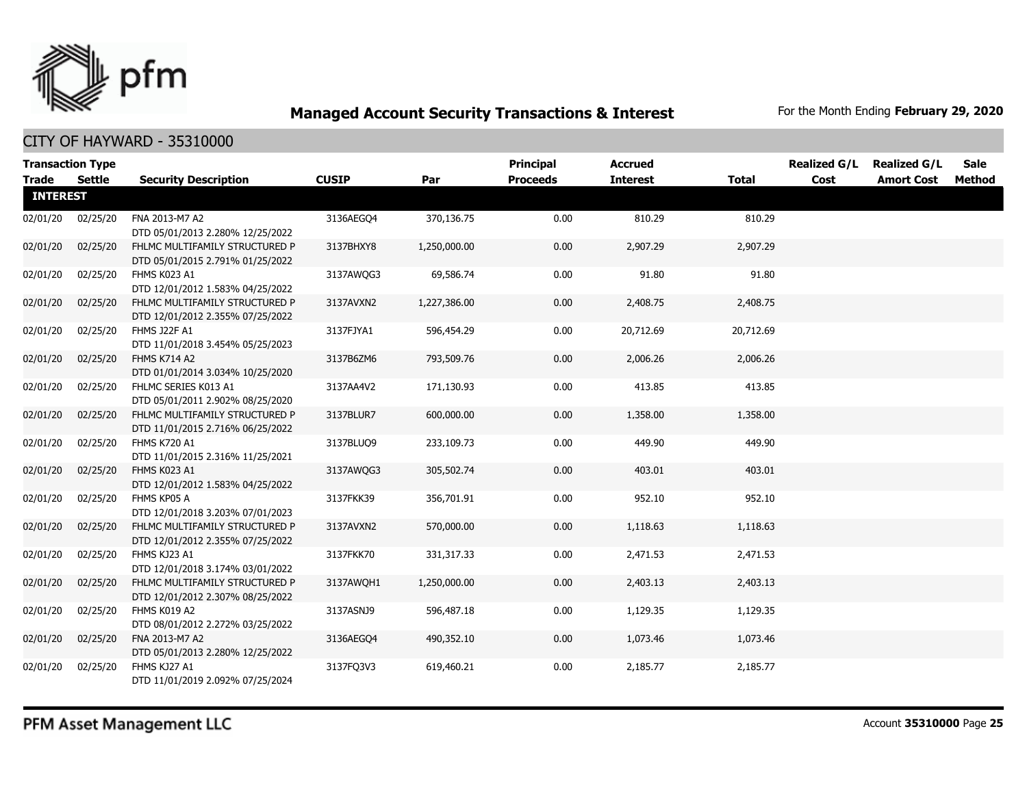# Managed Account Security Transactions & Interest

For the Month Ending **February 29, 2020**

## CITY OF HAYWARD - 35310000

| Transaction Type Trade | Settle | Security Description | CUSIP | Par | Principal Proceeds | Accrued Interest | Total | Realized G/L Cost | Realized G/L Amort Cost | Sale Method |
|---|---|---|---|---|---|---|---|---|---|---|
| **INTEREST** | | | | | | | | | | |
| 02/01/20 | 02/25/20 | FNA 2013-M7 A2 DTD 05/01/2013 2.280% 12/25/2022 | 3136AEGQ4 | 370,136.75 | 0.00 | 810.29 | 810.29 | | | |
| 02/01/20 | 02/25/20 | FHLMC MULTIFAMILY STRUCTURED P DTD 05/01/2015 2.791% 01/25/2022 | 3137BHXY8 | 1,250,000.00 | 0.00 | 2,907.29 | 2,907.29 | | | |
| 02/01/20 | 02/25/20 | FHMS K023 A1 DTD 12/01/2012 1.583% 04/25/2022 | 3137AWQG3 | 69,586.74 | 0.00 | 91.80 | 91.80 | | | |
| 02/01/20 | 02/25/20 | FHLMC MULTIFAMILY STRUCTURED P DTD 12/01/2012 2.355% 07/25/2022 | 3137AVXN2 | 1,227,386.00 | 0.00 | 2,408.75 | 2,408.75 | | | |
| 02/01/20 | 02/25/20 | FHMS J22F A1 DTD 11/01/2018 3.454% 05/25/2023 | 3137FJYA1 | 596,454.29 | 0.00 | 20,712.69 | 20,712.69 | | | |
| 02/01/20 | 02/25/20 | FHMS K714 A2 DTD 01/01/2014 3.034% 10/25/2020 | 3137B6ZM6 | 793,509.76 | 0.00 | 2,006.26 | 2,006.26 | | | |
| 02/01/20 | 02/25/20 | FHLMC SERIES K013 A1 DTD 05/01/2011 2.902% 08/25/2020 | 3137AA4V2 | 171,130.93 | 0.00 | 413.85 | 413.85 | | | |
| 02/01/20 | 02/25/20 | FHLMC MULTIFAMILY STRUCTURED P DTD 11/01/2015 2.716% 06/25/2022 | 3137BLUR7 | 600,000.00 | 0.00 | 1,358.00 | 1,358.00 | | | |
| 02/01/20 | 02/25/20 | FHMS K720 A1 DTD 11/01/2015 2.316% 11/25/2021 | 3137BLUQ9 | 233,109.73 | 0.00 | 449.90 | 449.90 | | | |
| 02/01/20 | 02/25/20 | FHMS K023 A1 DTD 12/01/2012 1.583% 04/25/2022 | 3137AWQG3 | 305,502.74 | 0.00 | 403.01 | 403.01 | | | |
| 02/01/20 | 02/25/20 | FHMS KP05 A DTD 12/01/2018 3.203% 07/01/2023 | 3137FKK39 | 356,701.91 | 0.00 | 952.10 | 952.10 | | | |
| 02/01/20 | 02/25/20 | FHLMC MULTIFAMILY STRUCTURED P DTD 12/01/2012 2.355% 07/25/2022 | 3137AVXN2 | 570,000.00 | 0.00 | 1,118.63 | 1,118.63 | | | |
| 02/01/20 | 02/25/20 | FHMS KJ23 A1 DTD 12/01/2018 3.174% 03/01/2022 | 3137FKK70 | 331,317.33 | 0.00 | 2,471.53 | 2,471.53 | | | |
| 02/01/20 | 02/25/20 | FHLMC MULTIFAMILY STRUCTURED P DTD 12/01/2012 2.307% 08/25/2022 | 3137AWQH1 | 1,250,000.00 | 0.00 | 2,403.13 | 2,403.13 | | | |
| 02/01/20 | 02/25/20 | FHMS K019 A2 DTD 08/01/2012 2.272% 03/25/2022 | 3137ASNJ9 | 596,487.18 | 0.00 | 1,129.35 | 1,129.35 | | | |
| 02/01/20 | 02/25/20 | FNA 2013-M7 A2 DTD 05/01/2013 2.280% 12/25/2022 | 3136AEGQ4 | 490,352.10 | 0.00 | 1,073.46 | 1,073.46 | | | |
| 02/01/20 | 02/25/20 | FHMS KJ27 A1 DTD 11/01/2019 2.092% 07/25/2024 | 3137FQ3V3 | 619,460.21 | 0.00 | 2,185.77 | 2,185.77 | | | |

PFM Asset Management LLC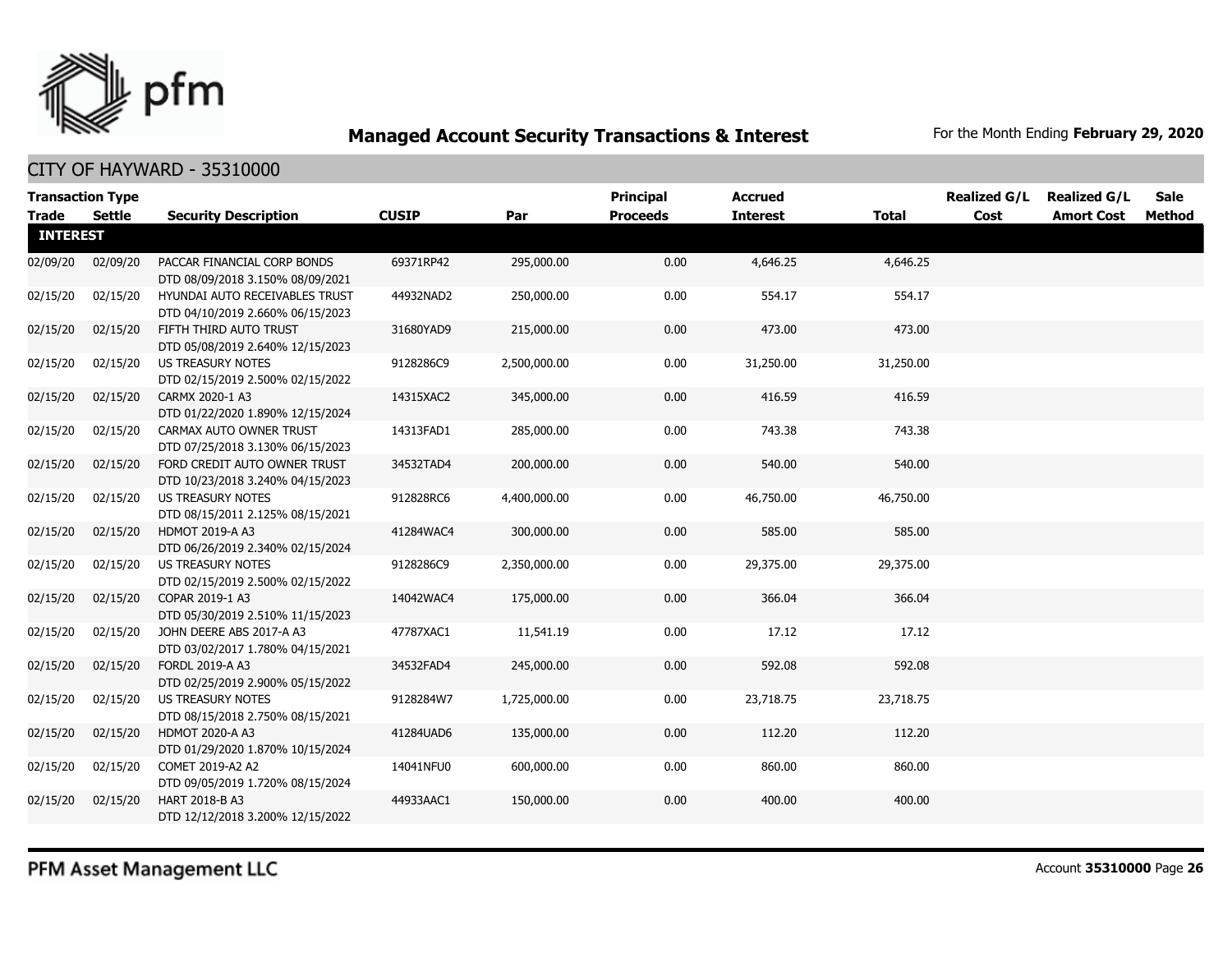## Managed Account Security Transactions & Interest

For the Month Ending **February 29, 2020**

CITY OF HAYWARD - 35310000

| Transaction Type Trade | Settle | Security Description | CUSIP | Par | Principal Proceeds | Accrued Interest | Total | Realized G/L Cost | Realized G/L Amort Cost | Sale Method |
|---|---|---|---|---|---|---|---|---|---|---|
| **INTEREST** | | | | | | | | | | |
| 02/09/20 | 02/09/20 | PACCAR FINANCIAL CORP BONDS DTD 08/09/2018 3.150% 08/09/2021 | 69371RP42 | 295,000.00 | 0.00 | 4,646.25 | 4,646.25 | | | |
| 02/15/20 | 02/15/20 | HYUNDAI AUTO RECEIVABLES TRUST DTD 04/10/2019 2.660% 06/15/2023 | 44932NAD2 | 250,000.00 | 0.00 | 554.17 | 554.17 | | | |
| 02/15/20 | 02/15/20 | FIFTH THIRD AUTO TRUST DTD 05/08/2019 2.640% 12/15/2023 | 31680YAD9 | 215,000.00 | 0.00 | 473.00 | 473.00 | | | |
| 02/15/20 | 02/15/20 | US TREASURY NOTES DTD 02/15/2019 2.500% 02/15/2022 | 9128286C9 | 2,500,000.00 | 0.00 | 31,250.00 | 31,250.00 | | | |
| 02/15/20 | 02/15/20 | CARMX 2020-1 A3 DTD 01/22/2020 1.890% 12/15/2024 | 14315XAC2 | 345,000.00 | 0.00 | 416.59 | 416.59 | | | |
| 02/15/20 | 02/15/20 | CARMAX AUTO OWNER TRUST DTD 07/25/2018 3.130% 06/15/2023 | 14313FAD1 | 285,000.00 | 0.00 | 743.38 | 743.38 | | | |
| 02/15/20 | 02/15/20 | FORD CREDIT AUTO OWNER TRUST DTD 10/23/2018 3.240% 04/15/2023 | 34532TAD4 | 200,000.00 | 0.00 | 540.00 | 540.00 | | | |
| 02/15/20 | 02/15/20 | US TREASURY NOTES DTD 08/15/2011 2.125% 08/15/2021 | 912828RC6 | 4,400,000.00 | 0.00 | 46,750.00 | 46,750.00 | | | |
| 02/15/20 | 02/15/20 | HDMOT 2019-A A3 DTD 06/26/2019 2.340% 02/15/2024 | 41284WAC4 | 300,000.00 | 0.00 | 585.00 | 585.00 | | | |
| 02/15/20 | 02/15/20 | US TREASURY NOTES DTD 02/15/2019 2.500% 02/15/2022 | 9128286C9 | 2,350,000.00 | 0.00 | 29,375.00 | 29,375.00 | | | |
| 02/15/20 | 02/15/20 | COPAR 2019-1 A3 DTD 05/30/2019 2.510% 11/15/2023 | 14042WAC4 | 175,000.00 | 0.00 | 366.04 | 366.04 | | | |
| 02/15/20 | 02/15/20 | JOHN DEERE ABS 2017-A A3 DTD 03/02/2017 1.780% 04/15/2021 | 47787XAC1 | 11,541.19 | 0.00 | 17.12 | 17.12 | | | |
| 02/15/20 | 02/15/20 | FORDL 2019-A A3 DTD 02/25/2019 2.900% 05/15/2022 | 34532FAD4 | 245,000.00 | 0.00 | 592.08 | 592.08 | | | |
| 02/15/20 | 02/15/20 | US TREASURY NOTES DTD 08/15/2018 2.750% 08/15/2021 | 9128284W7 | 1,725,000.00 | 0.00 | 23,718.75 | 23,718.75 | | | |
| 02/15/20 | 02/15/20 | HDMOT 2020-A A3 DTD 01/29/2020 1.870% 10/15/2024 | 41284UAD6 | 135,000.00 | 0.00 | 112.20 | 112.20 | | | |
| 02/15/20 | 02/15/20 | COMET 2019-A2 A2 DTD 09/05/2019 1.720% 08/15/2024 | 14041NFU0 | 600,000.00 | 0.00 | 860.00 | 860.00 | | | |
| 02/15/20 | 02/15/20 | HART 2018-B A3 DTD 12/12/2018 3.200% 12/15/2022 | 44933AAC1 | 150,000.00 | 0.00 | 400.00 | 400.00 | | | |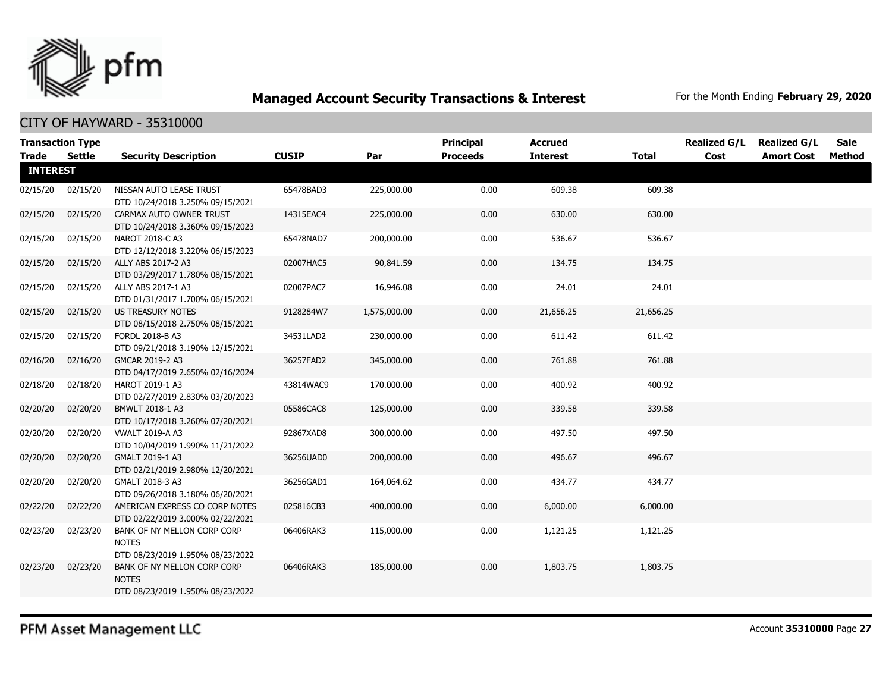## Managed Account Security Transactions & Interest

For the Month Ending **February 29, 2020**

### CITY OF HAYWARD - 35310000

| Transaction Type | | | | | Principal | Accrued | | Realized G/L | Realized G/L | Sale |
|---|---|---|---|---|---|---|---|---|---|---|
| **Trade** | **Settle** | **Security Description** | **CUSIP** | **Par** | **Proceeds** | **Interest** | **Total** | **Cost** | **Amort Cost** | **Method** |
| **INTEREST** | | | | | | | | | | |
| 02/15/20 | 02/15/20 | NISSAN AUTO LEASE TRUST DTD 10/24/2018 3.250% 09/15/2021 | 65478BAD3 | 225,000.00 | 0.00 | 609.38 | 609.38 | | | |
| 02/15/20 | 02/15/20 | CARMAX AUTO OWNER TRUST DTD 10/24/2018 3.360% 09/15/2023 | 14315EAC4 | 225,000.00 | 0.00 | 630.00 | 630.00 | | | |
| 02/15/20 | 02/15/20 | NAROT 2018-C A3 DTD 12/12/2018 3.220% 06/15/2023 | 65478NAD7 | 200,000.00 | 0.00 | 536.67 | 536.67 | | | |
| 02/15/20 | 02/15/20 | ALLY ABS 2017-2 A3 DTD 03/29/2017 1.780% 08/15/2021 | 02007HAC5 | 90,841.59 | 0.00 | 134.75 | 134.75 | | | |
| 02/15/20 | 02/15/20 | ALLY ABS 2017-1 A3 DTD 01/31/2017 1.700% 06/15/2021 | 02007PAC7 | 16,946.08 | 0.00 | 24.01 | 24.01 | | | |
| 02/15/20 | 02/15/20 | US TREASURY NOTES DTD 08/15/2018 2.750% 08/15/2021 | 9128284W7 | 1,575,000.00 | 0.00 | 21,656.25 | 21,656.25 | | | |
| 02/15/20 | 02/15/20 | FORDL 2018-B A3 DTD 09/21/2018 3.190% 12/15/2021 | 34531LAD2 | 230,000.00 | 0.00 | 611.42 | 611.42 | | | |
| 02/16/20 | 02/16/20 | GMCAR 2019-2 A3 DTD 04/17/2019 2.650% 02/16/2024 | 36257FAD2 | 345,000.00 | 0.00 | 761.88 | 761.88 | | | |
| 02/18/20 | 02/18/20 | HAROT 2019-1 A3 DTD 02/27/2019 2.830% 03/20/2023 | 43814WAC9 | 170,000.00 | 0.00 | 400.92 | 400.92 | | | |
| 02/20/20 | 02/20/20 | BMWLT 2018-1 A3 DTD 10/17/2018 3.260% 07/20/2021 | 05586CAC8 | 125,000.00 | 0.00 | 339.58 | 339.58 | | | |
| 02/20/20 | 02/20/20 | VWALT 2019-A A3 DTD 10/04/2019 1.990% 11/21/2022 | 92867XAD8 | 300,000.00 | 0.00 | 497.50 | 497.50 | | | |
| 02/20/20 | 02/20/20 | GMALT 2019-1 A3 DTD 02/21/2019 2.980% 12/20/2021 | 36256UAD0 | 200,000.00 | 0.00 | 496.67 | 496.67 | | | |
| 02/20/20 | 02/20/20 | GMALT 2018-3 A3 DTD 09/26/2018 3.180% 06/20/2021 | 36256GAD1 | 164,064.62 | 0.00 | 434.77 | 434.77 | | | |
| 02/22/20 | 02/22/20 | AMERICAN EXPRESS CO CORP NOTES DTD 02/22/2019 3.000% 02/22/2021 | 025816CB3 | 400,000.00 | 0.00 | 6,000.00 | 6,000.00 | | | |
| 02/23/20 | 02/23/20 | BANK OF NY MELLON CORP CORP NOTES DTD 08/23/2019 1.950% 08/23/2022 | 06406RAK3 | 115,000.00 | 0.00 | 1,121.25 | 1,121.25 | | | |
| 02/23/20 | 02/23/20 | BANK OF NY MELLON CORP CORP NOTES DTD 08/23/2019 1.950% 08/23/2022 | 06406RAK3 | 185,000.00 | 0.00 | 1,803.75 | 1,803.75 | | | |

PFM Asset Management LLC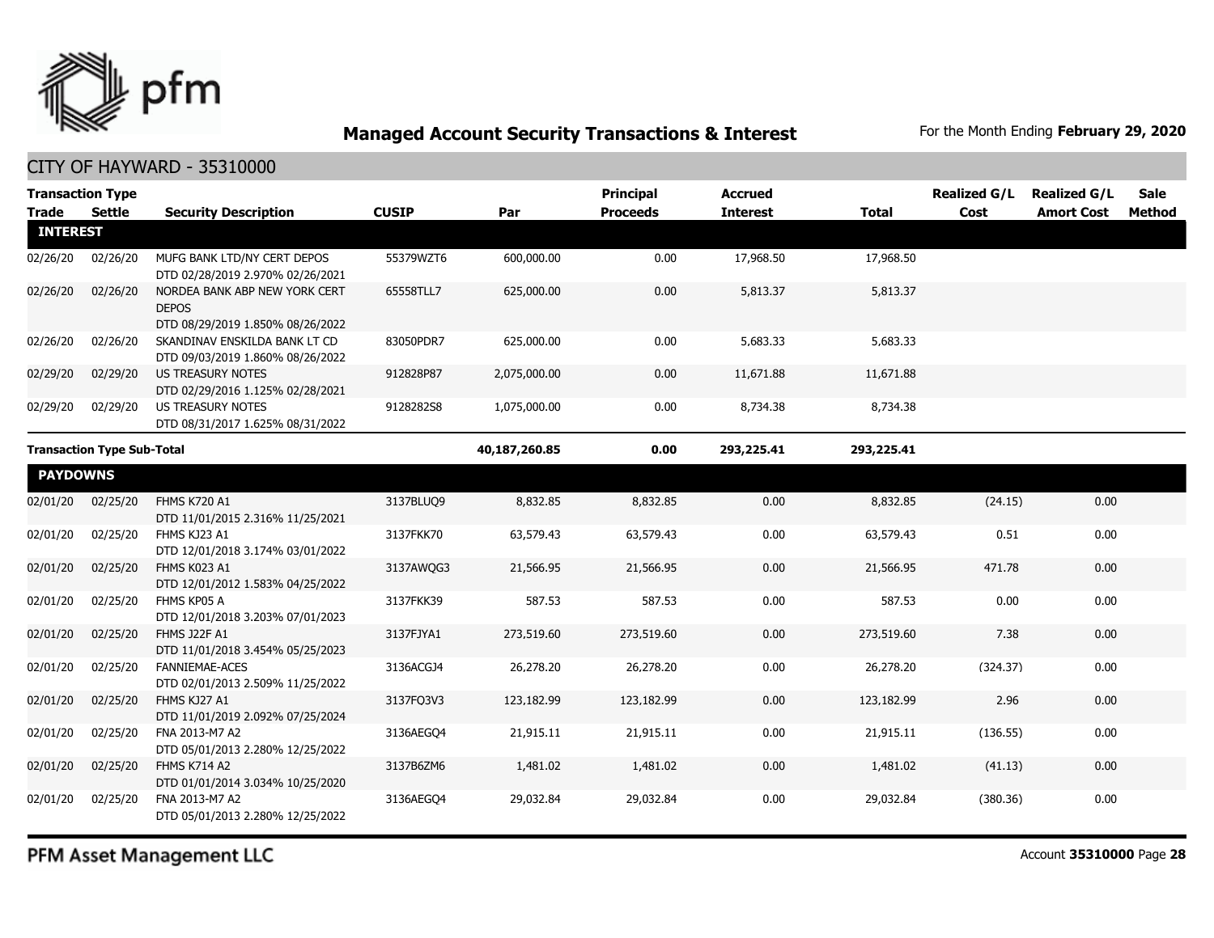## Managed Account Security Transactions & Interest

For the Month Ending **February 29, 2020**

CITY OF HAYWARD - 35310000

| Transaction Type Trade | Settle | Security Description | CUSIP | Par | Principal Proceeds | Accrued Interest | Total | Realized G/L Cost | Realized G/L Amort Cost | Sale Method |
|---|---|---|---|---|---|---|---|---|---|---|
| **INTEREST** | | | | | | | | | | |
| 02/26/20 | 02/26/20 | MUFG BANK LTD/NY CERT DEPOS DTD 02/28/2019 2.970% 02/26/2021 | 55379WZT6 | 600,000.00 | 0.00 | 17,968.50 | 17,968.50 | | | |
| 02/26/20 | 02/26/20 | NORDEA BANK ABP NEW YORK CERT DEPOS DTD 08/29/2019 1.850% 08/26/2022 | 65558TLL7 | 625,000.00 | 0.00 | 5,813.37 | 5,813.37 | | | |
| 02/26/20 | 02/26/20 | SKANDINAV ENSKILDA BANK LT CD DTD 09/03/2019 1.860% 08/26/2022 | 83050PDR7 | 625,000.00 | 0.00 | 5,683.33 | 5,683.33 | | | |
| 02/29/20 | 02/29/20 | US TREASURY NOTES DTD 02/29/2016 1.125% 02/28/2021 | 912828P87 | 2,075,000.00 | 0.00 | 11,671.88 | 11,671.88 | | | |
| 02/29/20 | 02/29/20 | US TREASURY NOTES DTD 08/31/2017 1.625% 08/31/2022 | 9128282S8 | 1,075,000.00 | 0.00 | 8,734.38 | 8,734.38 | | | |
| **Transaction Type Sub-Total** | | | | **40,187,260.85** | **0.00** | **293,225.41** | **293,225.41** | | | |
| **PAYDOWNS** | | | | | | | | | | |
| 02/01/20 | 02/25/20 | FHMS K720 A1 DTD 11/01/2015 2.316% 11/25/2021 | 3137BLUQ9 | 8,832.85 | 8,832.85 | 0.00 | 8,832.85 | (24.15) | 0.00 | |
| 02/01/20 | 02/25/20 | FHMS KJ23 A1 DTD 12/01/2018 3.174% 03/01/2022 | 3137FKK70 | 63,579.43 | 63,579.43 | 0.00 | 63,579.43 | 0.51 | 0.00 | |
| 02/01/20 | 02/25/20 | FHMS K023 A1 DTD 12/01/2012 1.583% 04/25/2022 | 3137AWQG3 | 21,566.95 | 21,566.95 | 0.00 | 21,566.95 | 471.78 | 0.00 | |
| 02/01/20 | 02/25/20 | FHMS KP05 A DTD 12/01/2018 3.203% 07/01/2023 | 3137FKK39 | 587.53 | 587.53 | 0.00 | 587.53 | 0.00 | 0.00 | |
| 02/01/20 | 02/25/20 | FHMS J22F A1 DTD 11/01/2018 3.454% 05/25/2023 | 3137FJYA1 | 273,519.60 | 273,519.60 | 0.00 | 273,519.60 | 7.38 | 0.00 | |
| 02/01/20 | 02/25/20 | FANNIEMAE-ACES DTD 02/01/2013 2.509% 11/25/2022 | 3136ACGJ4 | 26,278.20 | 26,278.20 | 0.00 | 26,278.20 | (324.37) | 0.00 | |
| 02/01/20 | 02/25/20 | FHMS KJ27 A1 DTD 11/01/2019 2.092% 07/25/2024 | 3137FQ3V3 | 123,182.99 | 123,182.99 | 0.00 | 123,182.99 | 2.96 | 0.00 | |
| 02/01/20 | 02/25/20 | FNA 2013-M7 A2 DTD 05/01/2013 2.280% 12/25/2022 | 3136AEGQ4 | 21,915.11 | 21,915.11 | 0.00 | 21,915.11 | (136.55) | 0.00 | |
| 02/01/20 | 02/25/20 | FHMS K714 A2 DTD 01/01/2014 3.034% 10/25/2020 | 3137B6ZM6 | 1,481.02 | 1,481.02 | 0.00 | 1,481.02 | (41.13) | 0.00 | |
| 02/01/20 | 02/25/20 | FNA 2013-M7 A2 DTD 05/01/2013 2.280% 12/25/2022 | 3136AEGQ4 | 29,032.84 | 29,032.84 | 0.00 | 29,032.84 | (380.36) | 0.00 | |

PFM Asset Management LLC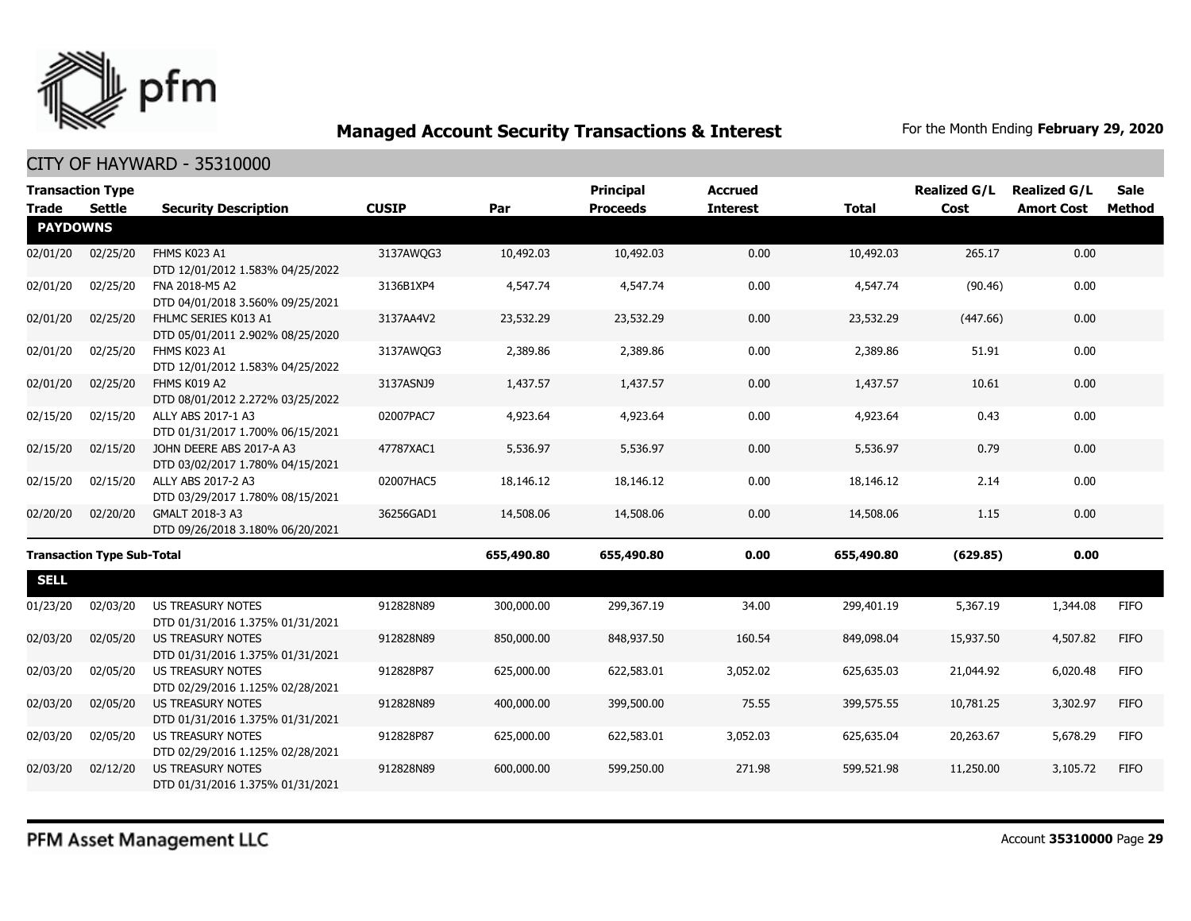# Managed Account Security Transactions & Interest

For the Month Ending **February 29, 2020**

## CITY OF HAYWARD - 35310000

| Transaction Type Trade | Settle | Security Description | CUSIP | Par | Principal Proceeds | Accrued Interest | Total | Realized G/L Cost | Realized G/L Amort Cost | Sale Method |
|---|---|---|---|---|---|---|---|---|---|---|
| **PAYDOWNS** | | | | | | | | | | |
| 02/01/20 | 02/25/20 | FHMS K023 A1 DTD 12/01/2012 1.583% 04/25/2022 | 3137AWQG3 | 10,492.03 | 10,492.03 | 0.00 | 10,492.03 | 265.17 | 0.00 | |
| 02/01/20 | 02/25/20 | FNA 2018-M5 A2 DTD 04/01/2018 3.560% 09/25/2021 | 3136B1XP4 | 4,547.74 | 4,547.74 | 0.00 | 4,547.74 | (90.46) | 0.00 | |
| 02/01/20 | 02/25/20 | FHLMC SERIES K013 A1 DTD 05/01/2011 2.902% 08/25/2020 | 3137AA4V2 | 23,532.29 | 23,532.29 | 0.00 | 23,532.29 | (447.66) | 0.00 | |
| 02/01/20 | 02/25/20 | FHMS K023 A1 DTD 12/01/2012 1.583% 04/25/2022 | 3137AWQG3 | 2,389.86 | 2,389.86 | 0.00 | 2,389.86 | 51.91 | 0.00 | |
| 02/01/20 | 02/25/20 | FHMS K019 A2 DTD 08/01/2012 2.272% 03/25/2022 | 3137ASNJ9 | 1,437.57 | 1,437.57 | 0.00 | 1,437.57 | 10.61 | 0.00 | |
| 02/15/20 | 02/15/20 | ALLY ABS 2017-1 A3 DTD 01/31/2017 1.700% 06/15/2021 | 02007PAC7 | 4,923.64 | 4,923.64 | 0.00 | 4,923.64 | 0.43 | 0.00 | |
| 02/15/20 | 02/15/20 | JOHN DEERE ABS 2017-A A3 DTD 03/02/2017 1.780% 04/15/2021 | 47787XAC1 | 5,536.97 | 5,536.97 | 0.00 | 5,536.97 | 0.79 | 0.00 | |
| 02/15/20 | 02/15/20 | ALLY ABS 2017-2 A3 DTD 03/29/2017 1.780% 08/15/2021 | 02007HAC5 | 18,146.12 | 18,146.12 | 0.00 | 18,146.12 | 2.14 | 0.00 | |
| 02/20/20 | 02/20/20 | GMALT 2018-3 A3 DTD 09/26/2018 3.180% 06/20/2021 | 36256GAD1 | 14,508.06 | 14,508.06 | 0.00 | 14,508.06 | 1.15 | 0.00 | |
| **Transaction Type Sub-Total** | | | | **655,490.80** | **655,490.80** | **0.00** | **655,490.80** | **(629.85)** | **0.00** | |
| **SELL** | | | | | | | | | | |
| 01/23/20 | 02/03/20 | US TREASURY NOTES DTD 01/31/2016 1.375% 01/31/2021 | 912828N89 | 300,000.00 | 299,367.19 | 34.00 | 299,401.19 | 5,367.19 | 1,344.08 | FIFO |
| 02/03/20 | 02/05/20 | US TREASURY NOTES DTD 01/31/2016 1.375% 01/31/2021 | 912828N89 | 850,000.00 | 848,937.50 | 160.54 | 849,098.04 | 15,937.50 | 4,507.82 | FIFO |
| 02/03/20 | 02/05/20 | US TREASURY NOTES DTD 02/29/2016 1.125% 02/28/2021 | 912828P87 | 625,000.00 | 622,583.01 | 3,052.02 | 625,635.03 | 21,044.92 | 6,020.48 | FIFO |
| 02/03/20 | 02/05/20 | US TREASURY NOTES DTD 01/31/2016 1.375% 01/31/2021 | 912828N89 | 400,000.00 | 399,500.00 | 75.55 | 399,575.55 | 10,781.25 | 3,302.97 | FIFO |
| 02/03/20 | 02/05/20 | US TREASURY NOTES DTD 02/29/2016 1.125% 02/28/2021 | 912828P87 | 625,000.00 | 622,583.01 | 3,052.03 | 625,635.04 | 20,263.67 | 5,678.29 | FIFO |
| 02/03/20 | 02/12/20 | US TREASURY NOTES DTD 01/31/2016 1.375% 01/31/2021 | 912828N89 | 600,000.00 | 599,250.00 | 271.98 | 599,521.98 | 11,250.00 | 3,105.72 | FIFO |

PFM Asset Management LLC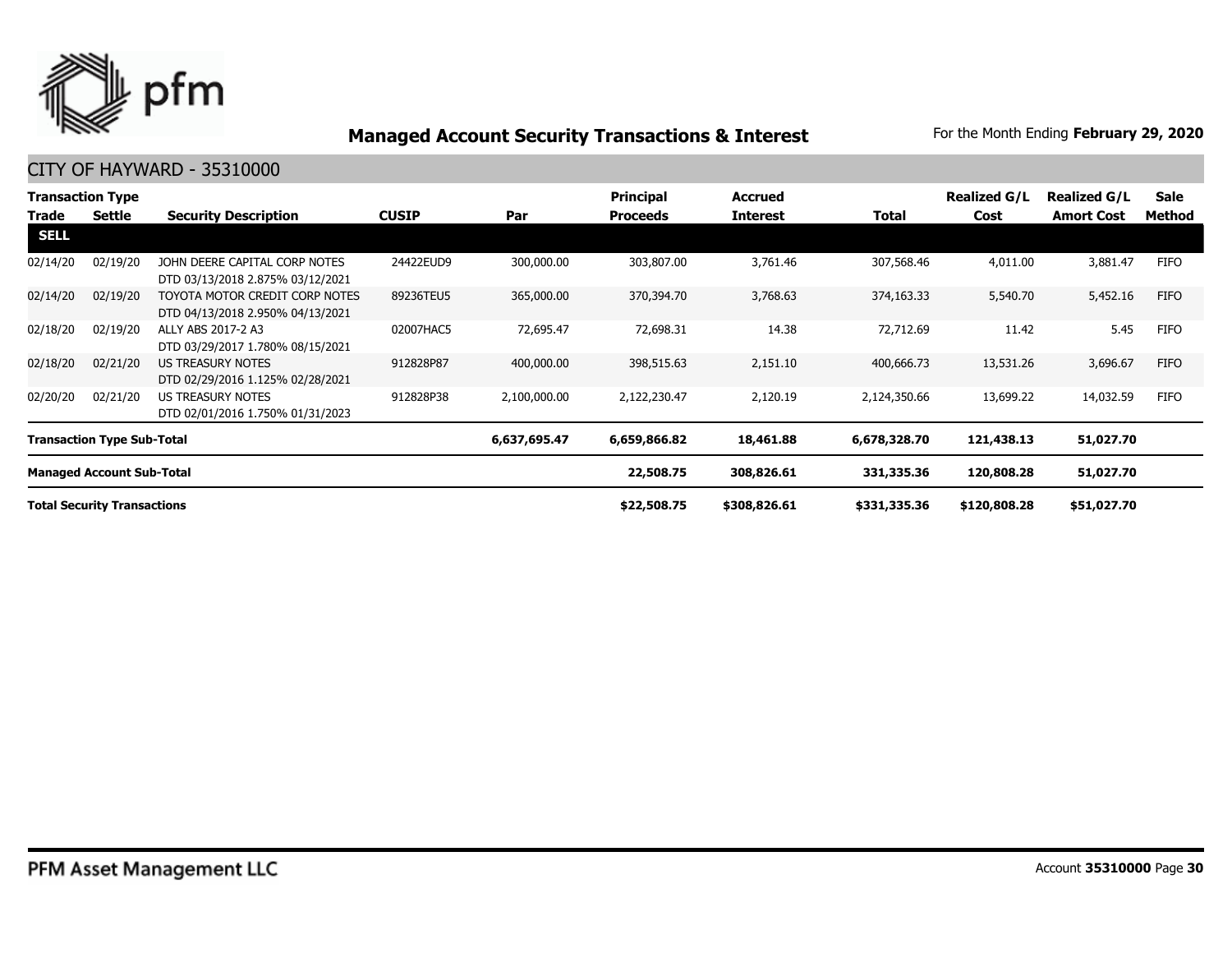## Managed Account Security Transactions & Interest

For the Month Ending **February 29, 2020**

### CITY OF HAYWARD - 35310000

| Transaction Type Trade | Settle | Security Description | CUSIP | Par | Principal Proceeds | Accrued Interest | Total | Realized G/L Cost | Realized G/L Amort Cost | Sale Method |
|---|---|---|---|---|---|---|---|---|---|---|
| **SELL** | | | | | | | | | | |
| 02/14/20 | 02/19/20 | JOHN DEERE CAPITAL CORP NOTES DTD 03/13/2018 2.875% 03/12/2021 | 24422EUD9 | 300,000.00 | 303,807.00 | 3,761.46 | 307,568.46 | 4,011.00 | 3,881.47 | FIFO |
| 02/14/20 | 02/19/20 | TOYOTA MOTOR CREDIT CORP NOTES DTD 04/13/2018 2.950% 04/13/2021 | 89236TEU5 | 365,000.00 | 370,394.70 | 3,768.63 | 374,163.33 | 5,540.70 | 5,452.16 | FIFO |
| 02/18/20 | 02/19/20 | ALLY ABS 2017-2 A3 DTD 03/29/2017 1.780% 08/15/2021 | 02007HAC5 | 72,695.47 | 72,698.31 | 14.38 | 72,712.69 | 11.42 | 5.45 | FIFO |
| 02/18/20 | 02/21/20 | US TREASURY NOTES DTD 02/29/2016 1.125% 02/28/2021 | 912828P87 | 400,000.00 | 398,515.63 | 2,151.10 | 400,666.73 | 13,531.26 | 3,696.67 | FIFO |
| 02/20/20 | 02/21/20 | US TREASURY NOTES DTD 02/01/2016 1.750% 01/31/2023 | 912828P38 | 2,100,000.00 | 2,122,230.47 | 2,120.19 | 2,124,350.66 | 13,699.22 | 14,032.59 | FIFO |
| **Transaction Type Sub-Total** | | | | **6,637,695.47** | **6,659,866.82** | **18,461.88** | **6,678,328.70** | **121,438.13** | **51,027.70** | |
| **Managed Account Sub-Total** | | | | | **22,508.75** | **308,826.61** | **331,335.36** | **120,808.28** | **51,027.70** | |
| **Total Security Transactions** | | | | | **$22,508.75** | **$308,826.61** | **$331,335.36** | **$120,808.28** | **$51,027.70** | |

PFM Asset Management LLC

Account **35310000**